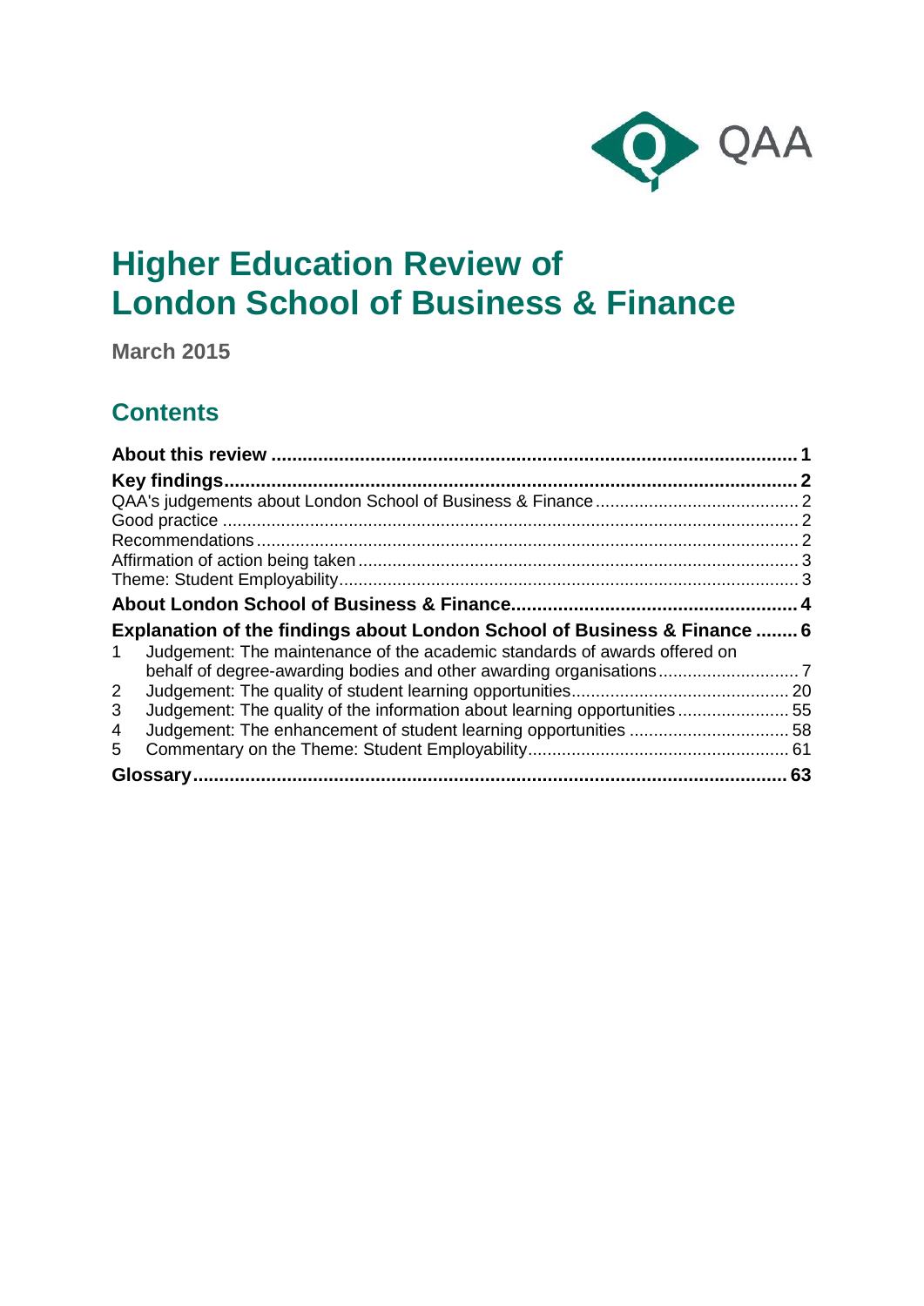# Higher Education Review of London School of Business & Finance

**March 2015**

## Contents

**About this review** ..................................................................................................... **1**

**Key findings** ............................................................................................................... **2**

QAA's judgements about London School of Business & Finance .......................................... 2

Good practice ...................................................................................................................... 2

Recommendations ............................................................................................................... 2

Affirmation of action being taken .......................................................................................... 3

Theme: Student Employability .............................................................................................. 3

**About London School of Business & Finance** ...................................................... **4**

**Explanation of the findings about London School of Business & Finance** ........ **6**

1 Judgement: The maintenance of the academic standards of awards offered on behalf of degree-awarding bodies and other awarding organisations ............................. 7

2 Judgement: The quality of student learning opportunities ............................................. 20

3 Judgement: The quality of the information about learning opportunities ....................... 55

4 Judgement: The enhancement of student learning opportunities ................................. 58

5 Commentary on the Theme: Student Employability ...................................................... 61

**Glossary** ................................................................................................................... **63**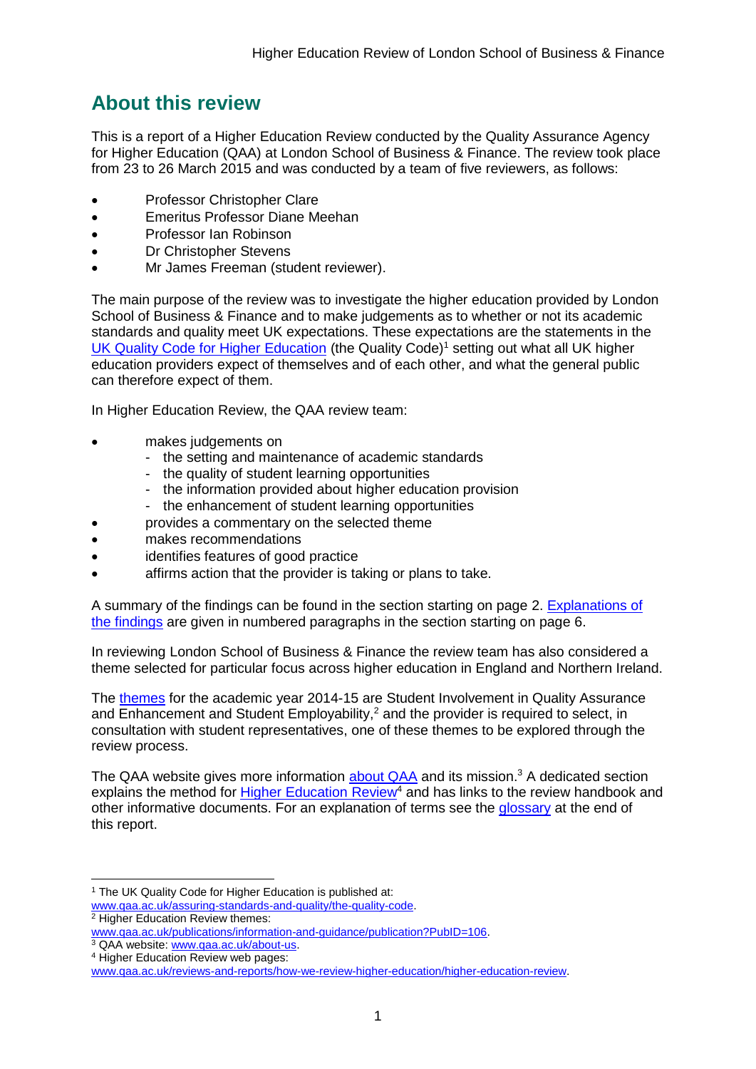## About this review

This is a report of a Higher Education Review conducted by the Quality Assurance Agency for Higher Education (QAA) at London School of Business & Finance. The review took place from 23 to 26 March 2015 and was conducted by a team of five reviewers, as follows:

- Professor Christopher Clare
- Emeritus Professor Diane Meehan
- Professor Ian Robinson
- Dr Christopher Stevens
- Mr James Freeman (student reviewer).

The main purpose of the review was to investigate the higher education provided by London School of Business & Finance and to make judgements as to whether or not its academic standards and quality meet UK expectations. These expectations are the statements in the UK Quality Code for Higher Education (the Quality Code)[1] setting out what all UK higher education providers expect of themselves and of each other, and what the general public can therefore expect of them.

In Higher Education Review, the QAA review team:

- makes judgements on
  - the setting and maintenance of academic standards
  - the quality of student learning opportunities
  - the information provided about higher education provision
  - the enhancement of student learning opportunities
- provides a commentary on the selected theme
- makes recommendations
- identifies features of good practice
- affirms action that the provider is taking or plans to take.

A summary of the findings can be found in the section starting on page 2. Explanations of the findings are given in numbered paragraphs in the section starting on page 6.

In reviewing London School of Business & Finance the review team has also considered a theme selected for particular focus across higher education in England and Northern Ireland.

The themes for the academic year 2014-15 are Student Involvement in Quality Assurance and Enhancement and Student Employability,[2] and the provider is required to select, in consultation with student representatives, one of these themes to be explored through the review process.

The QAA website gives more information about QAA and its mission.[3] A dedicated section explains the method for Higher Education Review[4] and has links to the review handbook and other informative documents. For an explanation of terms see the glossary at the end of this report.

---

[1] The UK Quality Code for Higher Education is published at: www.qaa.ac.uk/assuring-standards-and-quality/the-quality-code.

[2] Higher Education Review themes: www.qaa.ac.uk/publications/information-and-guidance/publication?PubID=106.

[3] QAA website: www.qaa.ac.uk/about-us.

[4] Higher Education Review web pages: www.qaa.ac.uk/reviews-and-reports/how-we-review-higher-education/higher-education-review.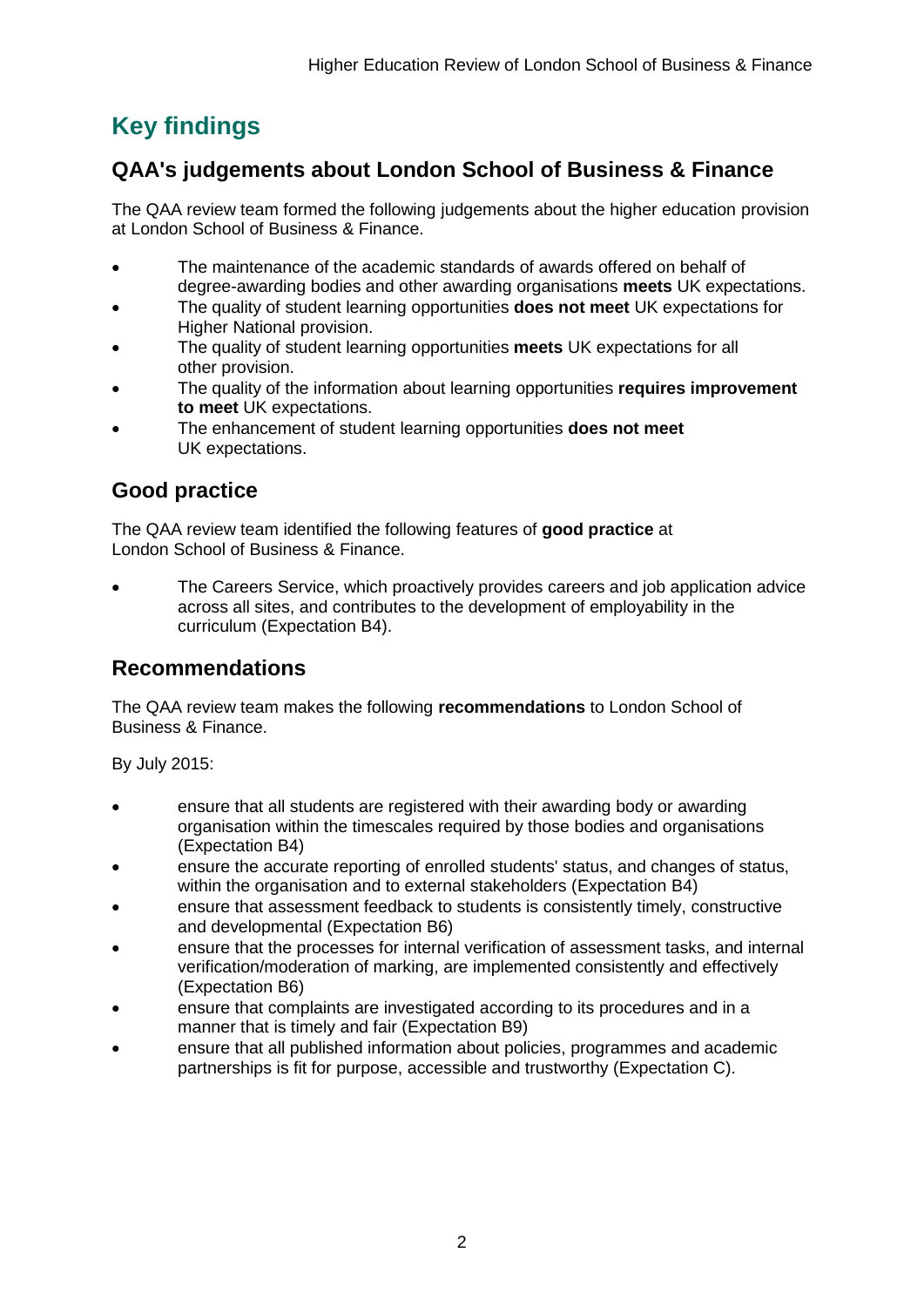# Key findings

## QAA's judgements about London School of Business & Finance

The QAA review team formed the following judgements about the higher education provision at London School of Business & Finance.

- The maintenance of the academic standards of awards offered on behalf of degree-awarding bodies and other awarding organisations **meets** UK expectations.
- The quality of student learning opportunities **does not meet** UK expectations for Higher National provision.
- The quality of student learning opportunities **meets** UK expectations for all other provision.
- The quality of the information about learning opportunities **requires improvement to meet** UK expectations.
- The enhancement of student learning opportunities **does not meet** UK expectations.

## Good practice

The QAA review team identified the following features of **good practice** at London School of Business & Finance.

- The Careers Service, which proactively provides careers and job application advice across all sites, and contributes to the development of employability in the curriculum (Expectation B4).

## Recommendations

The QAA review team makes the following **recommendations** to London School of Business & Finance.

By July 2015:

- ensure that all students are registered with their awarding body or awarding organisation within the timescales required by those bodies and organisations (Expectation B4)
- ensure the accurate reporting of enrolled students' status, and changes of status, within the organisation and to external stakeholders (Expectation B4)
- ensure that assessment feedback to students is consistently timely, constructive and developmental (Expectation B6)
- ensure that the processes for internal verification of assessment tasks, and internal verification/moderation of marking, are implemented consistently and effectively (Expectation B6)
- ensure that complaints are investigated according to its procedures and in a manner that is timely and fair (Expectation B9)
- ensure that all published information about policies, programmes and academic partnerships is fit for purpose, accessible and trustworthy (Expectation C).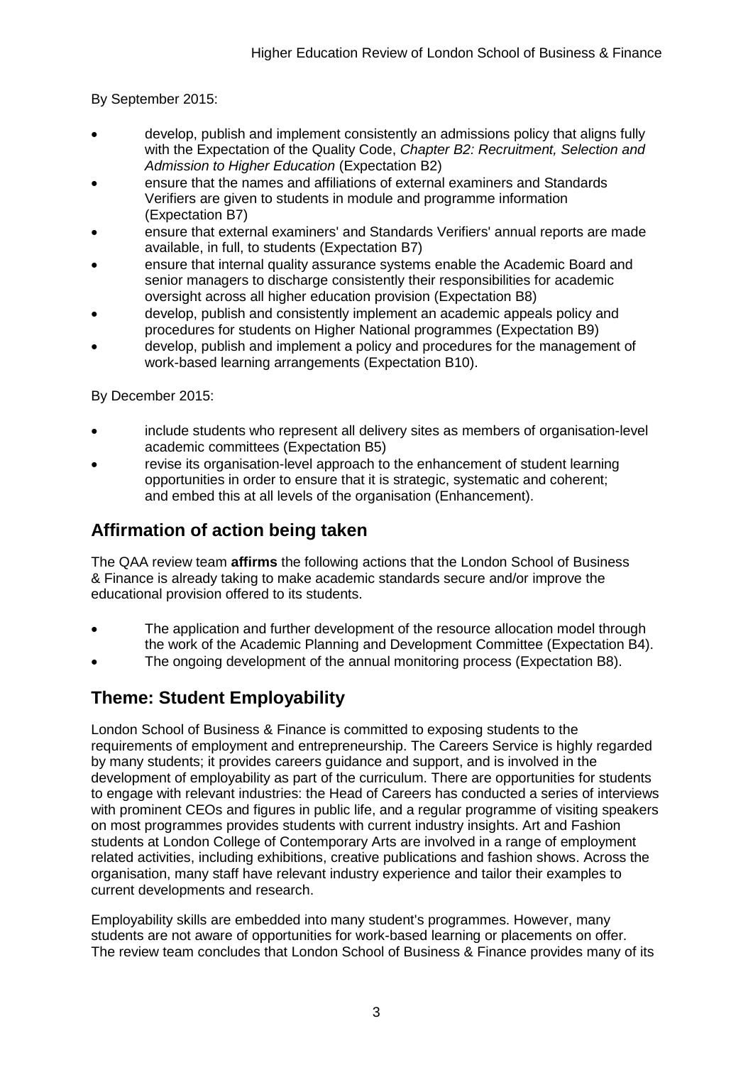By September 2015:

- develop, publish and implement consistently an admissions policy that aligns fully with the Expectation of the Quality Code, *Chapter B2: Recruitment, Selection and Admission to Higher Education* (Expectation B2)
- ensure that the names and affiliations of external examiners and Standards Verifiers are given to students in module and programme information (Expectation B7)
- ensure that external examiners' and Standards Verifiers' annual reports are made available, in full, to students (Expectation B7)
- ensure that internal quality assurance systems enable the Academic Board and senior managers to discharge consistently their responsibilities for academic oversight across all higher education provision (Expectation B8)
- develop, publish and consistently implement an academic appeals policy and procedures for students on Higher National programmes (Expectation B9)
- develop, publish and implement a policy and procedures for the management of work-based learning arrangements (Expectation B10).

By December 2015:

- include students who represent all delivery sites as members of organisation-level academic committees (Expectation B5)
- revise its organisation-level approach to the enhancement of student learning opportunities in order to ensure that it is strategic, systematic and coherent; and embed this at all levels of the organisation (Enhancement).

## Affirmation of action being taken

The QAA review team **affirms** the following actions that the London School of Business & Finance is already taking to make academic standards secure and/or improve the educational provision offered to its students.

- The application and further development of the resource allocation model through the work of the Academic Planning and Development Committee (Expectation B4).
- The ongoing development of the annual monitoring process (Expectation B8).

## Theme: Student Employability

London School of Business & Finance is committed to exposing students to the requirements of employment and entrepreneurship. The Careers Service is highly regarded by many students; it provides careers guidance and support, and is involved in the development of employability as part of the curriculum. There are opportunities for students to engage with relevant industries: the Head of Careers has conducted a series of interviews with prominent CEOs and figures in public life, and a regular programme of visiting speakers on most programmes provides students with current industry insights. Art and Fashion students at London College of Contemporary Arts are involved in a range of employment related activities, including exhibitions, creative publications and fashion shows. Across the organisation, many staff have relevant industry experience and tailor their examples to current developments and research.

Employability skills are embedded into many student's programmes. However, many students are not aware of opportunities for work-based learning or placements on offer. The review team concludes that London School of Business & Finance provides many of its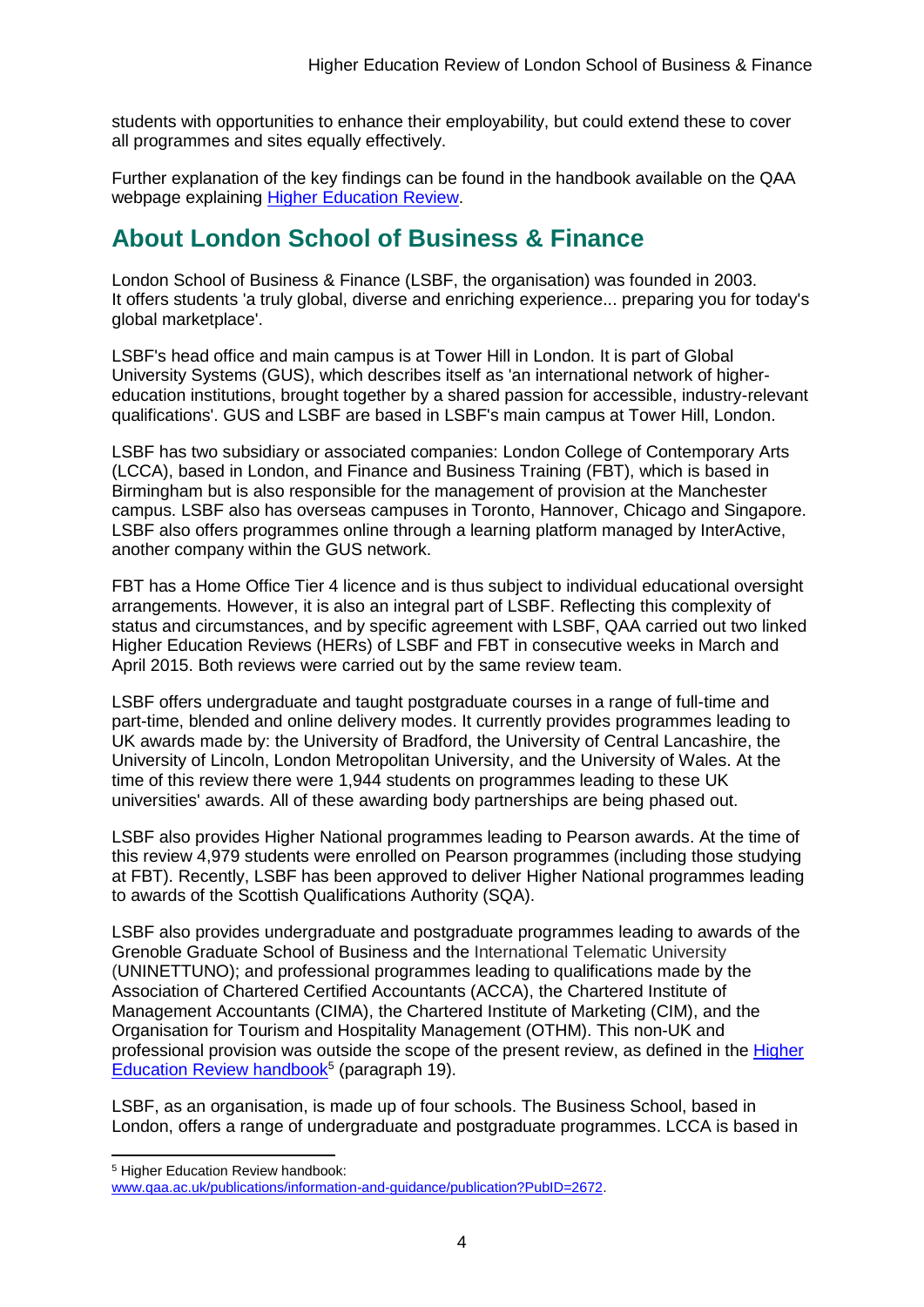students with opportunities to enhance their employability, but could extend these to cover all programmes and sites equally effectively.

Further explanation of the key findings can be found in the handbook available on the QAA webpage explaining Higher Education Review.

## About London School of Business & Finance

London School of Business & Finance (LSBF, the organisation) was founded in 2003. It offers students 'a truly global, diverse and enriching experience... preparing you for today's global marketplace'.

LSBF's head office and main campus is at Tower Hill in London. It is part of Global University Systems (GUS), which describes itself as 'an international network of higher-education institutions, brought together by a shared passion for accessible, industry-relevant qualifications'. GUS and LSBF are based in LSBF's main campus at Tower Hill, London.

LSBF has two subsidiary or associated companies: London College of Contemporary Arts (LCCA), based in London, and Finance and Business Training (FBT), which is based in Birmingham but is also responsible for the management of provision at the Manchester campus. LSBF also has overseas campuses in Toronto, Hannover, Chicago and Singapore. LSBF also offers programmes online through a learning platform managed by InterActive, another company within the GUS network.

FBT has a Home Office Tier 4 licence and is thus subject to individual educational oversight arrangements. However, it is also an integral part of LSBF. Reflecting this complexity of status and circumstances, and by specific agreement with LSBF, QAA carried out two linked Higher Education Reviews (HERs) of LSBF and FBT in consecutive weeks in March and April 2015. Both reviews were carried out by the same review team.

LSBF offers undergraduate and taught postgraduate courses in a range of full-time and part-time, blended and online delivery modes. It currently provides programmes leading to UK awards made by: the University of Bradford, the University of Central Lancashire, the University of Lincoln, London Metropolitan University, and the University of Wales. At the time of this review there were 1,944 students on programmes leading to these UK universities' awards. All of these awarding body partnerships are being phased out.

LSBF also provides Higher National programmes leading to Pearson awards. At the time of this review 4,979 students were enrolled on Pearson programmes (including those studying at FBT). Recently, LSBF has been approved to deliver Higher National programmes leading to awards of the Scottish Qualifications Authority (SQA).

LSBF also provides undergraduate and postgraduate programmes leading to awards of the Grenoble Graduate School of Business and the International Telematic University (UNINETTUNO); and professional programmes leading to qualifications made by the Association of Chartered Certified Accountants (ACCA), the Chartered Institute of Management Accountants (CIMA), the Chartered Institute of Marketing (CIM), and the Organisation for Tourism and Hospitality Management (OTHM). This non-UK and professional provision was outside the scope of the present review, as defined in the Higher Education Review handbook[5] (paragraph 19).

LSBF, as an organisation, is made up of four schools. The Business School, based in London, offers a range of undergraduate and postgraduate programmes. LCCA is based in

[5] Higher Education Review handbook: www.qaa.ac.uk/publications/information-and-guidance/publication?PubID=2672.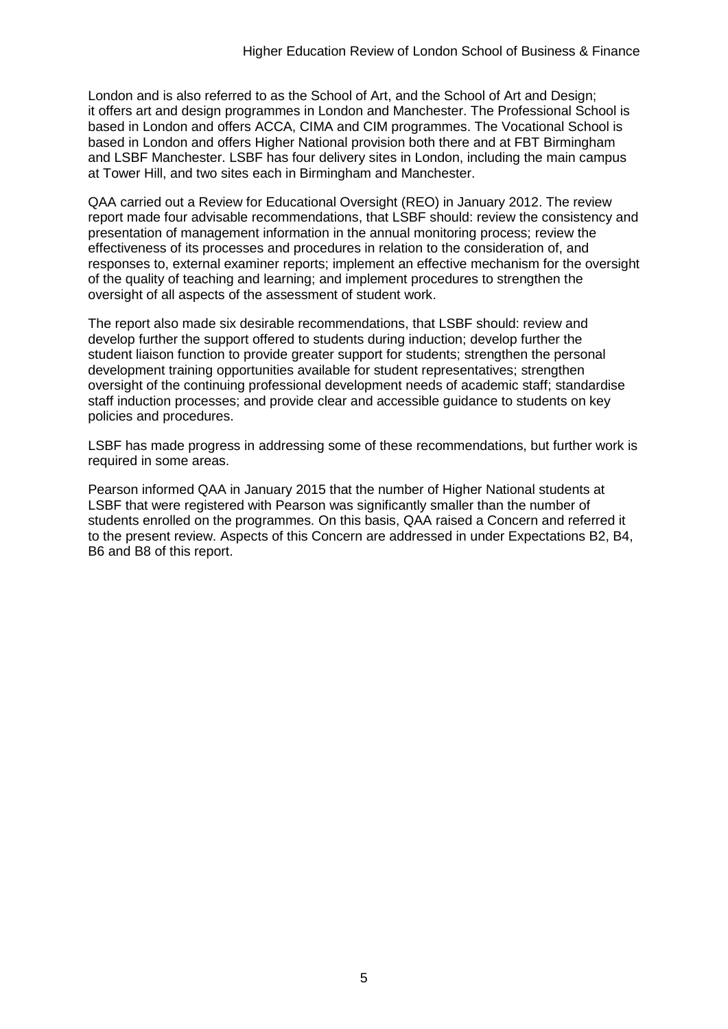London and is also referred to as the School of Art, and the School of Art and Design; it offers art and design programmes in London and Manchester. The Professional School is based in London and offers ACCA, CIMA and CIM programmes. The Vocational School is based in London and offers Higher National provision both there and at FBT Birmingham and LSBF Manchester. LSBF has four delivery sites in London, including the main campus at Tower Hill, and two sites each in Birmingham and Manchester.

QAA carried out a Review for Educational Oversight (REO) in January 2012. The review report made four advisable recommendations, that LSBF should: review the consistency and presentation of management information in the annual monitoring process; review the effectiveness of its processes and procedures in relation to the consideration of, and responses to, external examiner reports; implement an effective mechanism for the oversight of the quality of teaching and learning; and implement procedures to strengthen the oversight of all aspects of the assessment of student work.

The report also made six desirable recommendations, that LSBF should: review and develop further the support offered to students during induction; develop further the student liaison function to provide greater support for students; strengthen the personal development training opportunities available for student representatives; strengthen oversight of the continuing professional development needs of academic staff; standardise staff induction processes; and provide clear and accessible guidance to students on key policies and procedures.

LSBF has made progress in addressing some of these recommendations, but further work is required in some areas.

Pearson informed QAA in January 2015 that the number of Higher National students at LSBF that were registered with Pearson was significantly smaller than the number of students enrolled on the programmes. On this basis, QAA raised a Concern and referred it to the present review. Aspects of this Concern are addressed in under Expectations B2, B4, B6 and B8 of this report.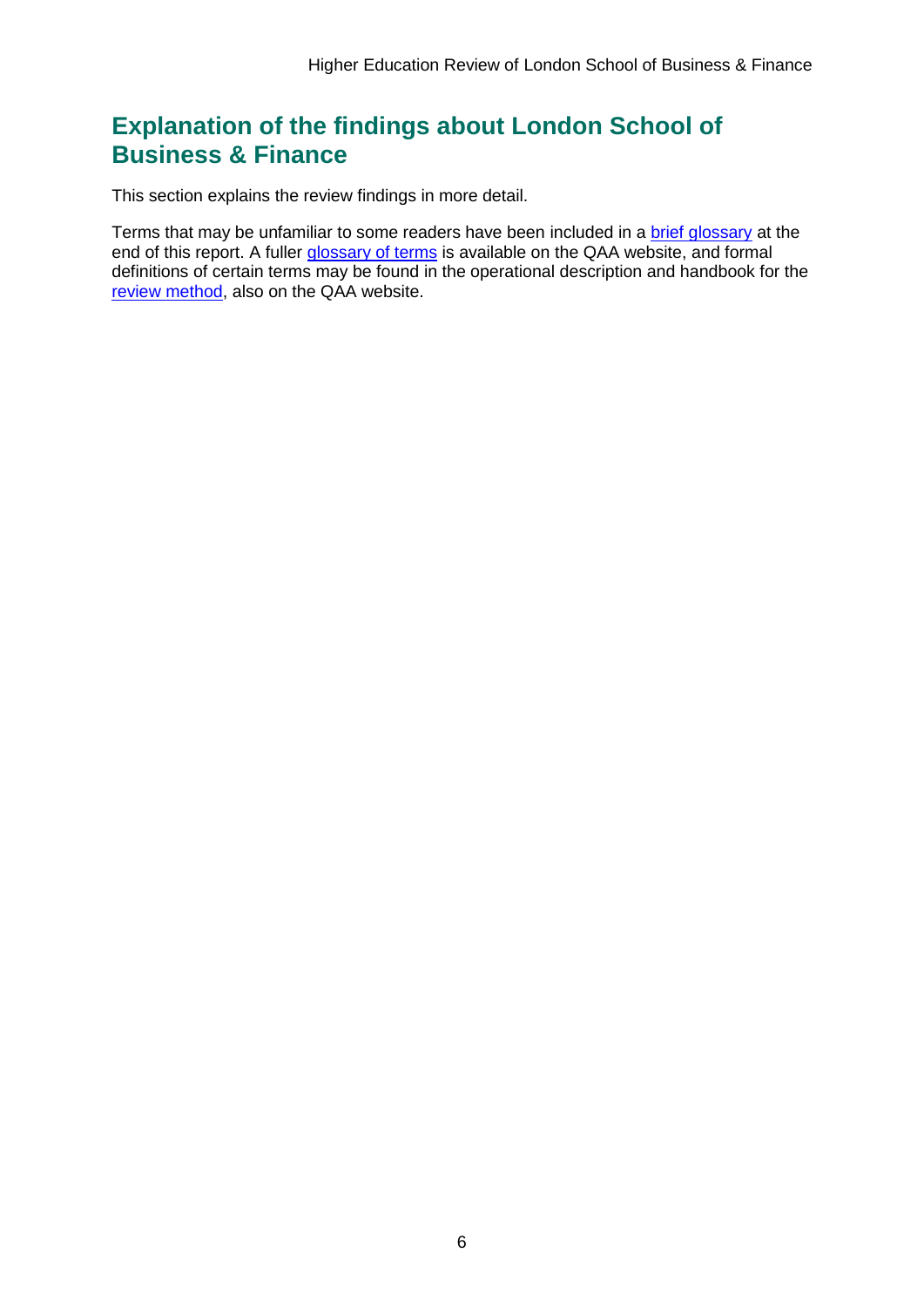## Explanation of the findings about London School of Business & Finance

This section explains the review findings in more detail.

Terms that may be unfamiliar to some readers have been included in a brief glossary at the end of this report. A fuller glossary of terms is available on the QAA website, and formal definitions of certain terms may be found in the operational description and handbook for the review method, also on the QAA website.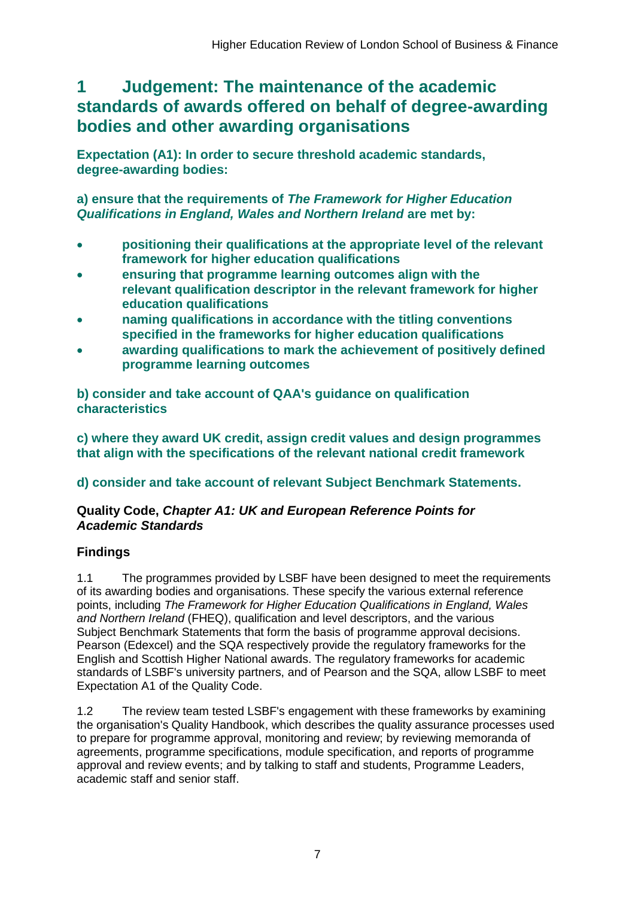# 1 Judgement: The maintenance of the academic standards of awards offered on behalf of degree-awarding bodies and other awarding organisations

**Expectation (A1): In order to secure threshold academic standards, degree-awarding bodies:**

**a) ensure that the requirements of *The Framework for Higher Education Qualifications in England, Wales and Northern Ireland* are met by:**

- **positioning their qualifications at the appropriate level of the relevant framework for higher education qualifications**
- **ensuring that programme learning outcomes align with the relevant qualification descriptor in the relevant framework for higher education qualifications**
- **naming qualifications in accordance with the titling conventions specified in the frameworks for higher education qualifications**
- **awarding qualifications to mark the achievement of positively defined programme learning outcomes**

**b) consider and take account of QAA's guidance on qualification characteristics**

**c) where they award UK credit, assign credit values and design programmes that align with the specifications of the relevant national credit framework**

**d) consider and take account of relevant Subject Benchmark Statements.**

**Quality Code, *Chapter A1: UK and European Reference Points for Academic Standards***

## Findings

1.1 The programmes provided by LSBF have been designed to meet the requirements of its awarding bodies and organisations. These specify the various external reference points, including *The Framework for Higher Education Qualifications in England, Wales and Northern Ireland* (FHEQ), qualification and level descriptors, and the various Subject Benchmark Statements that form the basis of programme approval decisions. Pearson (Edexcel) and the SQA respectively provide the regulatory frameworks for the English and Scottish Higher National awards. The regulatory frameworks for academic standards of LSBF's university partners, and of Pearson and the SQA, allow LSBF to meet Expectation A1 of the Quality Code.

1.2 The review team tested LSBF's engagement with these frameworks by examining the organisation's Quality Handbook, which describes the quality assurance processes used to prepare for programme approval, monitoring and review; by reviewing memoranda of agreements, programme specifications, module specification, and reports of programme approval and review events; and by talking to staff and students, Programme Leaders, academic staff and senior staff.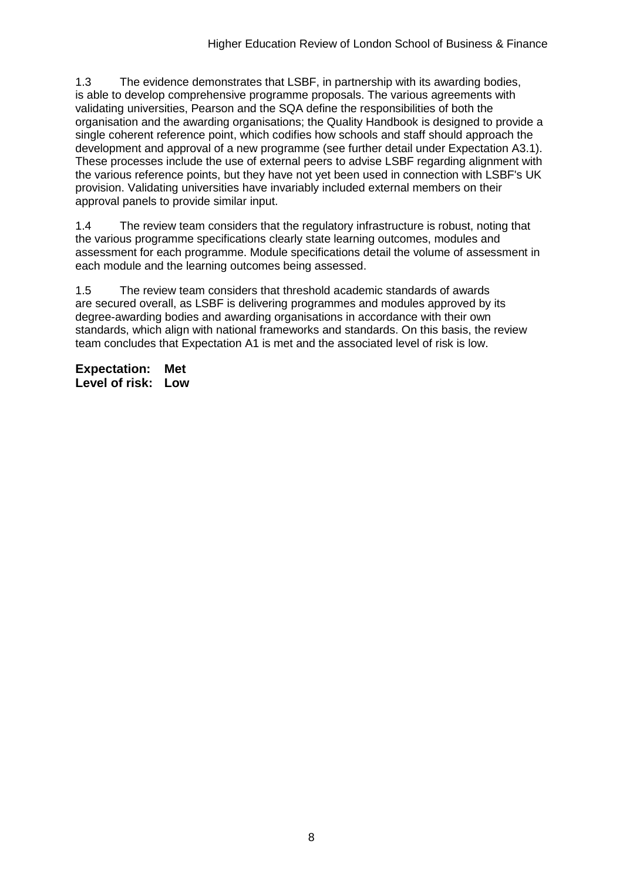1.3 The evidence demonstrates that LSBF, in partnership with its awarding bodies, is able to develop comprehensive programme proposals. The various agreements with validating universities, Pearson and the SQA define the responsibilities of both the organisation and the awarding organisations; the Quality Handbook is designed to provide a single coherent reference point, which codifies how schools and staff should approach the development and approval of a new programme (see further detail under Expectation A3.1). These processes include the use of external peers to advise LSBF regarding alignment with the various reference points, but they have not yet been used in connection with LSBF's UK provision. Validating universities have invariably included external members on their approval panels to provide similar input.

1.4 The review team considers that the regulatory infrastructure is robust, noting that the various programme specifications clearly state learning outcomes, modules and assessment for each programme. Module specifications detail the volume of assessment in each module and the learning outcomes being assessed.

1.5 The review team considers that threshold academic standards of awards are secured overall, as LSBF is delivering programmes and modules approved by its degree-awarding bodies and awarding organisations in accordance with their own standards, which align with national frameworks and standards. On this basis, the review team concludes that Expectation A1 is met and the associated level of risk is low.

**Expectation: Met**
**Level of risk: Low**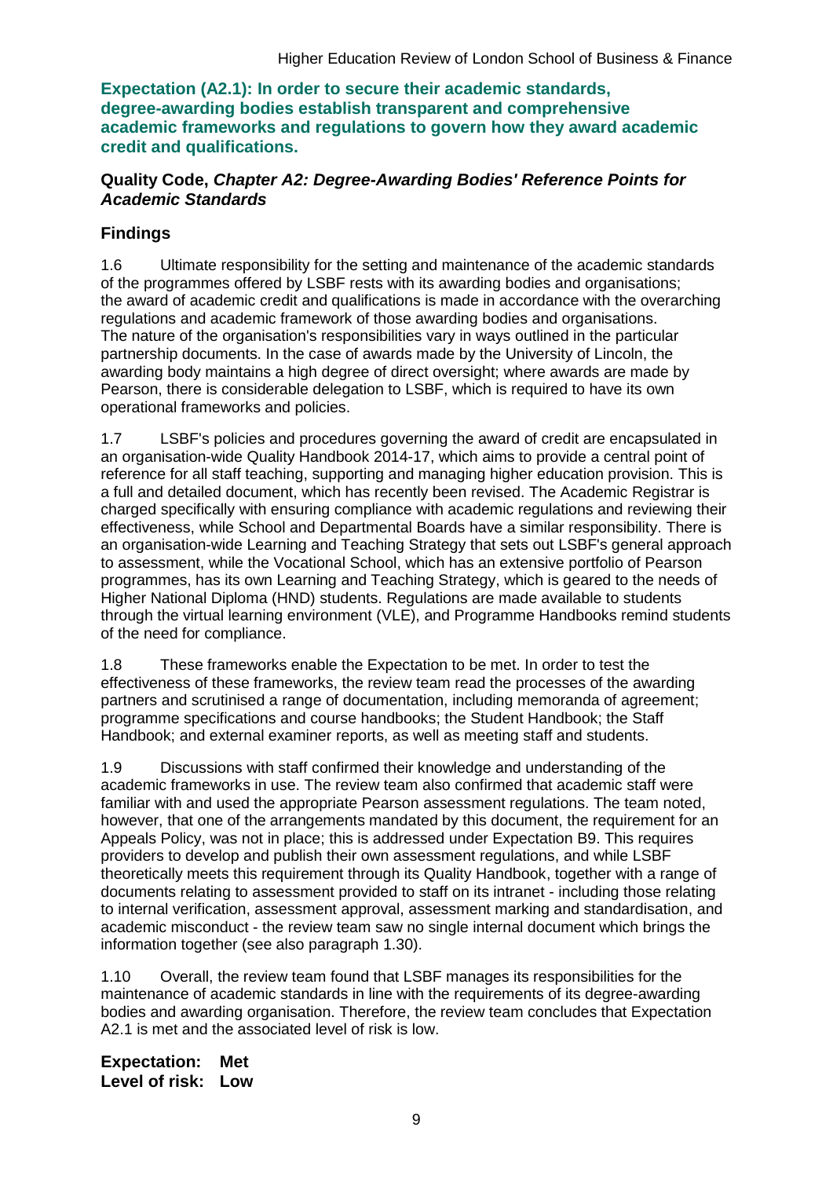**Expectation (A2.1): In order to secure their academic standards, degree-awarding bodies establish transparent and comprehensive academic frameworks and regulations to govern how they award academic credit and qualifications.**

**Quality Code, *Chapter A2: Degree-Awarding Bodies' Reference Points for Academic Standards***

## Findings

1.6 Ultimate responsibility for the setting and maintenance of the academic standards of the programmes offered by LSBF rests with its awarding bodies and organisations; the award of academic credit and qualifications is made in accordance with the overarching regulations and academic framework of those awarding bodies and organisations. The nature of the organisation's responsibilities vary in ways outlined in the particular partnership documents. In the case of awards made by the University of Lincoln, the awarding body maintains a high degree of direct oversight; where awards are made by Pearson, there is considerable delegation to LSBF, which is required to have its own operational frameworks and policies.

1.7 LSBF's policies and procedures governing the award of credit are encapsulated in an organisation-wide Quality Handbook 2014-17, which aims to provide a central point of reference for all staff teaching, supporting and managing higher education provision. This is a full and detailed document, which has recently been revised. The Academic Registrar is charged specifically with ensuring compliance with academic regulations and reviewing their effectiveness, while School and Departmental Boards have a similar responsibility. There is an organisation-wide Learning and Teaching Strategy that sets out LSBF's general approach to assessment, while the Vocational School, which has an extensive portfolio of Pearson programmes, has its own Learning and Teaching Strategy, which is geared to the needs of Higher National Diploma (HND) students. Regulations are made available to students through the virtual learning environment (VLE), and Programme Handbooks remind students of the need for compliance.

1.8 These frameworks enable the Expectation to be met. In order to test the effectiveness of these frameworks, the review team read the processes of the awarding partners and scrutinised a range of documentation, including memoranda of agreement; programme specifications and course handbooks; the Student Handbook; the Staff Handbook; and external examiner reports, as well as meeting staff and students.

1.9 Discussions with staff confirmed their knowledge and understanding of the academic frameworks in use. The review team also confirmed that academic staff were familiar with and used the appropriate Pearson assessment regulations. The team noted, however, that one of the arrangements mandated by this document, the requirement for an Appeals Policy, was not in place; this is addressed under Expectation B9. This requires providers to develop and publish their own assessment regulations, and while LSBF theoretically meets this requirement through its Quality Handbook, together with a range of documents relating to assessment provided to staff on its intranet - including those relating to internal verification, assessment approval, assessment marking and standardisation, and academic misconduct - the review team saw no single internal document which brings the information together (see also paragraph 1.30).

1.10 Overall, the review team found that LSBF manages its responsibilities for the maintenance of academic standards in line with the requirements of its degree-awarding bodies and awarding organisation. Therefore, the review team concludes that Expectation A2.1 is met and the associated level of risk is low.

**Expectation: Met**
**Level of risk: Low**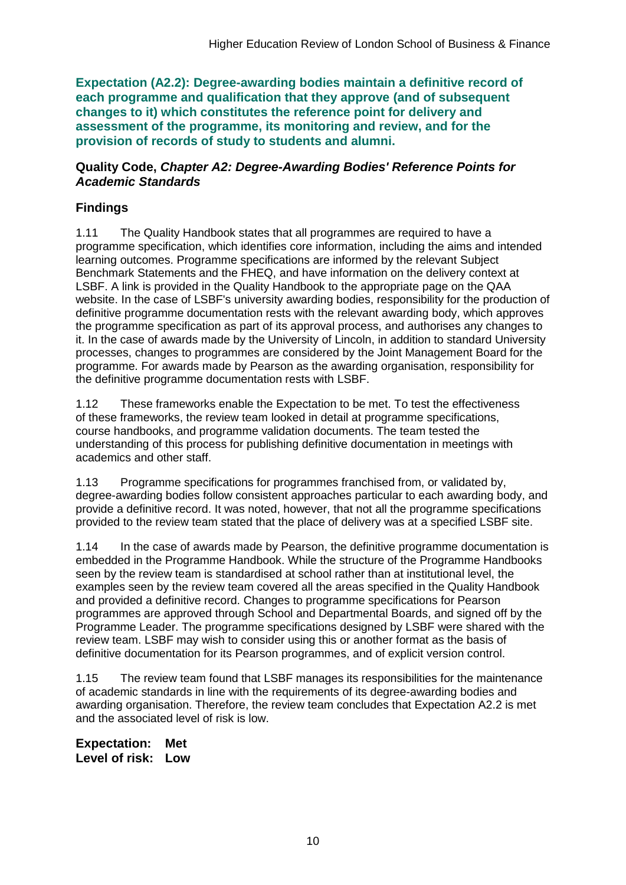**Expectation (A2.2): Degree-awarding bodies maintain a definitive record of each programme and qualification that they approve (and of subsequent changes to it) which constitutes the reference point for delivery and assessment of the programme, its monitoring and review, and for the provision of records of study to students and alumni.**

**Quality Code, *Chapter A2: Degree-Awarding Bodies' Reference Points for Academic Standards***

## Findings

1.11 The Quality Handbook states that all programmes are required to have a programme specification, which identifies core information, including the aims and intended learning outcomes. Programme specifications are informed by the relevant Subject Benchmark Statements and the FHEQ, and have information on the delivery context at LSBF. A link is provided in the Quality Handbook to the appropriate page on the QAA website. In the case of LSBF's university awarding bodies, responsibility for the production of definitive programme documentation rests with the relevant awarding body, which approves the programme specification as part of its approval process, and authorises any changes to it. In the case of awards made by the University of Lincoln, in addition to standard University processes, changes to programmes are considered by the Joint Management Board for the programme. For awards made by Pearson as the awarding organisation, responsibility for the definitive programme documentation rests with LSBF.

1.12 These frameworks enable the Expectation to be met. To test the effectiveness of these frameworks, the review team looked in detail at programme specifications, course handbooks, and programme validation documents. The team tested the understanding of this process for publishing definitive documentation in meetings with academics and other staff.

1.13 Programme specifications for programmes franchised from, or validated by, degree-awarding bodies follow consistent approaches particular to each awarding body, and provide a definitive record. It was noted, however, that not all the programme specifications provided to the review team stated that the place of delivery was at a specified LSBF site.

1.14 In the case of awards made by Pearson, the definitive programme documentation is embedded in the Programme Handbook. While the structure of the Programme Handbooks seen by the review team is standardised at school rather than at institutional level, the examples seen by the review team covered all the areas specified in the Quality Handbook and provided a definitive record. Changes to programme specifications for Pearson programmes are approved through School and Departmental Boards, and signed off by the Programme Leader. The programme specifications designed by LSBF were shared with the review team. LSBF may wish to consider using this or another format as the basis of definitive documentation for its Pearson programmes, and of explicit version control.

1.15 The review team found that LSBF manages its responsibilities for the maintenance of academic standards in line with the requirements of its degree-awarding bodies and awarding organisation. Therefore, the review team concludes that Expectation A2.2 is met and the associated level of risk is low.

**Expectation: Met**
**Level of risk: Low**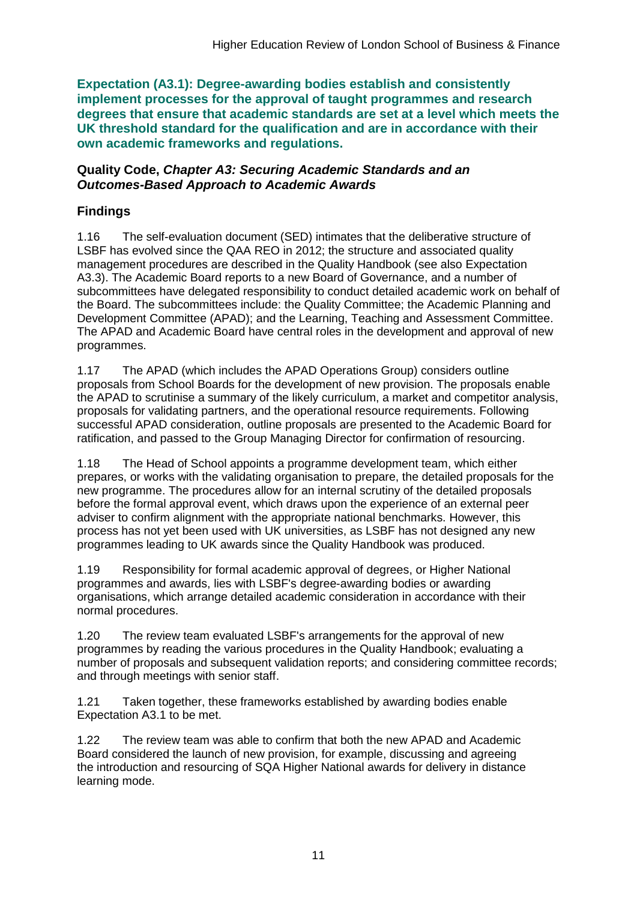**Expectation (A3.1): Degree-awarding bodies establish and consistently implement processes for the approval of taught programmes and research degrees that ensure that academic standards are set at a level which meets the UK threshold standard for the qualification and are in accordance with their own academic frameworks and regulations.**

**Quality Code, *Chapter A3: Securing Academic Standards and an Outcomes-Based Approach to Academic Awards***

## Findings

1.16 The self-evaluation document (SED) intimates that the deliberative structure of LSBF has evolved since the QAA REO in 2012; the structure and associated quality management procedures are described in the Quality Handbook (see also Expectation A3.3). The Academic Board reports to a new Board of Governance, and a number of subcommittees have delegated responsibility to conduct detailed academic work on behalf of the Board. The subcommittees include: the Quality Committee; the Academic Planning and Development Committee (APAD); and the Learning, Teaching and Assessment Committee. The APAD and Academic Board have central roles in the development and approval of new programmes.

1.17 The APAD (which includes the APAD Operations Group) considers outline proposals from School Boards for the development of new provision. The proposals enable the APAD to scrutinise a summary of the likely curriculum, a market and competitor analysis, proposals for validating partners, and the operational resource requirements. Following successful APAD consideration, outline proposals are presented to the Academic Board for ratification, and passed to the Group Managing Director for confirmation of resourcing.

1.18 The Head of School appoints a programme development team, which either prepares, or works with the validating organisation to prepare, the detailed proposals for the new programme. The procedures allow for an internal scrutiny of the detailed proposals before the formal approval event, which draws upon the experience of an external peer adviser to confirm alignment with the appropriate national benchmarks. However, this process has not yet been used with UK universities, as LSBF has not designed any new programmes leading to UK awards since the Quality Handbook was produced.

1.19 Responsibility for formal academic approval of degrees, or Higher National programmes and awards, lies with LSBF's degree-awarding bodies or awarding organisations, which arrange detailed academic consideration in accordance with their normal procedures.

1.20 The review team evaluated LSBF's arrangements for the approval of new programmes by reading the various procedures in the Quality Handbook; evaluating a number of proposals and subsequent validation reports; and considering committee records; and through meetings with senior staff.

1.21 Taken together, these frameworks established by awarding bodies enable Expectation A3.1 to be met.

1.22 The review team was able to confirm that both the new APAD and Academic Board considered the launch of new provision, for example, discussing and agreeing the introduction and resourcing of SQA Higher National awards for delivery in distance learning mode.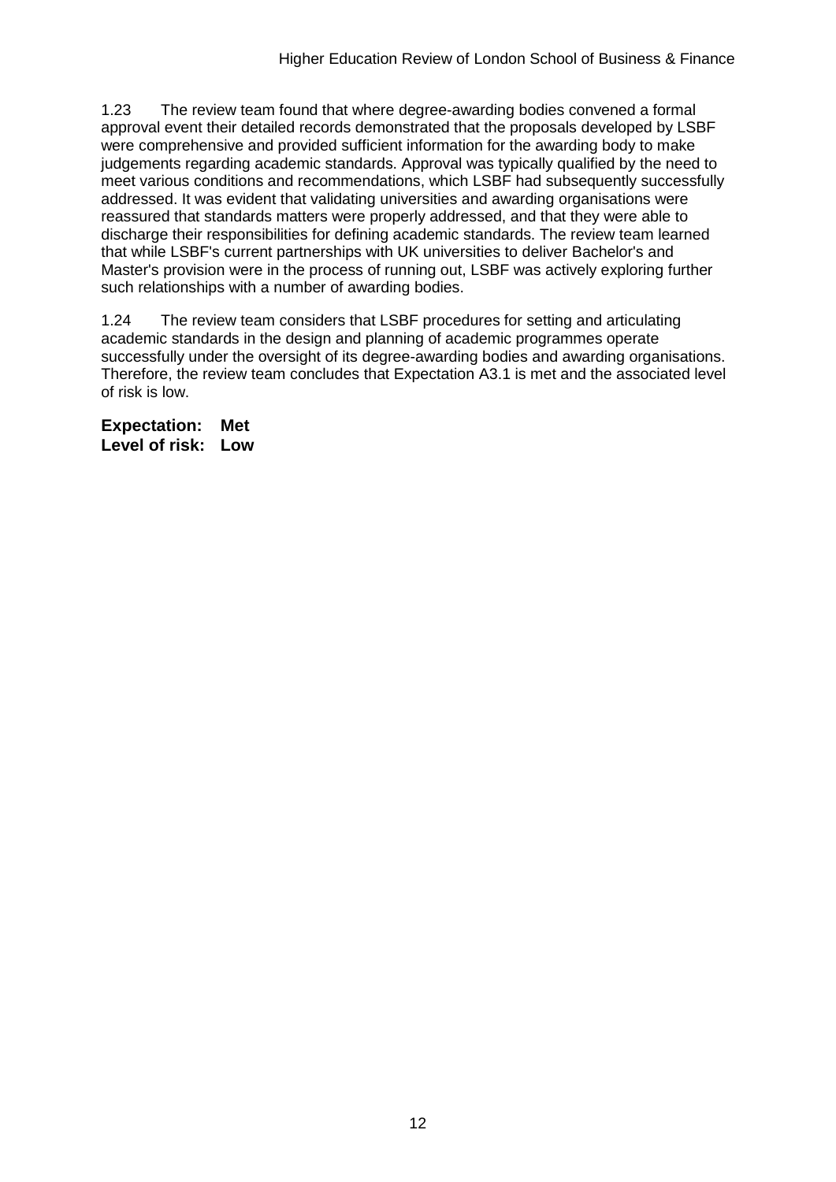1.23 The review team found that where degree-awarding bodies convened a formal approval event their detailed records demonstrated that the proposals developed by LSBF were comprehensive and provided sufficient information for the awarding body to make judgements regarding academic standards. Approval was typically qualified by the need to meet various conditions and recommendations, which LSBF had subsequently successfully addressed. It was evident that validating universities and awarding organisations were reassured that standards matters were properly addressed, and that they were able to discharge their responsibilities for defining academic standards. The review team learned that while LSBF's current partnerships with UK universities to deliver Bachelor's and Master's provision were in the process of running out, LSBF was actively exploring further such relationships with a number of awarding bodies.

1.24 The review team considers that LSBF procedures for setting and articulating academic standards in the design and planning of academic programmes operate successfully under the oversight of its degree-awarding bodies and awarding organisations. Therefore, the review team concludes that Expectation A3.1 is met and the associated level of risk is low.

**Expectation: Met**
**Level of risk: Low**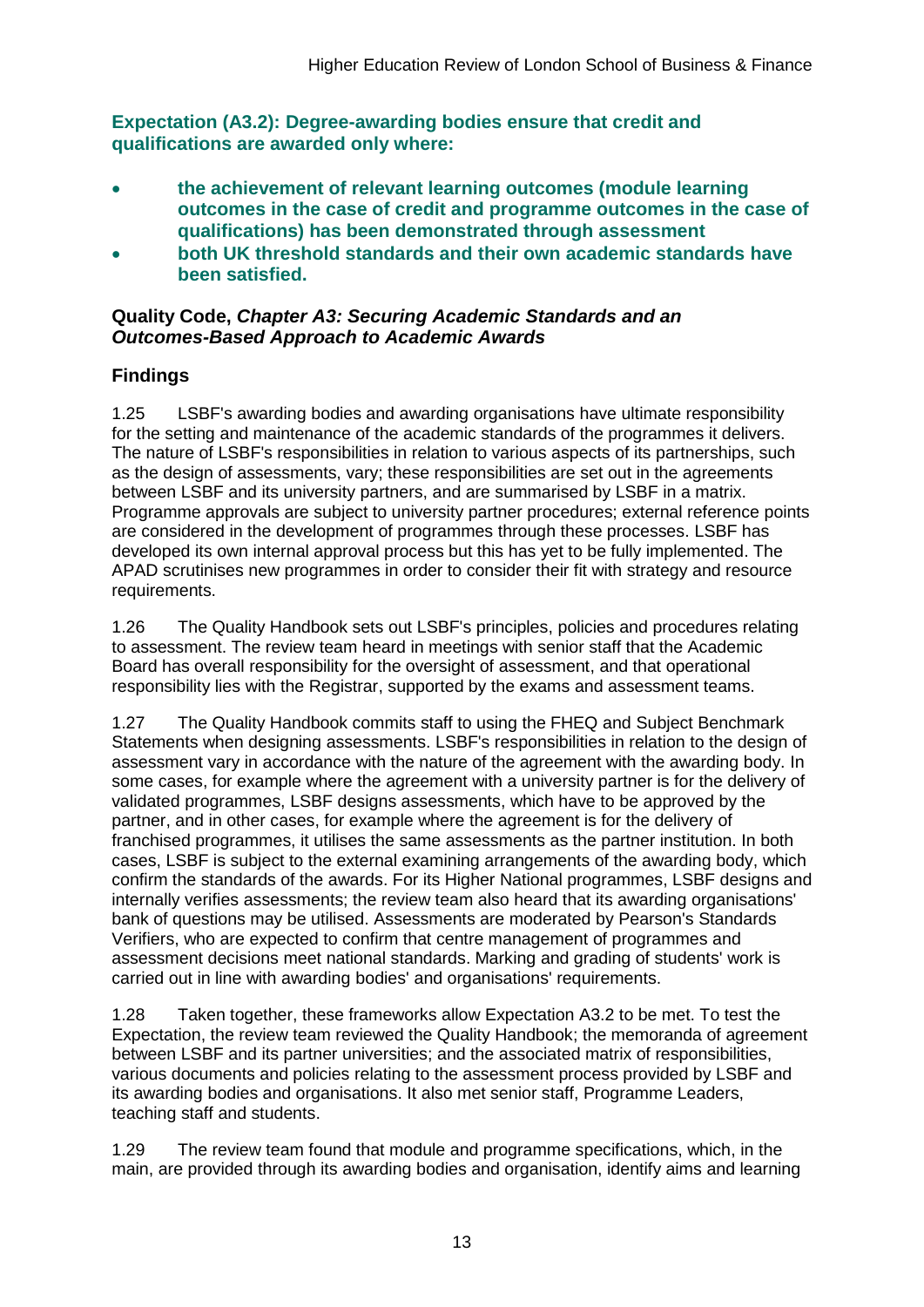**Expectation (A3.2): Degree-awarding bodies ensure that credit and qualifications are awarded only where:**

- **the achievement of relevant learning outcomes (module learning outcomes in the case of credit and programme outcomes in the case of qualifications) has been demonstrated through assessment**
- **both UK threshold standards and their own academic standards have been satisfied.**

**Quality Code, *Chapter A3: Securing Academic Standards and an Outcomes-Based Approach to Academic Awards***

## Findings

1.25 LSBF's awarding bodies and awarding organisations have ultimate responsibility for the setting and maintenance of the academic standards of the programmes it delivers. The nature of LSBF's responsibilities in relation to various aspects of its partnerships, such as the design of assessments, vary; these responsibilities are set out in the agreements between LSBF and its university partners, and are summarised by LSBF in a matrix. Programme approvals are subject to university partner procedures; external reference points are considered in the development of programmes through these processes. LSBF has developed its own internal approval process but this has yet to be fully implemented. The APAD scrutinises new programmes in order to consider their fit with strategy and resource requirements.

1.26 The Quality Handbook sets out LSBF's principles, policies and procedures relating to assessment. The review team heard in meetings with senior staff that the Academic Board has overall responsibility for the oversight of assessment, and that operational responsibility lies with the Registrar, supported by the exams and assessment teams.

1.27 The Quality Handbook commits staff to using the FHEQ and Subject Benchmark Statements when designing assessments. LSBF's responsibilities in relation to the design of assessment vary in accordance with the nature of the agreement with the awarding body. In some cases, for example where the agreement with a university partner is for the delivery of validated programmes, LSBF designs assessments, which have to be approved by the partner, and in other cases, for example where the agreement is for the delivery of franchised programmes, it utilises the same assessments as the partner institution. In both cases, LSBF is subject to the external examining arrangements of the awarding body, which confirm the standards of the awards. For its Higher National programmes, LSBF designs and internally verifies assessments; the review team also heard that its awarding organisations' bank of questions may be utilised. Assessments are moderated by Pearson's Standards Verifiers, who are expected to confirm that centre management of programmes and assessment decisions meet national standards. Marking and grading of students' work is carried out in line with awarding bodies' and organisations' requirements.

1.28 Taken together, these frameworks allow Expectation A3.2 to be met. To test the Expectation, the review team reviewed the Quality Handbook; the memoranda of agreement between LSBF and its partner universities; and the associated matrix of responsibilities, various documents and policies relating to the assessment process provided by LSBF and its awarding bodies and organisations. It also met senior staff, Programme Leaders, teaching staff and students.

1.29 The review team found that module and programme specifications, which, in the main, are provided through its awarding bodies and organisation, identify aims and learning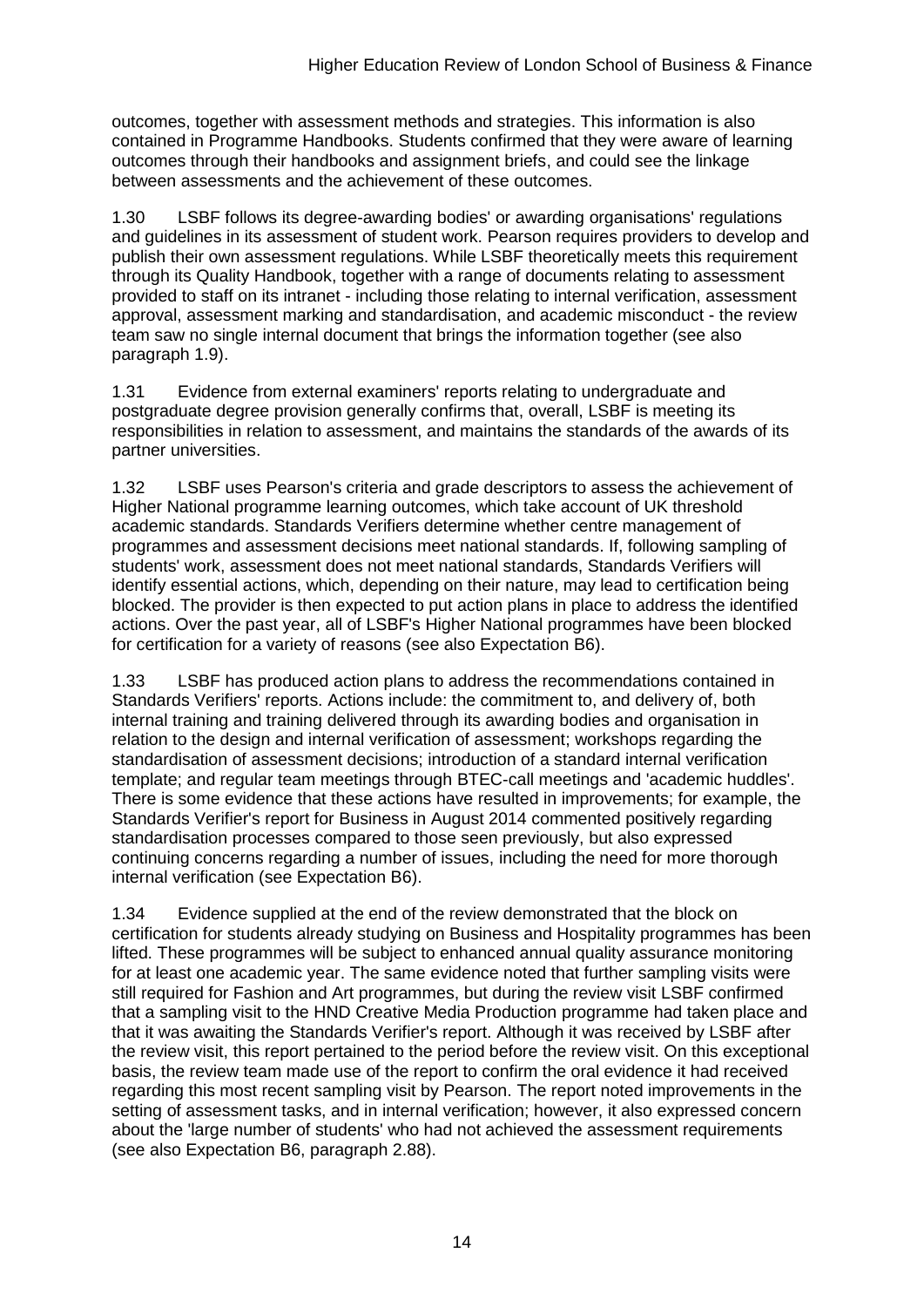outcomes, together with assessment methods and strategies. This information is also contained in Programme Handbooks. Students confirmed that they were aware of learning outcomes through their handbooks and assignment briefs, and could see the linkage between assessments and the achievement of these outcomes.

1.30 LSBF follows its degree-awarding bodies' or awarding organisations' regulations and guidelines in its assessment of student work. Pearson requires providers to develop and publish their own assessment regulations. While LSBF theoretically meets this requirement through its Quality Handbook, together with a range of documents relating to assessment provided to staff on its intranet - including those relating to internal verification, assessment approval, assessment marking and standardisation, and academic misconduct - the review team saw no single internal document that brings the information together (see also paragraph 1.9).

1.31 Evidence from external examiners' reports relating to undergraduate and postgraduate degree provision generally confirms that, overall, LSBF is meeting its responsibilities in relation to assessment, and maintains the standards of the awards of its partner universities.

1.32 LSBF uses Pearson's criteria and grade descriptors to assess the achievement of Higher National programme learning outcomes, which take account of UK threshold academic standards. Standards Verifiers determine whether centre management of programmes and assessment decisions meet national standards. If, following sampling of students' work, assessment does not meet national standards, Standards Verifiers will identify essential actions, which, depending on their nature, may lead to certification being blocked. The provider is then expected to put action plans in place to address the identified actions. Over the past year, all of LSBF's Higher National programmes have been blocked for certification for a variety of reasons (see also Expectation B6).

1.33 LSBF has produced action plans to address the recommendations contained in Standards Verifiers' reports. Actions include: the commitment to, and delivery of, both internal training and training delivered through its awarding bodies and organisation in relation to the design and internal verification of assessment; workshops regarding the standardisation of assessment decisions; introduction of a standard internal verification template; and regular team meetings through BTEC-call meetings and 'academic huddles'. There is some evidence that these actions have resulted in improvements; for example, the Standards Verifier's report for Business in August 2014 commented positively regarding standardisation processes compared to those seen previously, but also expressed continuing concerns regarding a number of issues, including the need for more thorough internal verification (see Expectation B6).

1.34 Evidence supplied at the end of the review demonstrated that the block on certification for students already studying on Business and Hospitality programmes has been lifted. These programmes will be subject to enhanced annual quality assurance monitoring for at least one academic year. The same evidence noted that further sampling visits were still required for Fashion and Art programmes, but during the review visit LSBF confirmed that a sampling visit to the HND Creative Media Production programme had taken place and that it was awaiting the Standards Verifier's report. Although it was received by LSBF after the review visit, this report pertained to the period before the review visit. On this exceptional basis, the review team made use of the report to confirm the oral evidence it had received regarding this most recent sampling visit by Pearson. The report noted improvements in the setting of assessment tasks, and in internal verification; however, it also expressed concern about the 'large number of students' who had not achieved the assessment requirements (see also Expectation B6, paragraph 2.88).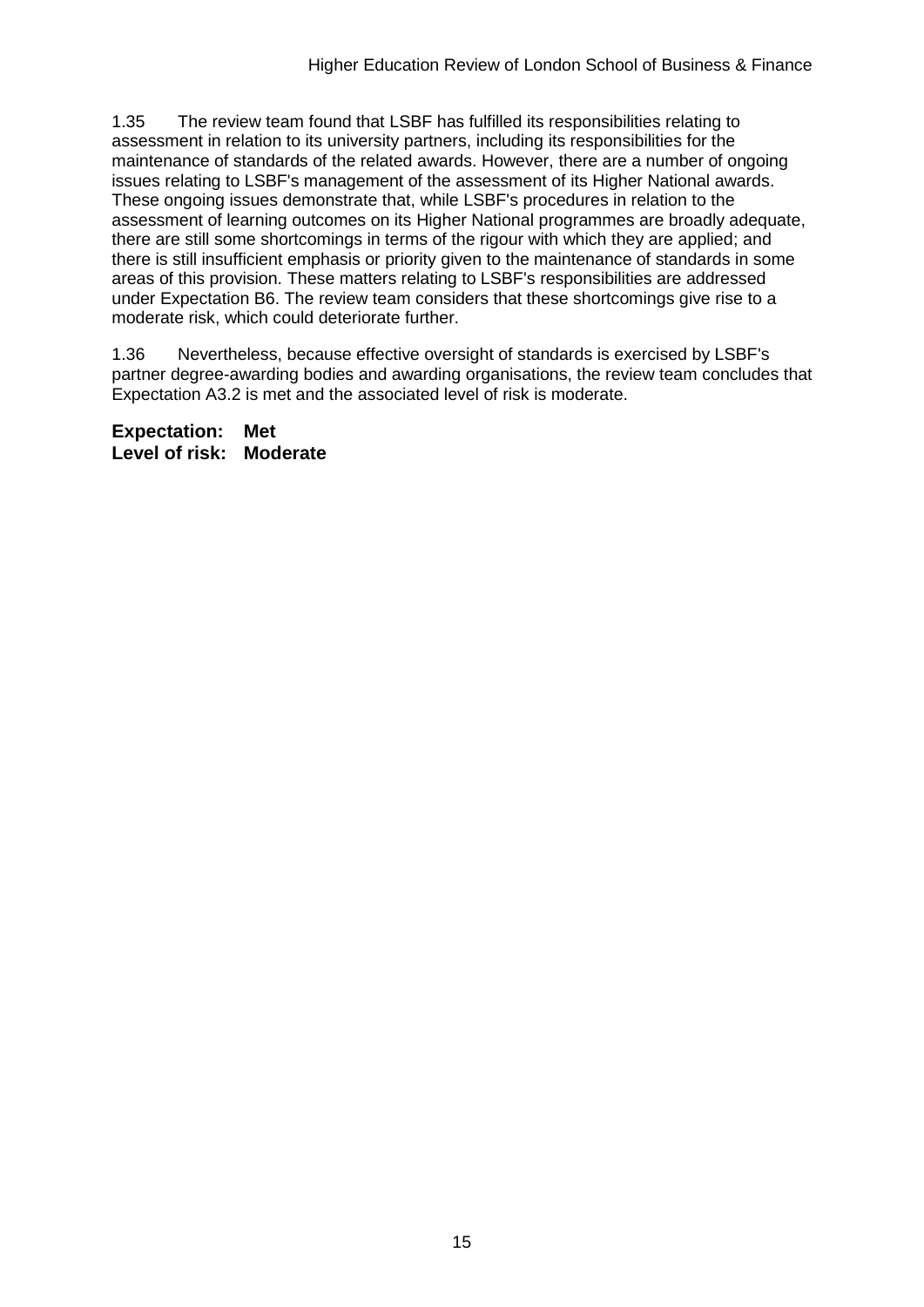1.35 The review team found that LSBF has fulfilled its responsibilities relating to assessment in relation to its university partners, including its responsibilities for the maintenance of standards of the related awards. However, there are a number of ongoing issues relating to LSBF's management of the assessment of its Higher National awards. These ongoing issues demonstrate that, while LSBF's procedures in relation to the assessment of learning outcomes on its Higher National programmes are broadly adequate, there are still some shortcomings in terms of the rigour with which they are applied; and there is still insufficient emphasis or priority given to the maintenance of standards in some areas of this provision. These matters relating to LSBF's responsibilities are addressed under Expectation B6. The review team considers that these shortcomings give rise to a moderate risk, which could deteriorate further.

1.36 Nevertheless, because effective oversight of standards is exercised by LSBF's partner degree-awarding bodies and awarding organisations, the review team concludes that Expectation A3.2 is met and the associated level of risk is moderate.

**Expectation: Met**
**Level of risk: Moderate**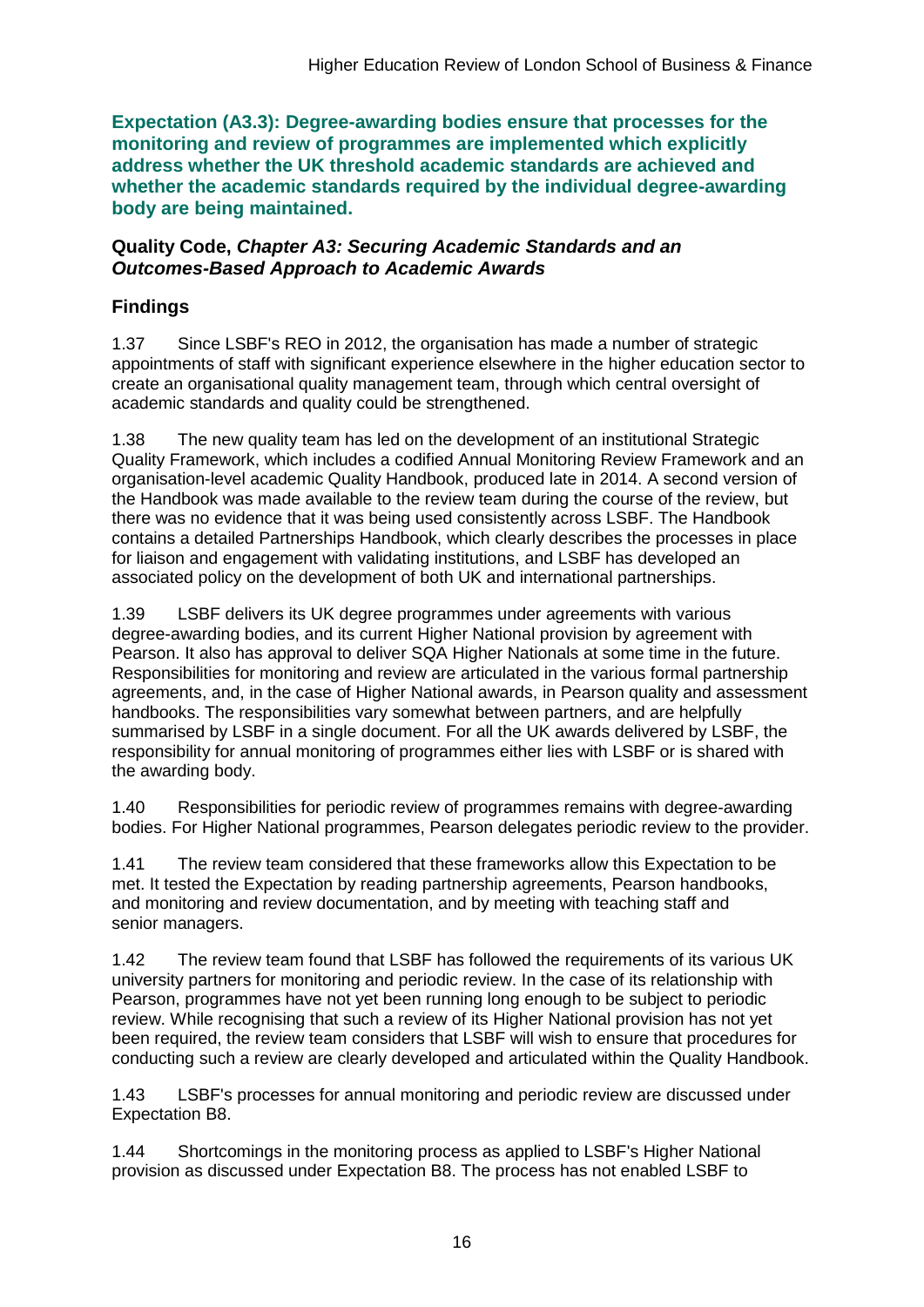**Expectation (A3.3): Degree-awarding bodies ensure that processes for the monitoring and review of programmes are implemented which explicitly address whether the UK threshold academic standards are achieved and whether the academic standards required by the individual degree-awarding body are being maintained.**

### Quality Code, *Chapter A3: Securing Academic Standards and an Outcomes-Based Approach to Academic Awards*

### Findings

1.37 Since LSBF's REO in 2012, the organisation has made a number of strategic appointments of staff with significant experience elsewhere in the higher education sector to create an organisational quality management team, through which central oversight of academic standards and quality could be strengthened.

1.38 The new quality team has led on the development of an institutional Strategic Quality Framework, which includes a codified Annual Monitoring Review Framework and an organisation-level academic Quality Handbook, produced late in 2014. A second version of the Handbook was made available to the review team during the course of the review, but there was no evidence that it was being used consistently across LSBF. The Handbook contains a detailed Partnerships Handbook, which clearly describes the processes in place for liaison and engagement with validating institutions, and LSBF has developed an associated policy on the development of both UK and international partnerships.

1.39 LSBF delivers its UK degree programmes under agreements with various degree-awarding bodies, and its current Higher National provision by agreement with Pearson. It also has approval to deliver SQA Higher Nationals at some time in the future. Responsibilities for monitoring and review are articulated in the various formal partnership agreements, and, in the case of Higher National awards, in Pearson quality and assessment handbooks. The responsibilities vary somewhat between partners, and are helpfully summarised by LSBF in a single document. For all the UK awards delivered by LSBF, the responsibility for annual monitoring of programmes either lies with LSBF or is shared with the awarding body.

1.40 Responsibilities for periodic review of programmes remains with degree-awarding bodies. For Higher National programmes, Pearson delegates periodic review to the provider.

1.41 The review team considered that these frameworks allow this Expectation to be met. It tested the Expectation by reading partnership agreements, Pearson handbooks, and monitoring and review documentation, and by meeting with teaching staff and senior managers.

1.42 The review team found that LSBF has followed the requirements of its various UK university partners for monitoring and periodic review. In the case of its relationship with Pearson, programmes have not yet been running long enough to be subject to periodic review. While recognising that such a review of its Higher National provision has not yet been required, the review team considers that LSBF will wish to ensure that procedures for conducting such a review are clearly developed and articulated within the Quality Handbook.

1.43 LSBF's processes for annual monitoring and periodic review are discussed under Expectation B8.

1.44 Shortcomings in the monitoring process as applied to LSBF's Higher National provision as discussed under Expectation B8. The process has not enabled LSBF to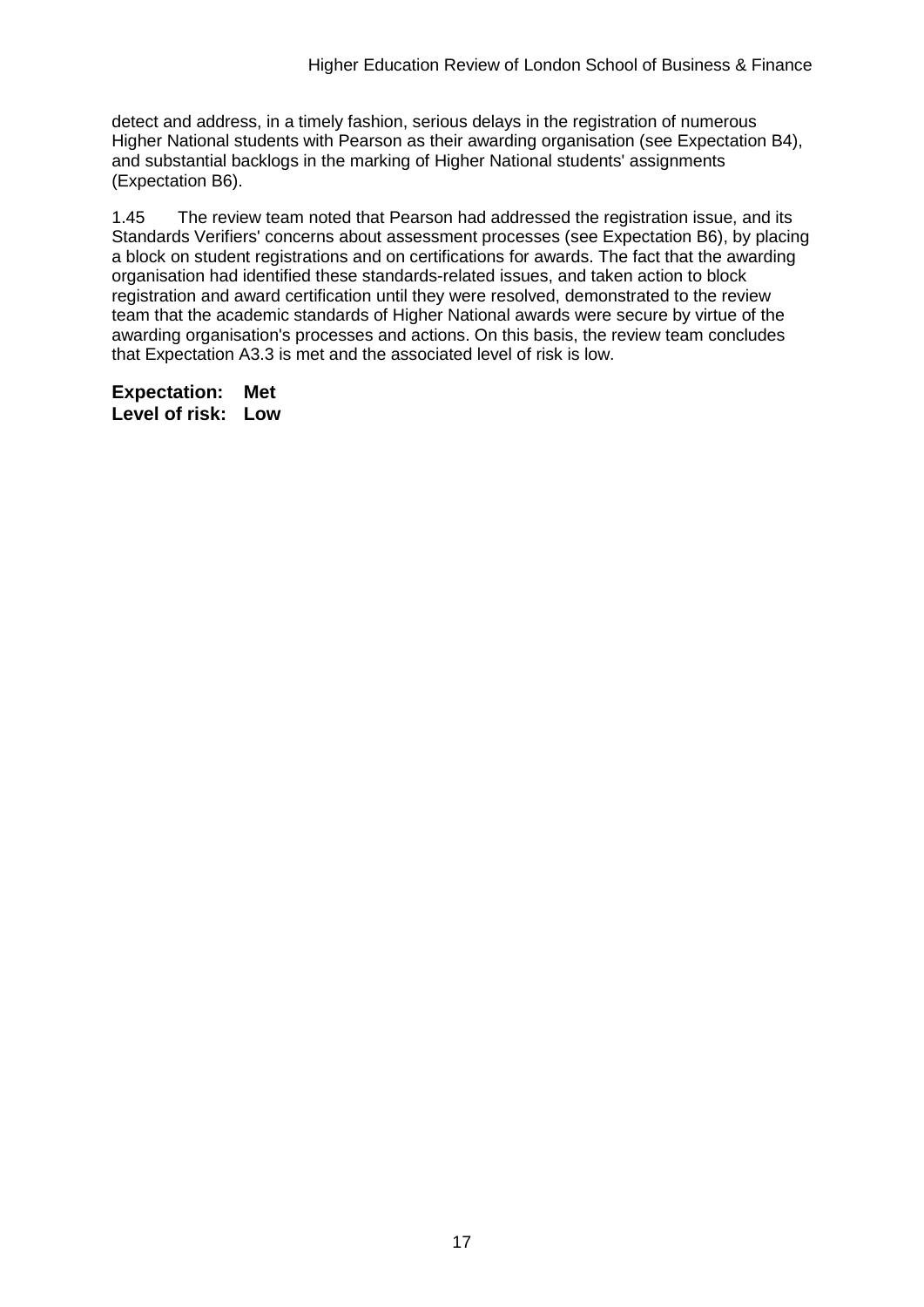detect and address, in a timely fashion, serious delays in the registration of numerous Higher National students with Pearson as their awarding organisation (see Expectation B4), and substantial backlogs in the marking of Higher National students' assignments (Expectation B6).

1.45 The review team noted that Pearson had addressed the registration issue, and its Standards Verifiers' concerns about assessment processes (see Expectation B6), by placing a block on student registrations and on certifications for awards. The fact that the awarding organisation had identified these standards-related issues, and taken action to block registration and award certification until they were resolved, demonstrated to the review team that the academic standards of Higher National awards were secure by virtue of the awarding organisation's processes and actions. On this basis, the review team concludes that Expectation A3.3 is met and the associated level of risk is low.

**Expectation: Met**
**Level of risk: Low**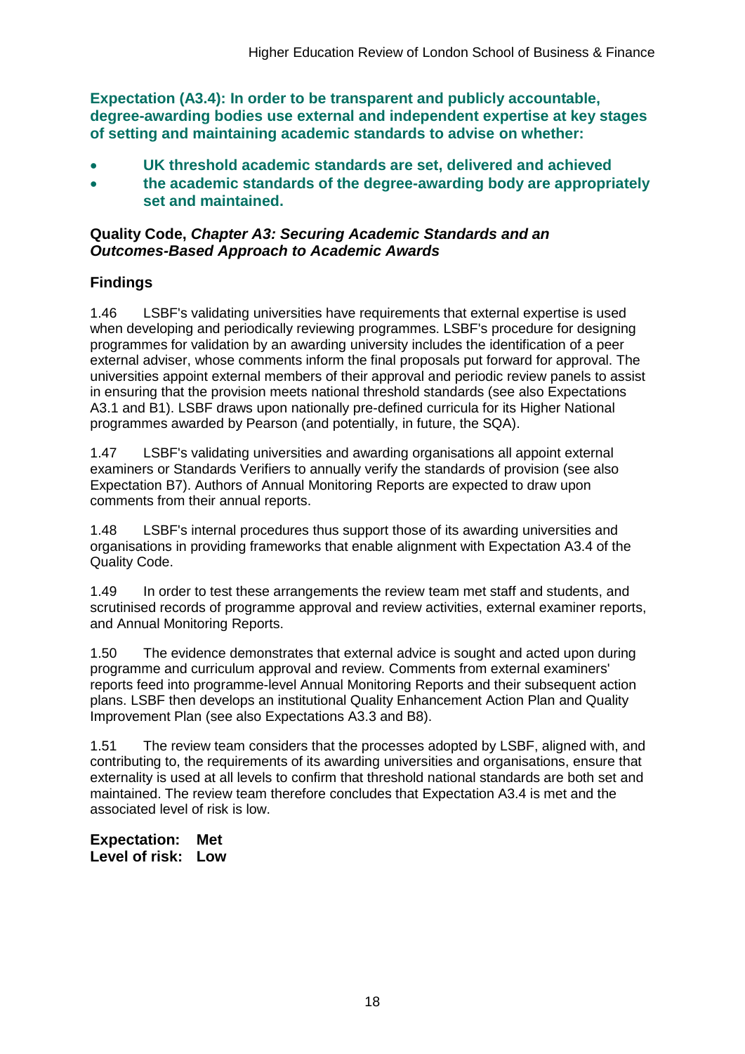**Expectation (A3.4): In order to be transparent and publicly accountable, degree-awarding bodies use external and independent expertise at key stages of setting and maintaining academic standards to advise on whether:**

- **UK threshold academic standards are set, delivered and achieved**
- **the academic standards of the degree-awarding body are appropriately set and maintained.**

**Quality Code, *Chapter A3: Securing Academic Standards and an Outcomes-Based Approach to Academic Awards***

### Findings

1.46 LSBF's validating universities have requirements that external expertise is used when developing and periodically reviewing programmes. LSBF's procedure for designing programmes for validation by an awarding university includes the identification of a peer external adviser, whose comments inform the final proposals put forward for approval. The universities appoint external members of their approval and periodic review panels to assist in ensuring that the provision meets national threshold standards (see also Expectations A3.1 and B1). LSBF draws upon nationally pre-defined curricula for its Higher National programmes awarded by Pearson (and potentially, in future, the SQA).

1.47 LSBF's validating universities and awarding organisations all appoint external examiners or Standards Verifiers to annually verify the standards of provision (see also Expectation B7). Authors of Annual Monitoring Reports are expected to draw upon comments from their annual reports.

1.48 LSBF's internal procedures thus support those of its awarding universities and organisations in providing frameworks that enable alignment with Expectation A3.4 of the Quality Code.

1.49 In order to test these arrangements the review team met staff and students, and scrutinised records of programme approval and review activities, external examiner reports, and Annual Monitoring Reports.

1.50 The evidence demonstrates that external advice is sought and acted upon during programme and curriculum approval and review. Comments from external examiners' reports feed into programme-level Annual Monitoring Reports and their subsequent action plans. LSBF then develops an institutional Quality Enhancement Action Plan and Quality Improvement Plan (see also Expectations A3.3 and B8).

1.51 The review team considers that the processes adopted by LSBF, aligned with, and contributing to, the requirements of its awarding universities and organisations, ensure that externality is used at all levels to confirm that threshold national standards are both set and maintained. The review team therefore concludes that Expectation A3.4 is met and the associated level of risk is low.

**Expectation: Met**
**Level of risk: Low**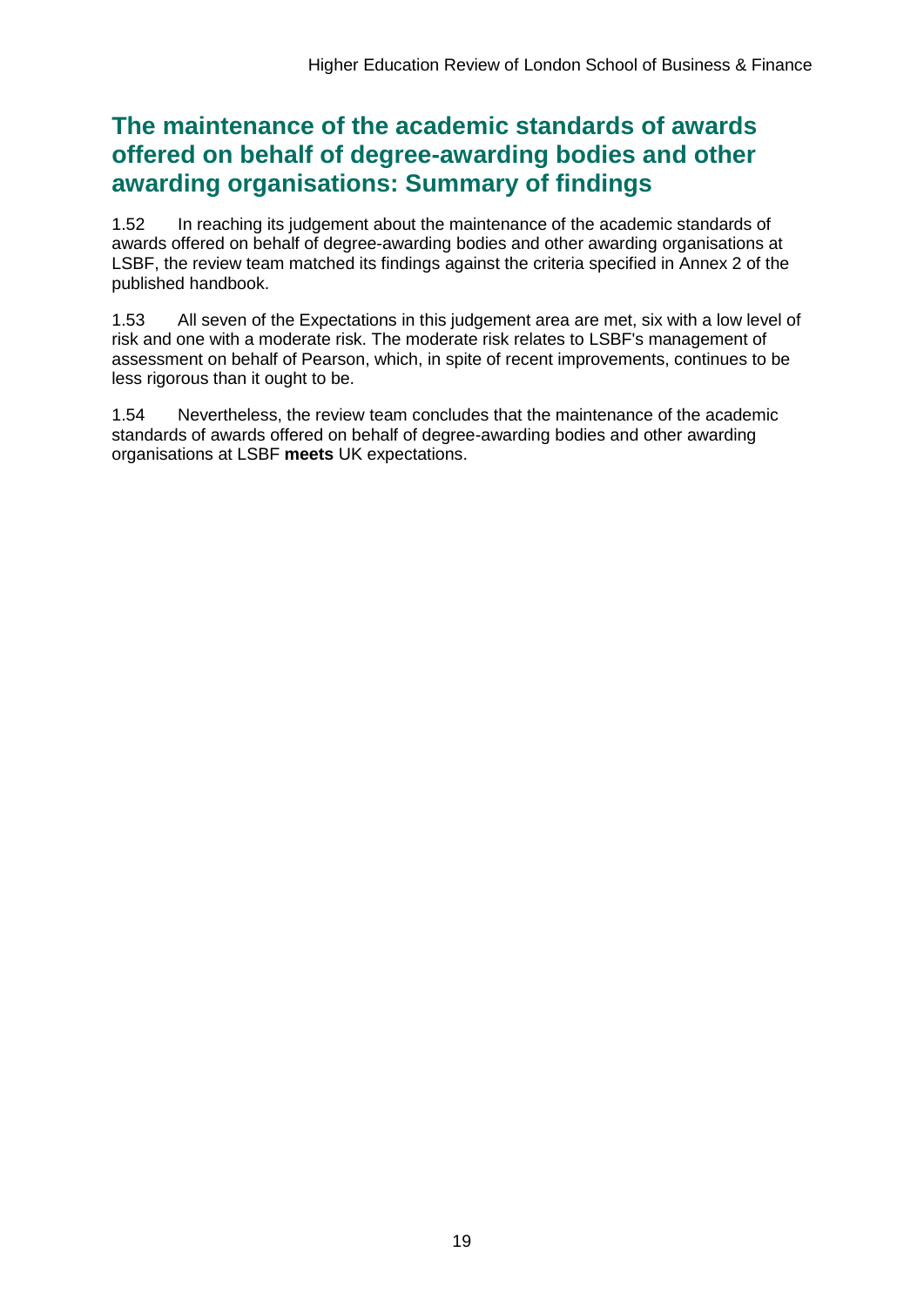## The maintenance of the academic standards of awards offered on behalf of degree-awarding bodies and other awarding organisations: Summary of findings

1.52 In reaching its judgement about the maintenance of the academic standards of awards offered on behalf of degree-awarding bodies and other awarding organisations at LSBF, the review team matched its findings against the criteria specified in Annex 2 of the published handbook.

1.53 All seven of the Expectations in this judgement area are met, six with a low level of risk and one with a moderate risk. The moderate risk relates to LSBF's management of assessment on behalf of Pearson, which, in spite of recent improvements, continues to be less rigorous than it ought to be.

1.54 Nevertheless, the review team concludes that the maintenance of the academic standards of awards offered on behalf of degree-awarding bodies and other awarding organisations at LSBF **meets** UK expectations.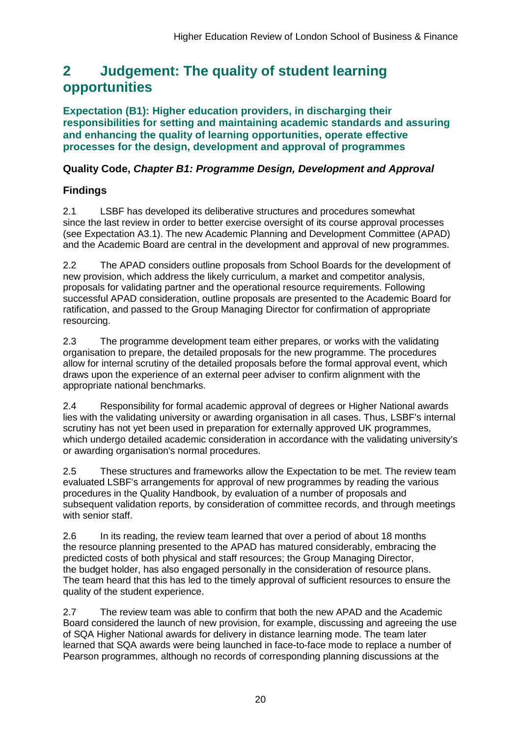## 2 Judgement: The quality of student learning opportunities

### Expectation (B1): Higher education providers, in discharging their responsibilities for setting and maintaining academic standards and assuring and enhancing the quality of learning opportunities, operate effective processes for the design, development and approval of programmes

**Quality Code, *Chapter B1: Programme Design, Development and Approval***

### Findings

2.1 LSBF has developed its deliberative structures and procedures somewhat since the last review in order to better exercise oversight of its course approval processes (see Expectation A3.1). The new Academic Planning and Development Committee (APAD) and the Academic Board are central in the development and approval of new programmes.

2.2 The APAD considers outline proposals from School Boards for the development of new provision, which address the likely curriculum, a market and competitor analysis, proposals for validating partner and the operational resource requirements. Following successful APAD consideration, outline proposals are presented to the Academic Board for ratification, and passed to the Group Managing Director for confirmation of appropriate resourcing.

2.3 The programme development team either prepares, or works with the validating organisation to prepare, the detailed proposals for the new programme. The procedures allow for internal scrutiny of the detailed proposals before the formal approval event, which draws upon the experience of an external peer adviser to confirm alignment with the appropriate national benchmarks.

2.4 Responsibility for formal academic approval of degrees or Higher National awards lies with the validating university or awarding organisation in all cases. Thus, LSBF's internal scrutiny has not yet been used in preparation for externally approved UK programmes, which undergo detailed academic consideration in accordance with the validating university's or awarding organisation's normal procedures.

2.5 These structures and frameworks allow the Expectation to be met. The review team evaluated LSBF's arrangements for approval of new programmes by reading the various procedures in the Quality Handbook, by evaluation of a number of proposals and subsequent validation reports, by consideration of committee records, and through meetings with senior staff.

2.6 In its reading, the review team learned that over a period of about 18 months the resource planning presented to the APAD has matured considerably, embracing the predicted costs of both physical and staff resources; the Group Managing Director, the budget holder, has also engaged personally in the consideration of resource plans. The team heard that this has led to the timely approval of sufficient resources to ensure the quality of the student experience.

2.7 The review team was able to confirm that both the new APAD and the Academic Board considered the launch of new provision, for example, discussing and agreeing the use of SQA Higher National awards for delivery in distance learning mode. The team later learned that SQA awards were being launched in face-to-face mode to replace a number of Pearson programmes, although no records of corresponding planning discussions at the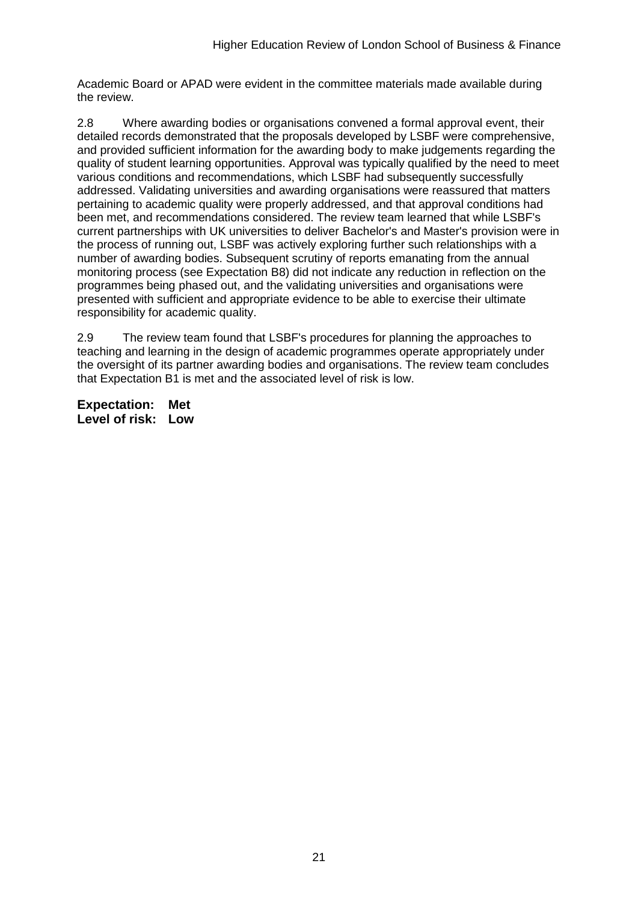Academic Board or APAD were evident in the committee materials made available during the review.

2.8 Where awarding bodies or organisations convened a formal approval event, their detailed records demonstrated that the proposals developed by LSBF were comprehensive, and provided sufficient information for the awarding body to make judgements regarding the quality of student learning opportunities. Approval was typically qualified by the need to meet various conditions and recommendations, which LSBF had subsequently successfully addressed. Validating universities and awarding organisations were reassured that matters pertaining to academic quality were properly addressed, and that approval conditions had been met, and recommendations considered. The review team learned that while LSBF's current partnerships with UK universities to deliver Bachelor's and Master's provision were in the process of running out, LSBF was actively exploring further such relationships with a number of awarding bodies. Subsequent scrutiny of reports emanating from the annual monitoring process (see Expectation B8) did not indicate any reduction in reflection on the programmes being phased out, and the validating universities and organisations were presented with sufficient and appropriate evidence to be able to exercise their ultimate responsibility for academic quality.

2.9 The review team found that LSBF's procedures for planning the approaches to teaching and learning in the design of academic programmes operate appropriately under the oversight of its partner awarding bodies and organisations. The review team concludes that Expectation B1 is met and the associated level of risk is low.

**Expectation: Met**
**Level of risk: Low**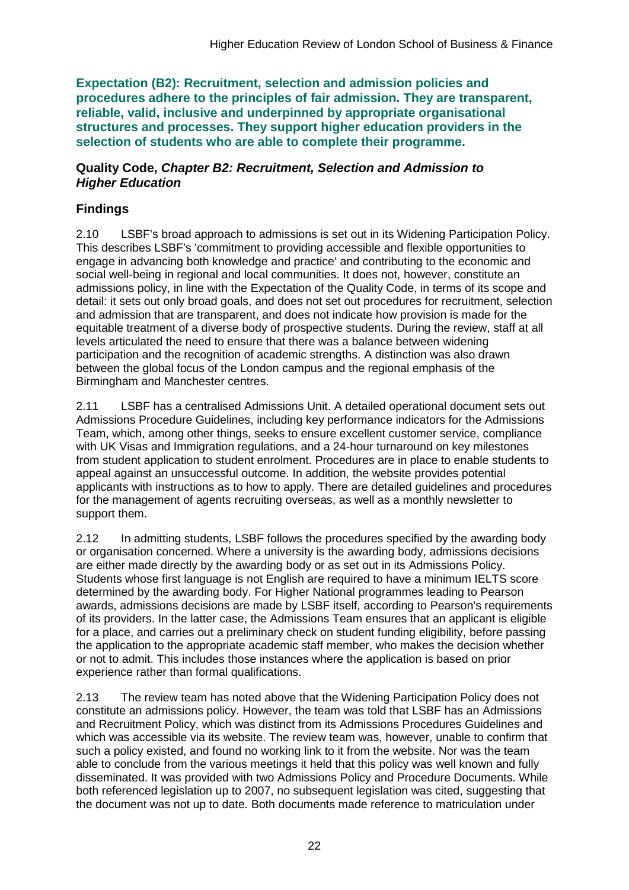**Expectation (B2): Recruitment, selection and admission policies and procedures adhere to the principles of fair admission. They are transparent, reliable, valid, inclusive and underpinned by appropriate organisational structures and processes. They support higher education providers in the selection of students who are able to complete their programme.**

### Quality Code, *Chapter B2: Recruitment, Selection and Admission to Higher Education*

### Findings

2.10 LSBF's broad approach to admissions is set out in its Widening Participation Policy. This describes LSBF's 'commitment to providing accessible and flexible opportunities to engage in advancing both knowledge and practice' and contributing to the economic and social well-being in regional and local communities. It does not, however, constitute an admissions policy, in line with the Expectation of the Quality Code, in terms of its scope and detail: it sets out only broad goals, and does not set out procedures for recruitment, selection and admission that are transparent, and does not indicate how provision is made for the equitable treatment of a diverse body of prospective students. During the review, staff at all levels articulated the need to ensure that there was a balance between widening participation and the recognition of academic strengths. A distinction was also drawn between the global focus of the London campus and the regional emphasis of the Birmingham and Manchester centres.

2.11 LSBF has a centralised Admissions Unit. A detailed operational document sets out Admissions Procedure Guidelines, including key performance indicators for the Admissions Team, which, among other things, seeks to ensure excellent customer service, compliance with UK Visas and Immigration regulations, and a 24-hour turnaround on key milestones from student application to student enrolment. Procedures are in place to enable students to appeal against an unsuccessful outcome. In addition, the website provides potential applicants with instructions as to how to apply. There are detailed guidelines and procedures for the management of agents recruiting overseas, as well as a monthly newsletter to support them.

2.12 In admitting students, LSBF follows the procedures specified by the awarding body or organisation concerned. Where a university is the awarding body, admissions decisions are either made directly by the awarding body or as set out in its Admissions Policy. Students whose first language is not English are required to have a minimum IELTS score determined by the awarding body. For Higher National programmes leading to Pearson awards, admissions decisions are made by LSBF itself, according to Pearson's requirements of its providers. In the latter case, the Admissions Team ensures that an applicant is eligible for a place, and carries out a preliminary check on student funding eligibility, before passing the application to the appropriate academic staff member, who makes the decision whether or not to admit. This includes those instances where the application is based on prior experience rather than formal qualifications.

2.13 The review team has noted above that the Widening Participation Policy does not constitute an admissions policy. However, the team was told that LSBF has an Admissions and Recruitment Policy, which was distinct from its Admissions Procedures Guidelines and which was accessible via its website. The review team was, however, unable to confirm that such a policy existed, and found no working link to it from the website. Nor was the team able to conclude from the various meetings it held that this policy was well known and fully disseminated. It was provided with two Admissions Policy and Procedure Documents. While both referenced legislation up to 2007, no subsequent legislation was cited, suggesting that the document was not up to date. Both documents made reference to matriculation under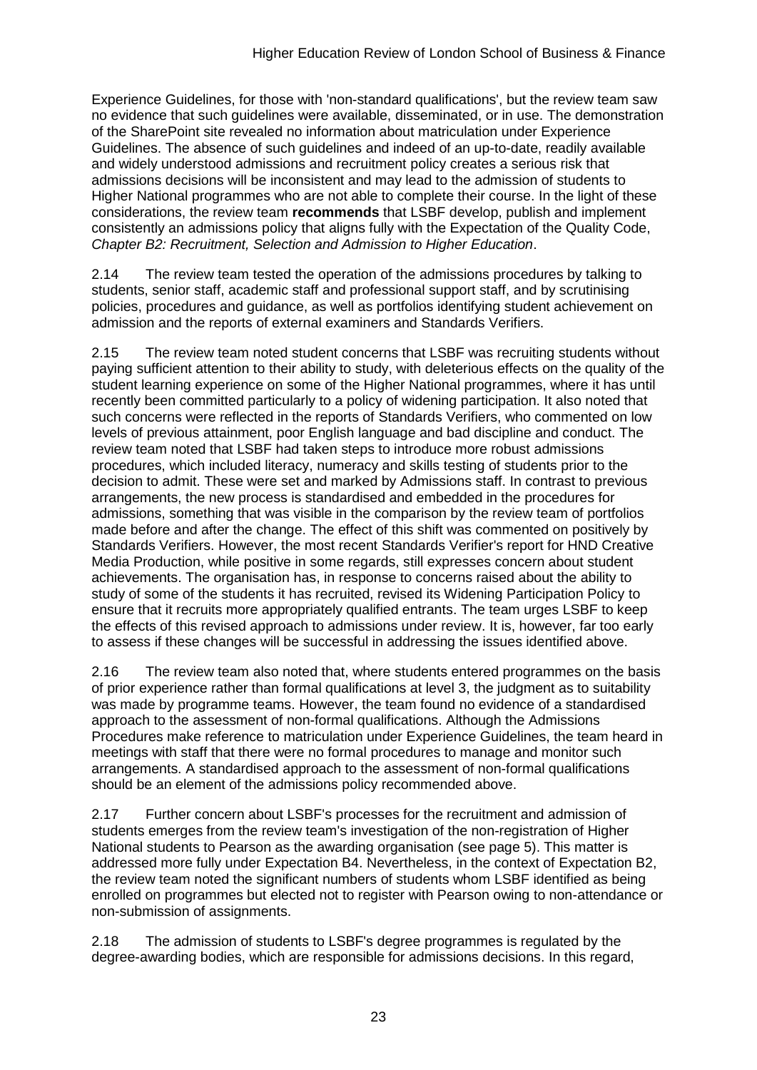Experience Guidelines, for those with 'non-standard qualifications', but the review team saw no evidence that such guidelines were available, disseminated, or in use. The demonstration of the SharePoint site revealed no information about matriculation under Experience Guidelines. The absence of such guidelines and indeed of an up-to-date, readily available and widely understood admissions and recruitment policy creates a serious risk that admissions decisions will be inconsistent and may lead to the admission of students to Higher National programmes who are not able to complete their course. In the light of these considerations, the review team **recommends** that LSBF develop, publish and implement consistently an admissions policy that aligns fully with the Expectation of the Quality Code, *Chapter B2: Recruitment, Selection and Admission to Higher Education*.

2.14 The review team tested the operation of the admissions procedures by talking to students, senior staff, academic staff and professional support staff, and by scrutinising policies, procedures and guidance, as well as portfolios identifying student achievement on admission and the reports of external examiners and Standards Verifiers.

2.15 The review team noted student concerns that LSBF was recruiting students without paying sufficient attention to their ability to study, with deleterious effects on the quality of the student learning experience on some of the Higher National programmes, where it has until recently been committed particularly to a policy of widening participation. It also noted that such concerns were reflected in the reports of Standards Verifiers, who commented on low levels of previous attainment, poor English language and bad discipline and conduct. The review team noted that LSBF had taken steps to introduce more robust admissions procedures, which included literacy, numeracy and skills testing of students prior to the decision to admit. These were set and marked by Admissions staff. In contrast to previous arrangements, the new process is standardised and embedded in the procedures for admissions, something that was visible in the comparison by the review team of portfolios made before and after the change. The effect of this shift was commented on positively by Standards Verifiers. However, the most recent Standards Verifier's report for HND Creative Media Production, while positive in some regards, still expresses concern about student achievements. The organisation has, in response to concerns raised about the ability to study of some of the students it has recruited, revised its Widening Participation Policy to ensure that it recruits more appropriately qualified entrants. The team urges LSBF to keep the effects of this revised approach to admissions under review. It is, however, far too early to assess if these changes will be successful in addressing the issues identified above.

2.16 The review team also noted that, where students entered programmes on the basis of prior experience rather than formal qualifications at level 3, the judgment as to suitability was made by programme teams. However, the team found no evidence of a standardised approach to the assessment of non-formal qualifications. Although the Admissions Procedures make reference to matriculation under Experience Guidelines, the team heard in meetings with staff that there were no formal procedures to manage and monitor such arrangements. A standardised approach to the assessment of non-formal qualifications should be an element of the admissions policy recommended above.

2.17 Further concern about LSBF's processes for the recruitment and admission of students emerges from the review team's investigation of the non-registration of Higher National students to Pearson as the awarding organisation (see page 5). This matter is addressed more fully under Expectation B4. Nevertheless, in the context of Expectation B2, the review team noted the significant numbers of students whom LSBF identified as being enrolled on programmes but elected not to register with Pearson owing to non-attendance or non-submission of assignments.

2.18 The admission of students to LSBF's degree programmes is regulated by the degree-awarding bodies, which are responsible for admissions decisions. In this regard,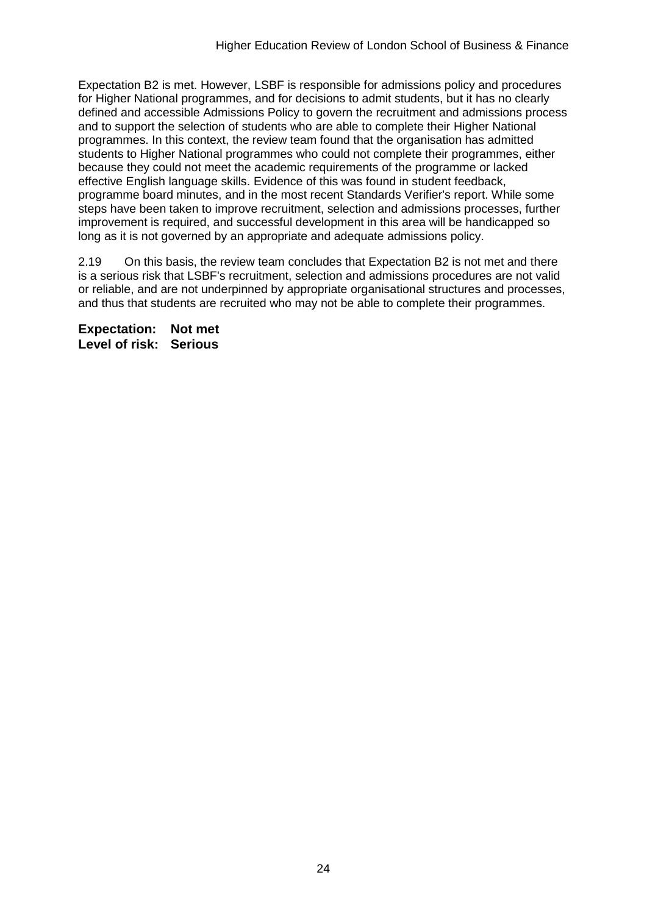Expectation B2 is met. However, LSBF is responsible for admissions policy and procedures for Higher National programmes, and for decisions to admit students, but it has no clearly defined and accessible Admissions Policy to govern the recruitment and admissions process and to support the selection of students who are able to complete their Higher National programmes. In this context, the review team found that the organisation has admitted students to Higher National programmes who could not complete their programmes, either because they could not meet the academic requirements of the programme or lacked effective English language skills. Evidence of this was found in student feedback, programme board minutes, and in the most recent Standards Verifier's report. While some steps have been taken to improve recruitment, selection and admissions processes, further improvement is required, and successful development in this area will be handicapped so long as it is not governed by an appropriate and adequate admissions policy.

2.19 On this basis, the review team concludes that Expectation B2 is not met and there is a serious risk that LSBF's recruitment, selection and admissions procedures are not valid or reliable, and are not underpinned by appropriate organisational structures and processes, and thus that students are recruited who may not be able to complete their programmes.

**Expectation: Not met**
**Level of risk: Serious**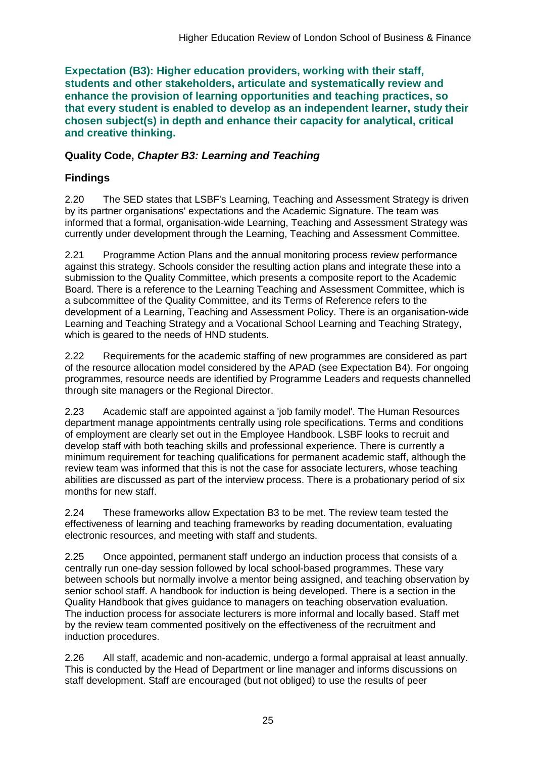**Expectation (B3): Higher education providers, working with their staff, students and other stakeholders, articulate and systematically review and enhance the provision of learning opportunities and teaching practices, so that every student is enabled to develop as an independent learner, study their chosen subject(s) in depth and enhance their capacity for analytical, critical and creative thinking.**

### Quality Code, *Chapter B3: Learning and Teaching*

### Findings

2.20 The SED states that LSBF's Learning, Teaching and Assessment Strategy is driven by its partner organisations' expectations and the Academic Signature. The team was informed that a formal, organisation-wide Learning, Teaching and Assessment Strategy was currently under development through the Learning, Teaching and Assessment Committee.

2.21 Programme Action Plans and the annual monitoring process review performance against this strategy. Schools consider the resulting action plans and integrate these into a submission to the Quality Committee, which presents a composite report to the Academic Board. There is a reference to the Learning Teaching and Assessment Committee, which is a subcommittee of the Quality Committee, and its Terms of Reference refers to the development of a Learning, Teaching and Assessment Policy. There is an organisation-wide Learning and Teaching Strategy and a Vocational School Learning and Teaching Strategy, which is geared to the needs of HND students.

2.22 Requirements for the academic staffing of new programmes are considered as part of the resource allocation model considered by the APAD (see Expectation B4). For ongoing programmes, resource needs are identified by Programme Leaders and requests channelled through site managers or the Regional Director.

2.23 Academic staff are appointed against a 'job family model'. The Human Resources department manage appointments centrally using role specifications. Terms and conditions of employment are clearly set out in the Employee Handbook. LSBF looks to recruit and develop staff with both teaching skills and professional experience. There is currently a minimum requirement for teaching qualifications for permanent academic staff, although the review team was informed that this is not the case for associate lecturers, whose teaching abilities are discussed as part of the interview process. There is a probationary period of six months for new staff.

2.24 These frameworks allow Expectation B3 to be met. The review team tested the effectiveness of learning and teaching frameworks by reading documentation, evaluating electronic resources, and meeting with staff and students.

2.25 Once appointed, permanent staff undergo an induction process that consists of a centrally run one-day session followed by local school-based programmes. These vary between schools but normally involve a mentor being assigned, and teaching observation by senior school staff. A handbook for induction is being developed. There is a section in the Quality Handbook that gives guidance to managers on teaching observation evaluation. The induction process for associate lecturers is more informal and locally based. Staff met by the review team commented positively on the effectiveness of the recruitment and induction procedures.

2.26 All staff, academic and non-academic, undergo a formal appraisal at least annually. This is conducted by the Head of Department or line manager and informs discussions on staff development. Staff are encouraged (but not obliged) to use the results of peer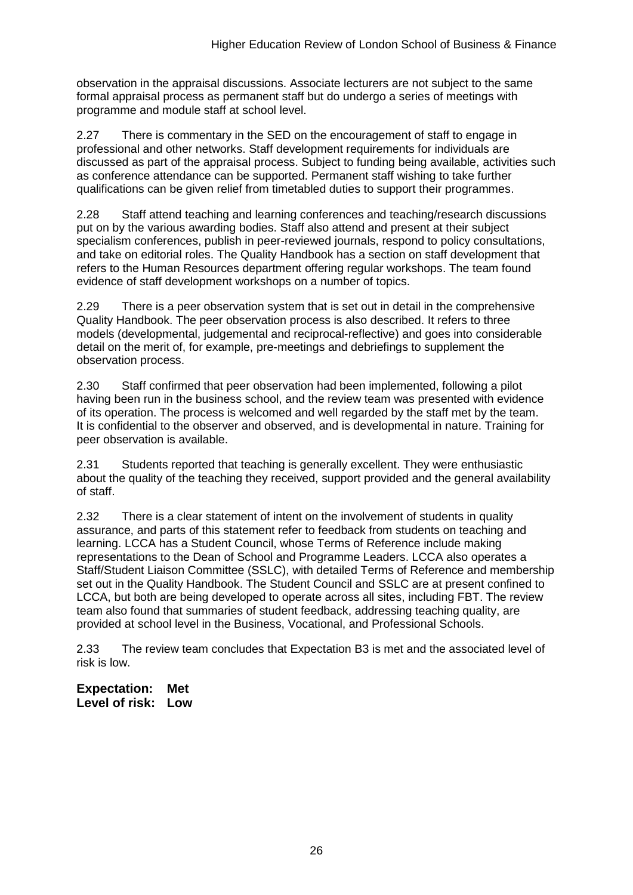observation in the appraisal discussions. Associate lecturers are not subject to the same formal appraisal process as permanent staff but do undergo a series of meetings with programme and module staff at school level.

2.27 There is commentary in the SED on the encouragement of staff to engage in professional and other networks. Staff development requirements for individuals are discussed as part of the appraisal process. Subject to funding being available, activities such as conference attendance can be supported. Permanent staff wishing to take further qualifications can be given relief from timetabled duties to support their programmes.

2.28 Staff attend teaching and learning conferences and teaching/research discussions put on by the various awarding bodies. Staff also attend and present at their subject specialism conferences, publish in peer-reviewed journals, respond to policy consultations, and take on editorial roles. The Quality Handbook has a section on staff development that refers to the Human Resources department offering regular workshops. The team found evidence of staff development workshops on a number of topics.

2.29 There is a peer observation system that is set out in detail in the comprehensive Quality Handbook. The peer observation process is also described. It refers to three models (developmental, judgemental and reciprocal-reflective) and goes into considerable detail on the merit of, for example, pre-meetings and debriefings to supplement the observation process.

2.30 Staff confirmed that peer observation had been implemented, following a pilot having been run in the business school, and the review team was presented with evidence of its operation. The process is welcomed and well regarded by the staff met by the team. It is confidential to the observer and observed, and is developmental in nature. Training for peer observation is available.

2.31 Students reported that teaching is generally excellent. They were enthusiastic about the quality of the teaching they received, support provided and the general availability of staff.

2.32 There is a clear statement of intent on the involvement of students in quality assurance, and parts of this statement refer to feedback from students on teaching and learning. LCCA has a Student Council, whose Terms of Reference include making representations to the Dean of School and Programme Leaders. LCCA also operates a Staff/Student Liaison Committee (SSLC), with detailed Terms of Reference and membership set out in the Quality Handbook. The Student Council and SSLC are at present confined to LCCA, but both are being developed to operate across all sites, including FBT. The review team also found that summaries of student feedback, addressing teaching quality, are provided at school level in the Business, Vocational, and Professional Schools.

2.33 The review team concludes that Expectation B3 is met and the associated level of risk is low.

**Expectation: Met**
**Level of risk: Low**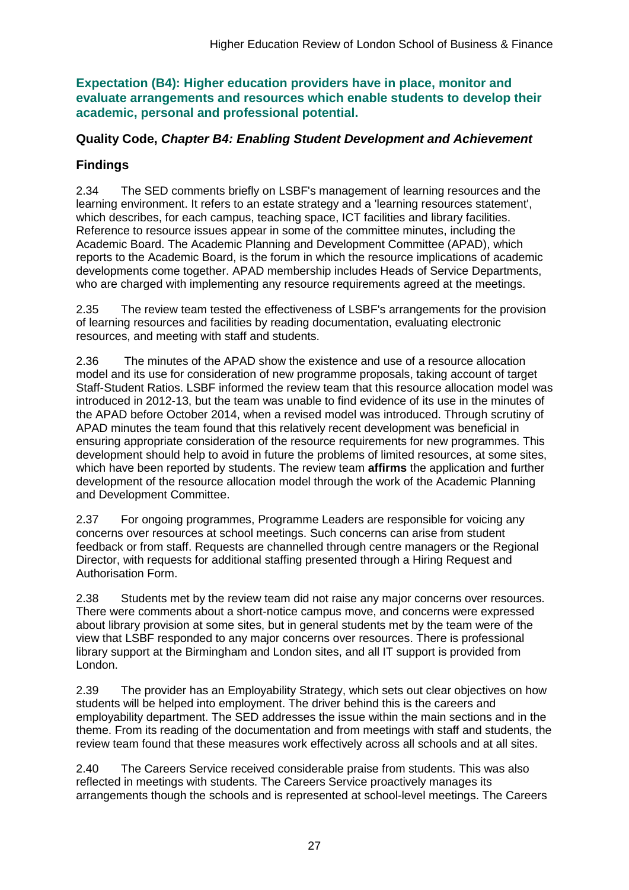### Expectation (B4): Higher education providers have in place, monitor and evaluate arrangements and resources which enable students to develop their academic, personal and professional potential.

### Quality Code, *Chapter B4: Enabling Student Development and Achievement*

### Findings

2.34 The SED comments briefly on LSBF's management of learning resources and the learning environment. It refers to an estate strategy and a 'learning resources statement', which describes, for each campus, teaching space, ICT facilities and library facilities. Reference to resource issues appear in some of the committee minutes, including the Academic Board. The Academic Planning and Development Committee (APAD), which reports to the Academic Board, is the forum in which the resource implications of academic developments come together. APAD membership includes Heads of Service Departments, who are charged with implementing any resource requirements agreed at the meetings.

2.35 The review team tested the effectiveness of LSBF's arrangements for the provision of learning resources and facilities by reading documentation, evaluating electronic resources, and meeting with staff and students.

2.36 The minutes of the APAD show the existence and use of a resource allocation model and its use for consideration of new programme proposals, taking account of target Staff-Student Ratios. LSBF informed the review team that this resource allocation model was introduced in 2012-13, but the team was unable to find evidence of its use in the minutes of the APAD before October 2014, when a revised model was introduced. Through scrutiny of APAD minutes the team found that this relatively recent development was beneficial in ensuring appropriate consideration of the resource requirements for new programmes. This development should help to avoid in future the problems of limited resources, at some sites, which have been reported by students. The review team **affirms** the application and further development of the resource allocation model through the work of the Academic Planning and Development Committee.

2.37 For ongoing programmes, Programme Leaders are responsible for voicing any concerns over resources at school meetings. Such concerns can arise from student feedback or from staff. Requests are channelled through centre managers or the Regional Director, with requests for additional staffing presented through a Hiring Request and Authorisation Form.

2.38 Students met by the review team did not raise any major concerns over resources. There were comments about a short-notice campus move, and concerns were expressed about library provision at some sites, but in general students met by the team were of the view that LSBF responded to any major concerns over resources. There is professional library support at the Birmingham and London sites, and all IT support is provided from London.

2.39 The provider has an Employability Strategy, which sets out clear objectives on how students will be helped into employment. The driver behind this is the careers and employability department. The SED addresses the issue within the main sections and in the theme. From its reading of the documentation and from meetings with staff and students, the review team found that these measures work effectively across all schools and at all sites.

2.40 The Careers Service received considerable praise from students. This was also reflected in meetings with students. The Careers Service proactively manages its arrangements though the schools and is represented at school-level meetings. The Careers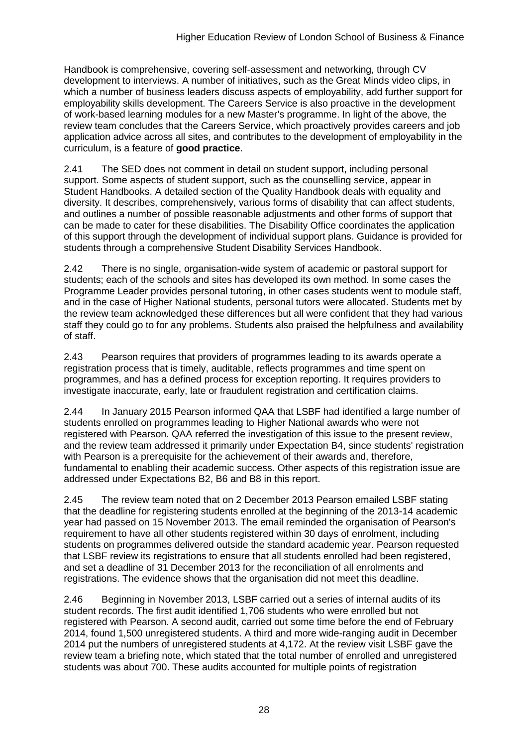Handbook is comprehensive, covering self-assessment and networking, through CV development to interviews. A number of initiatives, such as the Great Minds video clips, in which a number of business leaders discuss aspects of employability, add further support for employability skills development. The Careers Service is also proactive in the development of work-based learning modules for a new Master's programme. In light of the above, the review team concludes that the Careers Service, which proactively provides careers and job application advice across all sites, and contributes to the development of employability in the curriculum, is a feature of **good practice**.

2.41 The SED does not comment in detail on student support, including personal support. Some aspects of student support, such as the counselling service, appear in Student Handbooks. A detailed section of the Quality Handbook deals with equality and diversity. It describes, comprehensively, various forms of disability that can affect students, and outlines a number of possible reasonable adjustments and other forms of support that can be made to cater for these disabilities. The Disability Office coordinates the application of this support through the development of individual support plans. Guidance is provided for students through a comprehensive Student Disability Services Handbook.

2.42 There is no single, organisation-wide system of academic or pastoral support for students; each of the schools and sites has developed its own method. In some cases the Programme Leader provides personal tutoring, in other cases students went to module staff, and in the case of Higher National students, personal tutors were allocated. Students met by the review team acknowledged these differences but all were confident that they had various staff they could go to for any problems. Students also praised the helpfulness and availability of staff.

2.43 Pearson requires that providers of programmes leading to its awards operate a registration process that is timely, auditable, reflects programmes and time spent on programmes, and has a defined process for exception reporting. It requires providers to investigate inaccurate, early, late or fraudulent registration and certification claims.

2.44 In January 2015 Pearson informed QAA that LSBF had identified a large number of students enrolled on programmes leading to Higher National awards who were not registered with Pearson. QAA referred the investigation of this issue to the present review, and the review team addressed it primarily under Expectation B4, since students' registration with Pearson is a prerequisite for the achievement of their awards and, therefore, fundamental to enabling their academic success. Other aspects of this registration issue are addressed under Expectations B2, B6 and B8 in this report.

2.45 The review team noted that on 2 December 2013 Pearson emailed LSBF stating that the deadline for registering students enrolled at the beginning of the 2013-14 academic year had passed on 15 November 2013. The email reminded the organisation of Pearson's requirement to have all other students registered within 30 days of enrolment, including students on programmes delivered outside the standard academic year. Pearson requested that LSBF review its registrations to ensure that all students enrolled had been registered, and set a deadline of 31 December 2013 for the reconciliation of all enrolments and registrations. The evidence shows that the organisation did not meet this deadline.

2.46 Beginning in November 2013, LSBF carried out a series of internal audits of its student records. The first audit identified 1,706 students who were enrolled but not registered with Pearson. A second audit, carried out some time before the end of February 2014, found 1,500 unregistered students. A third and more wide-ranging audit in December 2014 put the numbers of unregistered students at 4,172. At the review visit LSBF gave the review team a briefing note, which stated that the total number of enrolled and unregistered students was about 700. These audits accounted for multiple points of registration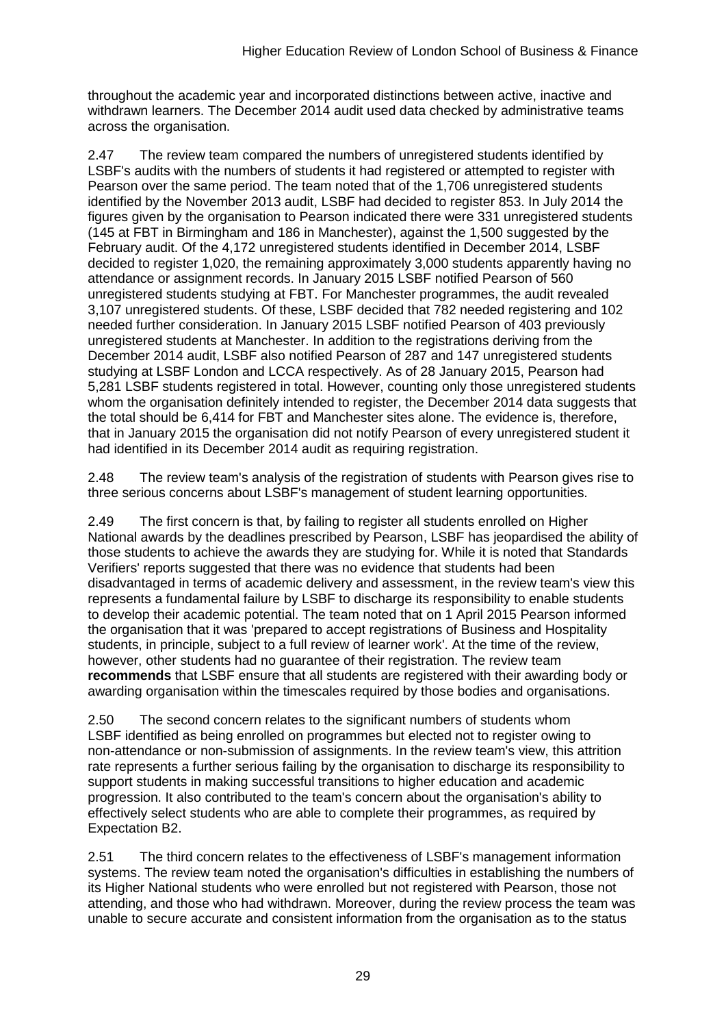throughout the academic year and incorporated distinctions between active, inactive and withdrawn learners. The December 2014 audit used data checked by administrative teams across the organisation.

2.47 The review team compared the numbers of unregistered students identified by LSBF's audits with the numbers of students it had registered or attempted to register with Pearson over the same period. The team noted that of the 1,706 unregistered students identified by the November 2013 audit, LSBF had decided to register 853. In July 2014 the figures given by the organisation to Pearson indicated there were 331 unregistered students (145 at FBT in Birmingham and 186 in Manchester), against the 1,500 suggested by the February audit. Of the 4,172 unregistered students identified in December 2014, LSBF decided to register 1,020, the remaining approximately 3,000 students apparently having no attendance or assignment records. In January 2015 LSBF notified Pearson of 560 unregistered students studying at FBT. For Manchester programmes, the audit revealed 3,107 unregistered students. Of these, LSBF decided that 782 needed registering and 102 needed further consideration. In January 2015 LSBF notified Pearson of 403 previously unregistered students at Manchester. In addition to the registrations deriving from the December 2014 audit, LSBF also notified Pearson of 287 and 147 unregistered students studying at LSBF London and LCCA respectively. As of 28 January 2015, Pearson had 5,281 LSBF students registered in total. However, counting only those unregistered students whom the organisation definitely intended to register, the December 2014 data suggests that the total should be 6,414 for FBT and Manchester sites alone. The evidence is, therefore, that in January 2015 the organisation did not notify Pearson of every unregistered student it had identified in its December 2014 audit as requiring registration.

2.48 The review team's analysis of the registration of students with Pearson gives rise to three serious concerns about LSBF's management of student learning opportunities.

2.49 The first concern is that, by failing to register all students enrolled on Higher National awards by the deadlines prescribed by Pearson, LSBF has jeopardised the ability of those students to achieve the awards they are studying for. While it is noted that Standards Verifiers' reports suggested that there was no evidence that students had been disadvantaged in terms of academic delivery and assessment, in the review team's view this represents a fundamental failure by LSBF to discharge its responsibility to enable students to develop their academic potential. The team noted that on 1 April 2015 Pearson informed the organisation that it was 'prepared to accept registrations of Business and Hospitality students, in principle, subject to a full review of learner work'. At the time of the review, however, other students had no guarantee of their registration. The review team **recommends** that LSBF ensure that all students are registered with their awarding body or awarding organisation within the timescales required by those bodies and organisations.

2.50 The second concern relates to the significant numbers of students whom LSBF identified as being enrolled on programmes but elected not to register owing to non-attendance or non-submission of assignments. In the review team's view, this attrition rate represents a further serious failing by the organisation to discharge its responsibility to support students in making successful transitions to higher education and academic progression. It also contributed to the team's concern about the organisation's ability to effectively select students who are able to complete their programmes, as required by Expectation B2.

2.51 The third concern relates to the effectiveness of LSBF's management information systems. The review team noted the organisation's difficulties in establishing the numbers of its Higher National students who were enrolled but not registered with Pearson, those not attending, and those who had withdrawn. Moreover, during the review process the team was unable to secure accurate and consistent information from the organisation as to the status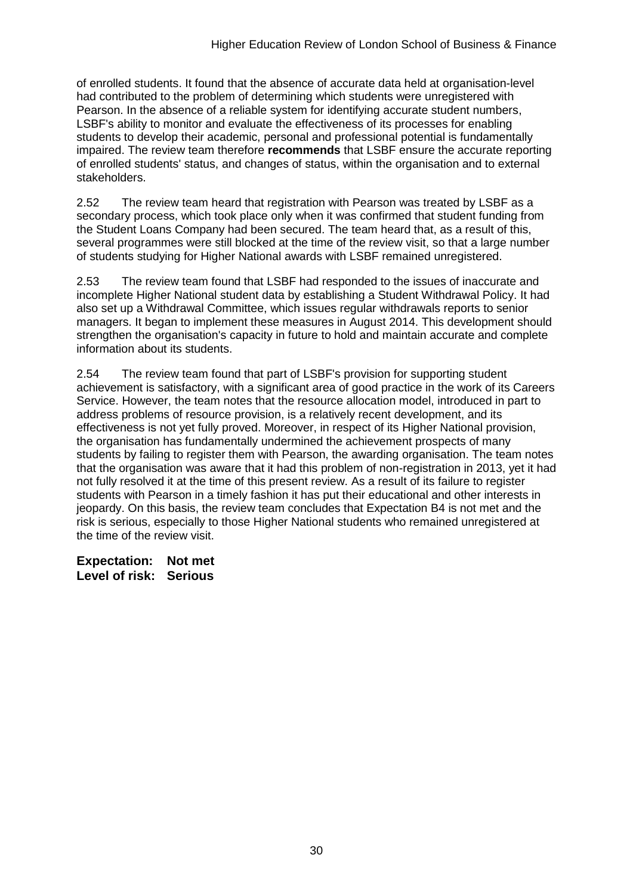of enrolled students. It found that the absence of accurate data held at organisation-level had contributed to the problem of determining which students were unregistered with Pearson. In the absence of a reliable system for identifying accurate student numbers, LSBF's ability to monitor and evaluate the effectiveness of its processes for enabling students to develop their academic, personal and professional potential is fundamentally impaired. The review team therefore **recommends** that LSBF ensure the accurate reporting of enrolled students' status, and changes of status, within the organisation and to external stakeholders.

2.52 The review team heard that registration with Pearson was treated by LSBF as a secondary process, which took place only when it was confirmed that student funding from the Student Loans Company had been secured. The team heard that, as a result of this, several programmes were still blocked at the time of the review visit, so that a large number of students studying for Higher National awards with LSBF remained unregistered.

2.53 The review team found that LSBF had responded to the issues of inaccurate and incomplete Higher National student data by establishing a Student Withdrawal Policy. It had also set up a Withdrawal Committee, which issues regular withdrawals reports to senior managers. It began to implement these measures in August 2014. This development should strengthen the organisation's capacity in future to hold and maintain accurate and complete information about its students.

2.54 The review team found that part of LSBF's provision for supporting student achievement is satisfactory, with a significant area of good practice in the work of its Careers Service. However, the team notes that the resource allocation model, introduced in part to address problems of resource provision, is a relatively recent development, and its effectiveness is not yet fully proved. Moreover, in respect of its Higher National provision, the organisation has fundamentally undermined the achievement prospects of many students by failing to register them with Pearson, the awarding organisation. The team notes that the organisation was aware that it had this problem of non-registration in 2013, yet it had not fully resolved it at the time of this present review. As a result of its failure to register students with Pearson in a timely fashion it has put their educational and other interests in jeopardy. On this basis, the review team concludes that Expectation B4 is not met and the risk is serious, especially to those Higher National students who remained unregistered at the time of the review visit.

**Expectation: Not met**
**Level of risk: Serious**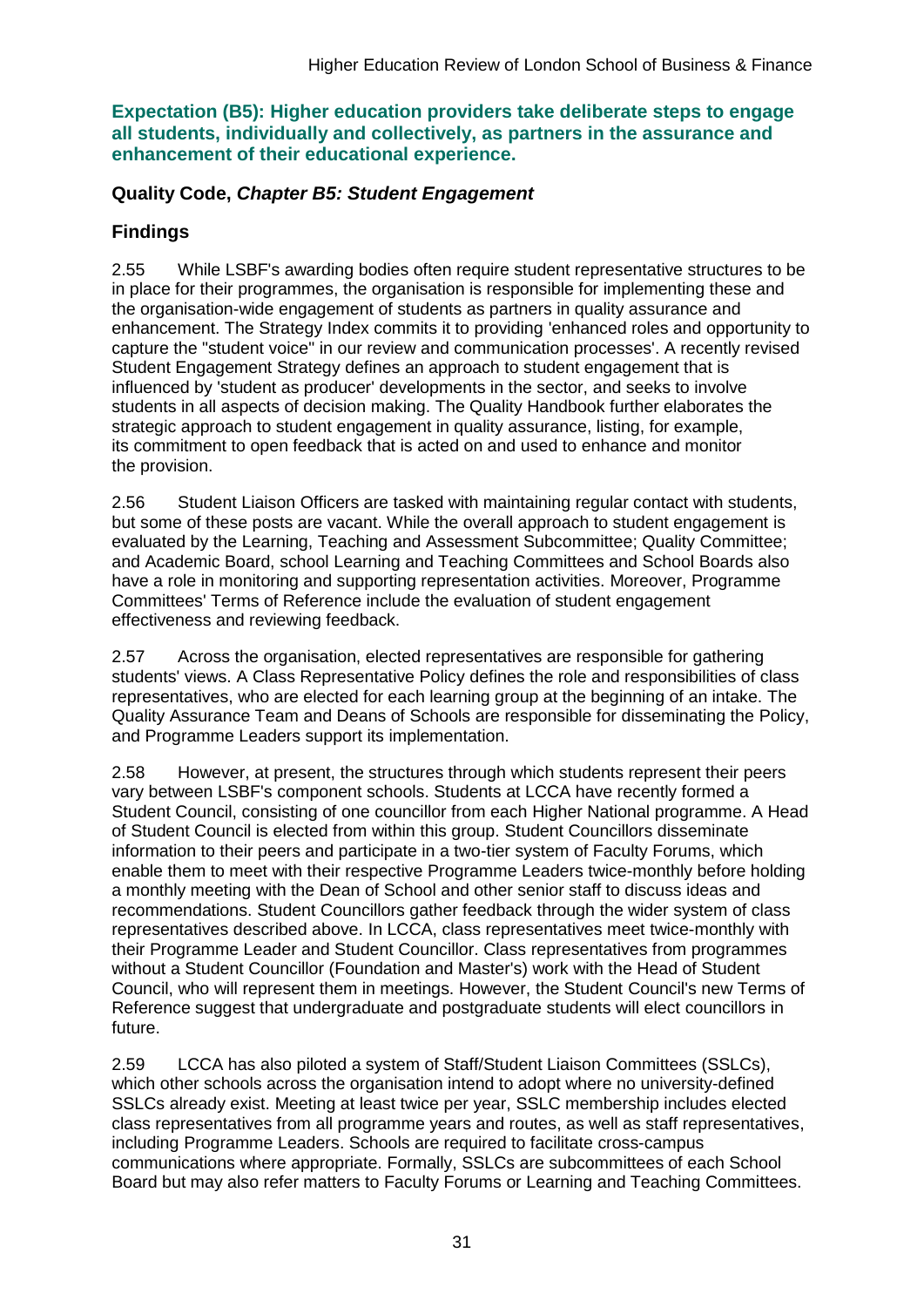**Expectation (B5): Higher education providers take deliberate steps to engage all students, individually and collectively, as partners in the assurance and enhancement of their educational experience.**

**Quality Code, *Chapter B5: Student Engagement***

## Findings

2.55 While LSBF's awarding bodies often require student representative structures to be in place for their programmes, the organisation is responsible for implementing these and the organisation-wide engagement of students as partners in quality assurance and enhancement. The Strategy Index commits it to providing 'enhanced roles and opportunity to capture the "student voice" in our review and communication processes'. A recently revised Student Engagement Strategy defines an approach to student engagement that is influenced by 'student as producer' developments in the sector, and seeks to involve students in all aspects of decision making. The Quality Handbook further elaborates the strategic approach to student engagement in quality assurance, listing, for example, its commitment to open feedback that is acted on and used to enhance and monitor the provision.

2.56 Student Liaison Officers are tasked with maintaining regular contact with students, but some of these posts are vacant. While the overall approach to student engagement is evaluated by the Learning, Teaching and Assessment Subcommittee; Quality Committee; and Academic Board, school Learning and Teaching Committees and School Boards also have a role in monitoring and supporting representation activities. Moreover, Programme Committees' Terms of Reference include the evaluation of student engagement effectiveness and reviewing feedback.

2.57 Across the organisation, elected representatives are responsible for gathering students' views. A Class Representative Policy defines the role and responsibilities of class representatives, who are elected for each learning group at the beginning of an intake. The Quality Assurance Team and Deans of Schools are responsible for disseminating the Policy, and Programme Leaders support its implementation.

2.58 However, at present, the structures through which students represent their peers vary between LSBF's component schools. Students at LCCA have recently formed a Student Council, consisting of one councillor from each Higher National programme. A Head of Student Council is elected from within this group. Student Councillors disseminate information to their peers and participate in a two-tier system of Faculty Forums, which enable them to meet with their respective Programme Leaders twice-monthly before holding a monthly meeting with the Dean of School and other senior staff to discuss ideas and recommendations. Student Councillors gather feedback through the wider system of class representatives described above. In LCCA, class representatives meet twice-monthly with their Programme Leader and Student Councillor. Class representatives from programmes without a Student Councillor (Foundation and Master's) work with the Head of Student Council, who will represent them in meetings. However, the Student Council's new Terms of Reference suggest that undergraduate and postgraduate students will elect councillors in future.

2.59 LCCA has also piloted a system of Staff/Student Liaison Committees (SSLCs), which other schools across the organisation intend to adopt where no university-defined SSLCs already exist. Meeting at least twice per year, SSLC membership includes elected class representatives from all programme years and routes, as well as staff representatives, including Programme Leaders. Schools are required to facilitate cross-campus communications where appropriate. Formally, SSLCs are subcommittees of each School Board but may also refer matters to Faculty Forums or Learning and Teaching Committees.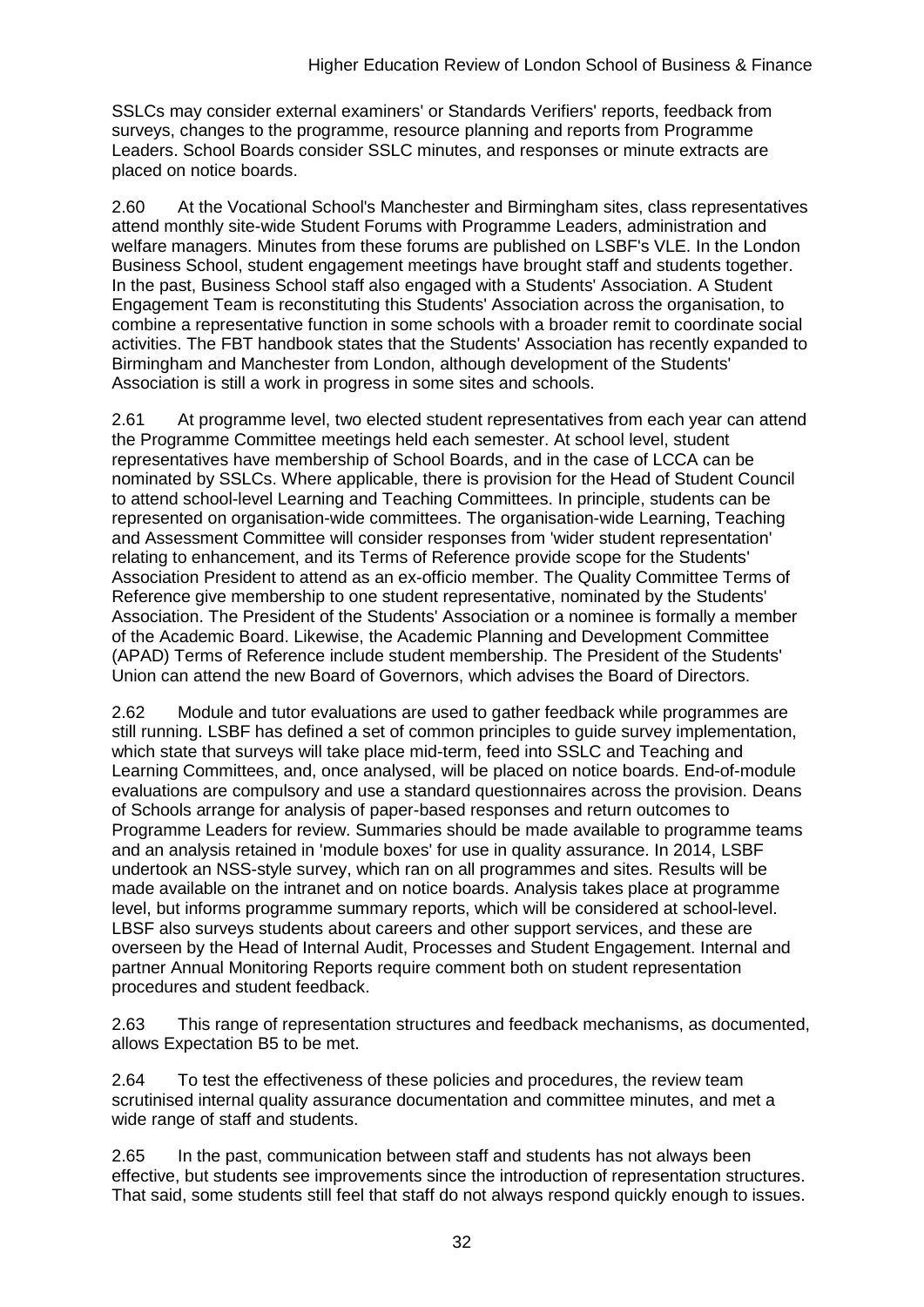SSLCs may consider external examiners' or Standards Verifiers' reports, feedback from surveys, changes to the programme, resource planning and reports from Programme Leaders. School Boards consider SSLC minutes, and responses or minute extracts are placed on notice boards.

2.60 At the Vocational School's Manchester and Birmingham sites, class representatives attend monthly site-wide Student Forums with Programme Leaders, administration and welfare managers. Minutes from these forums are published on LSBF's VLE. In the London Business School, student engagement meetings have brought staff and students together. In the past, Business School staff also engaged with a Students' Association. A Student Engagement Team is reconstituting this Students' Association across the organisation, to combine a representative function in some schools with a broader remit to coordinate social activities. The FBT handbook states that the Students' Association has recently expanded to Birmingham and Manchester from London, although development of the Students' Association is still a work in progress in some sites and schools.

2.61 At programme level, two elected student representatives from each year can attend the Programme Committee meetings held each semester. At school level, student representatives have membership of School Boards, and in the case of LCCA can be nominated by SSLCs. Where applicable, there is provision for the Head of Student Council to attend school-level Learning and Teaching Committees. In principle, students can be represented on organisation-wide committees. The organisation-wide Learning, Teaching and Assessment Committee will consider responses from 'wider student representation' relating to enhancement, and its Terms of Reference provide scope for the Students' Association President to attend as an ex-officio member. The Quality Committee Terms of Reference give membership to one student representative, nominated by the Students' Association. The President of the Students' Association or a nominee is formally a member of the Academic Board. Likewise, the Academic Planning and Development Committee (APAD) Terms of Reference include student membership. The President of the Students' Union can attend the new Board of Governors, which advises the Board of Directors.

2.62 Module and tutor evaluations are used to gather feedback while programmes are still running. LSBF has defined a set of common principles to guide survey implementation, which state that surveys will take place mid-term, feed into SSLC and Teaching and Learning Committees, and, once analysed, will be placed on notice boards. End-of-module evaluations are compulsory and use a standard questionnaires across the provision. Deans of Schools arrange for analysis of paper-based responses and return outcomes to Programme Leaders for review. Summaries should be made available to programme teams and an analysis retained in 'module boxes' for use in quality assurance. In 2014, LSBF undertook an NSS-style survey, which ran on all programmes and sites. Results will be made available on the intranet and on notice boards. Analysis takes place at programme level, but informs programme summary reports, which will be considered at school-level. LBSF also surveys students about careers and other support services, and these are overseen by the Head of Internal Audit, Processes and Student Engagement. Internal and partner Annual Monitoring Reports require comment both on student representation procedures and student feedback.

2.63 This range of representation structures and feedback mechanisms, as documented, allows Expectation B5 to be met.

2.64 To test the effectiveness of these policies and procedures, the review team scrutinised internal quality assurance documentation and committee minutes, and met a wide range of staff and students.

2.65 In the past, communication between staff and students has not always been effective, but students see improvements since the introduction of representation structures. That said, some students still feel that staff do not always respond quickly enough to issues.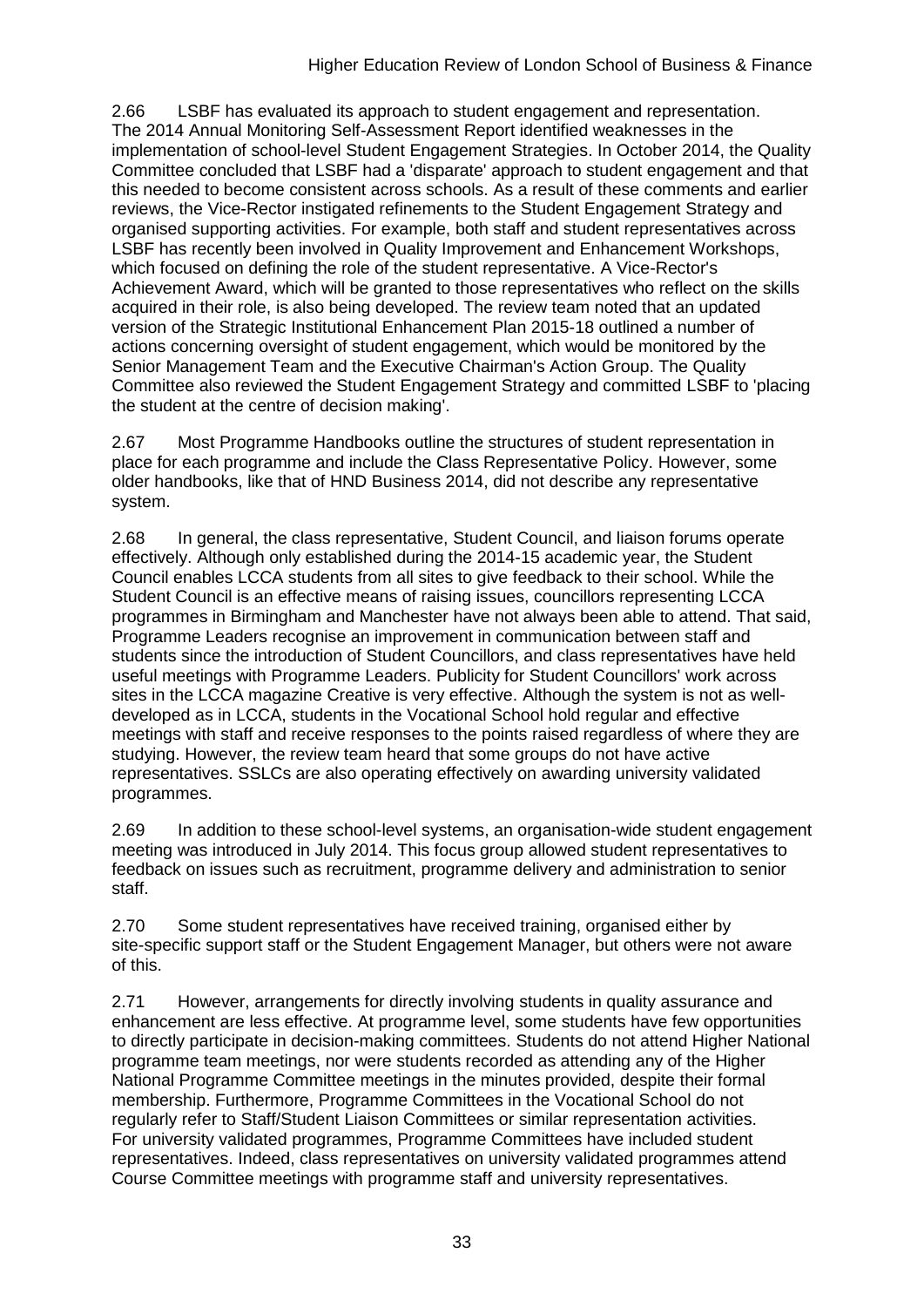2.66 LSBF has evaluated its approach to student engagement and representation. The 2014 Annual Monitoring Self-Assessment Report identified weaknesses in the implementation of school-level Student Engagement Strategies. In October 2014, the Quality Committee concluded that LSBF had a 'disparate' approach to student engagement and that this needed to become consistent across schools. As a result of these comments and earlier reviews, the Vice-Rector instigated refinements to the Student Engagement Strategy and organised supporting activities. For example, both staff and student representatives across LSBF has recently been involved in Quality Improvement and Enhancement Workshops, which focused on defining the role of the student representative. A Vice-Rector's Achievement Award, which will be granted to those representatives who reflect on the skills acquired in their role, is also being developed. The review team noted that an updated version of the Strategic Institutional Enhancement Plan 2015-18 outlined a number of actions concerning oversight of student engagement, which would be monitored by the Senior Management Team and the Executive Chairman's Action Group. The Quality Committee also reviewed the Student Engagement Strategy and committed LSBF to 'placing the student at the centre of decision making'.

2.67 Most Programme Handbooks outline the structures of student representation in place for each programme and include the Class Representative Policy. However, some older handbooks, like that of HND Business 2014, did not describe any representative system.

2.68 In general, the class representative, Student Council, and liaison forums operate effectively. Although only established during the 2014-15 academic year, the Student Council enables LCCA students from all sites to give feedback to their school. While the Student Council is an effective means of raising issues, councillors representing LCCA programmes in Birmingham and Manchester have not always been able to attend. That said, Programme Leaders recognise an improvement in communication between staff and students since the introduction of Student Councillors, and class representatives have held useful meetings with Programme Leaders. Publicity for Student Councillors' work across sites in the LCCA magazine Creative is very effective. Although the system is not as well-developed as in LCCA, students in the Vocational School hold regular and effective meetings with staff and receive responses to the points raised regardless of where they are studying. However, the review team heard that some groups do not have active representatives. SSLCs are also operating effectively on awarding university validated programmes.

2.69 In addition to these school-level systems, an organisation-wide student engagement meeting was introduced in July 2014. This focus group allowed student representatives to feedback on issues such as recruitment, programme delivery and administration to senior staff.

2.70 Some student representatives have received training, organised either by site-specific support staff or the Student Engagement Manager, but others were not aware of this.

2.71 However, arrangements for directly involving students in quality assurance and enhancement are less effective. At programme level, some students have few opportunities to directly participate in decision-making committees. Students do not attend Higher National programme team meetings, nor were students recorded as attending any of the Higher National Programme Committee meetings in the minutes provided, despite their formal membership. Furthermore, Programme Committees in the Vocational School do not regularly refer to Staff/Student Liaison Committees or similar representation activities. For university validated programmes, Programme Committees have included student representatives. Indeed, class representatives on university validated programmes attend Course Committee meetings with programme staff and university representatives.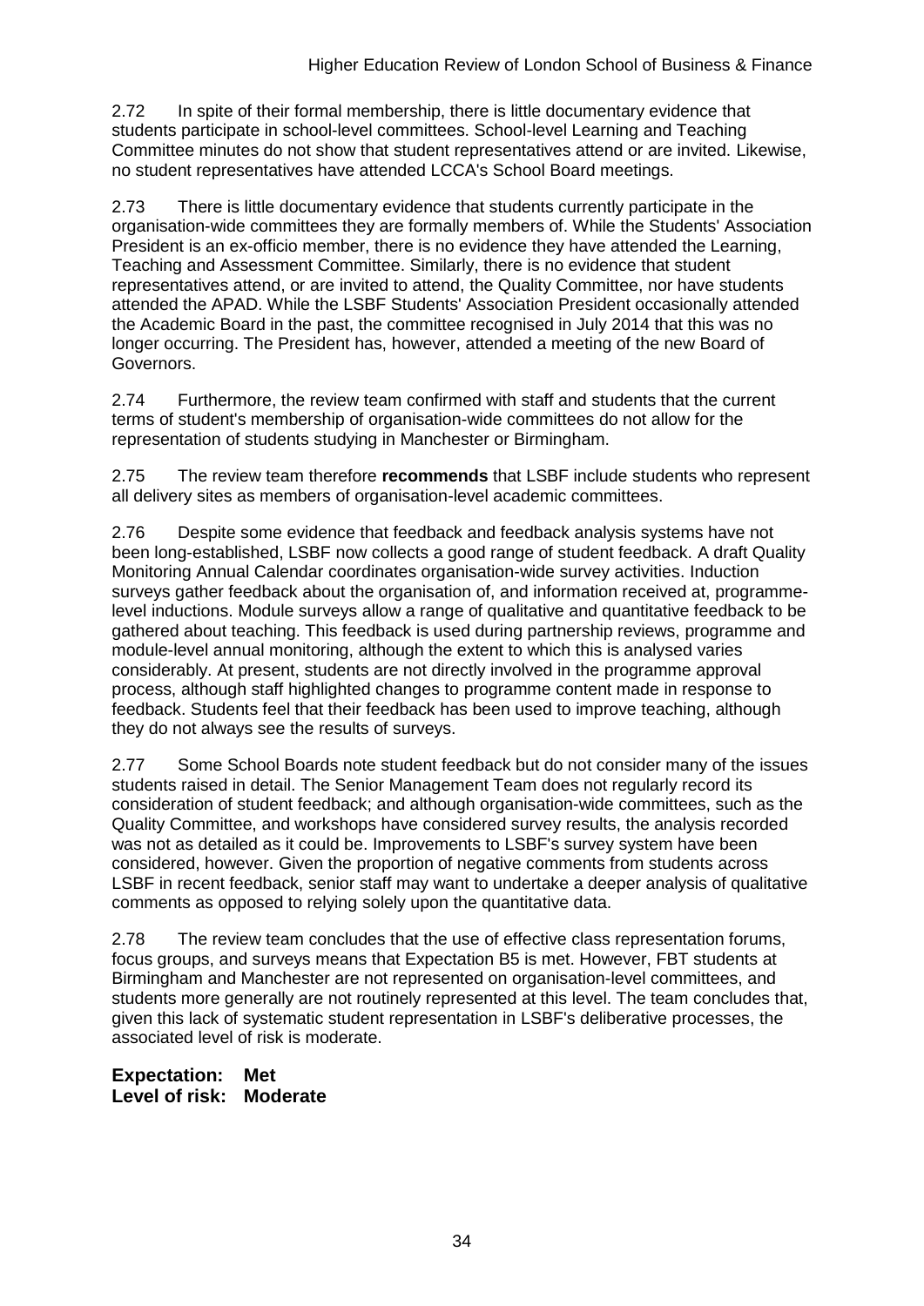2.72 In spite of their formal membership, there is little documentary evidence that students participate in school-level committees. School-level Learning and Teaching Committee minutes do not show that student representatives attend or are invited. Likewise, no student representatives have attended LCCA's School Board meetings.

2.73 There is little documentary evidence that students currently participate in the organisation-wide committees they are formally members of. While the Students' Association President is an ex-officio member, there is no evidence they have attended the Learning, Teaching and Assessment Committee. Similarly, there is no evidence that student representatives attend, or are invited to attend, the Quality Committee, nor have students attended the APAD. While the LSBF Students' Association President occasionally attended the Academic Board in the past, the committee recognised in July 2014 that this was no longer occurring. The President has, however, attended a meeting of the new Board of Governors.

2.74 Furthermore, the review team confirmed with staff and students that the current terms of student's membership of organisation-wide committees do not allow for the representation of students studying in Manchester or Birmingham.

2.75 The review team therefore **recommends** that LSBF include students who represent all delivery sites as members of organisation-level academic committees.

2.76 Despite some evidence that feedback and feedback analysis systems have not been long-established, LSBF now collects a good range of student feedback. A draft Quality Monitoring Annual Calendar coordinates organisation-wide survey activities. Induction surveys gather feedback about the organisation of, and information received at, programme-level inductions. Module surveys allow a range of qualitative and quantitative feedback to be gathered about teaching. This feedback is used during partnership reviews, programme and module-level annual monitoring, although the extent to which this is analysed varies considerably. At present, students are not directly involved in the programme approval process, although staff highlighted changes to programme content made in response to feedback. Students feel that their feedback has been used to improve teaching, although they do not always see the results of surveys.

2.77 Some School Boards note student feedback but do not consider many of the issues students raised in detail. The Senior Management Team does not regularly record its consideration of student feedback; and although organisation-wide committees, such as the Quality Committee, and workshops have considered survey results, the analysis recorded was not as detailed as it could be. Improvements to LSBF's survey system have been considered, however. Given the proportion of negative comments from students across LSBF in recent feedback, senior staff may want to undertake a deeper analysis of qualitative comments as opposed to relying solely upon the quantitative data.

2.78 The review team concludes that the use of effective class representation forums, focus groups, and surveys means that Expectation B5 is met. However, FBT students at Birmingham and Manchester are not represented on organisation-level committees, and students more generally are not routinely represented at this level. The team concludes that, given this lack of systematic student representation in LSBF's deliberative processes, the associated level of risk is moderate.

**Expectation: Met**
**Level of risk: Moderate**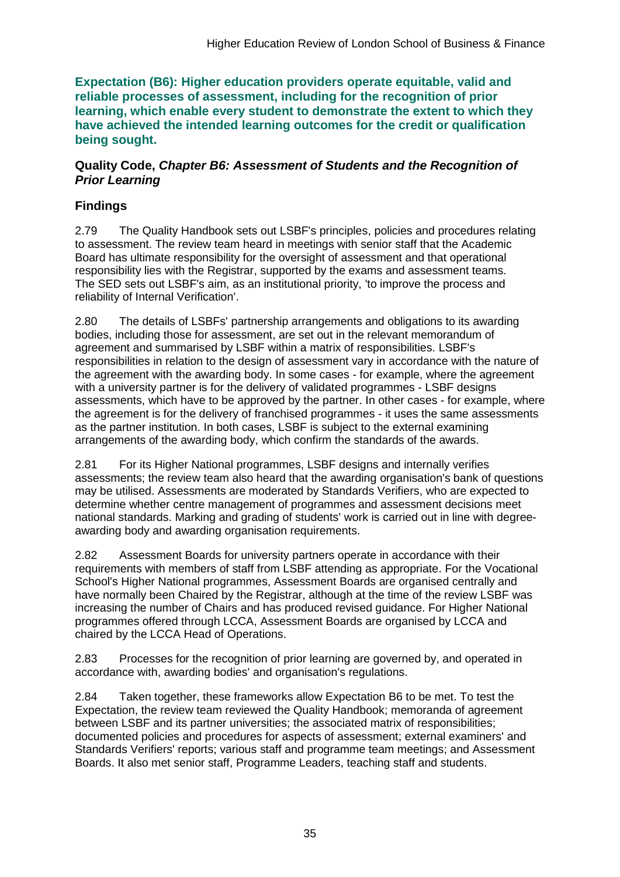**Expectation (B6): Higher education providers operate equitable, valid and reliable processes of assessment, including for the recognition of prior learning, which enable every student to demonstrate the extent to which they have achieved the intended learning outcomes for the credit or qualification being sought.**

**Quality Code, *Chapter B6: Assessment of Students and the Recognition of Prior Learning***

## Findings

2.79 The Quality Handbook sets out LSBF's principles, policies and procedures relating to assessment. The review team heard in meetings with senior staff that the Academic Board has ultimate responsibility for the oversight of assessment and that operational responsibility lies with the Registrar, supported by the exams and assessment teams. The SED sets out LSBF's aim, as an institutional priority, 'to improve the process and reliability of Internal Verification'.

2.80 The details of LSBFs' partnership arrangements and obligations to its awarding bodies, including those for assessment, are set out in the relevant memorandum of agreement and summarised by LSBF within a matrix of responsibilities. LSBF's responsibilities in relation to the design of assessment vary in accordance with the nature of the agreement with the awarding body. In some cases - for example, where the agreement with a university partner is for the delivery of validated programmes - LSBF designs assessments, which have to be approved by the partner. In other cases - for example, where the agreement is for the delivery of franchised programmes - it uses the same assessments as the partner institution. In both cases, LSBF is subject to the external examining arrangements of the awarding body, which confirm the standards of the awards.

2.81 For its Higher National programmes, LSBF designs and internally verifies assessments; the review team also heard that the awarding organisation's bank of questions may be utilised. Assessments are moderated by Standards Verifiers, who are expected to determine whether centre management of programmes and assessment decisions meet national standards. Marking and grading of students' work is carried out in line with degree-awarding body and awarding organisation requirements.

2.82 Assessment Boards for university partners operate in accordance with their requirements with members of staff from LSBF attending as appropriate. For the Vocational School's Higher National programmes, Assessment Boards are organised centrally and have normally been Chaired by the Registrar, although at the time of the review LSBF was increasing the number of Chairs and has produced revised guidance. For Higher National programmes offered through LCCA, Assessment Boards are organised by LCCA and chaired by the LCCA Head of Operations.

2.83 Processes for the recognition of prior learning are governed by, and operated in accordance with, awarding bodies' and organisation's regulations.

2.84 Taken together, these frameworks allow Expectation B6 to be met. To test the Expectation, the review team reviewed the Quality Handbook; memoranda of agreement between LSBF and its partner universities; the associated matrix of responsibilities; documented policies and procedures for aspects of assessment; external examiners' and Standards Verifiers' reports; various staff and programme team meetings; and Assessment Boards. It also met senior staff, Programme Leaders, teaching staff and students.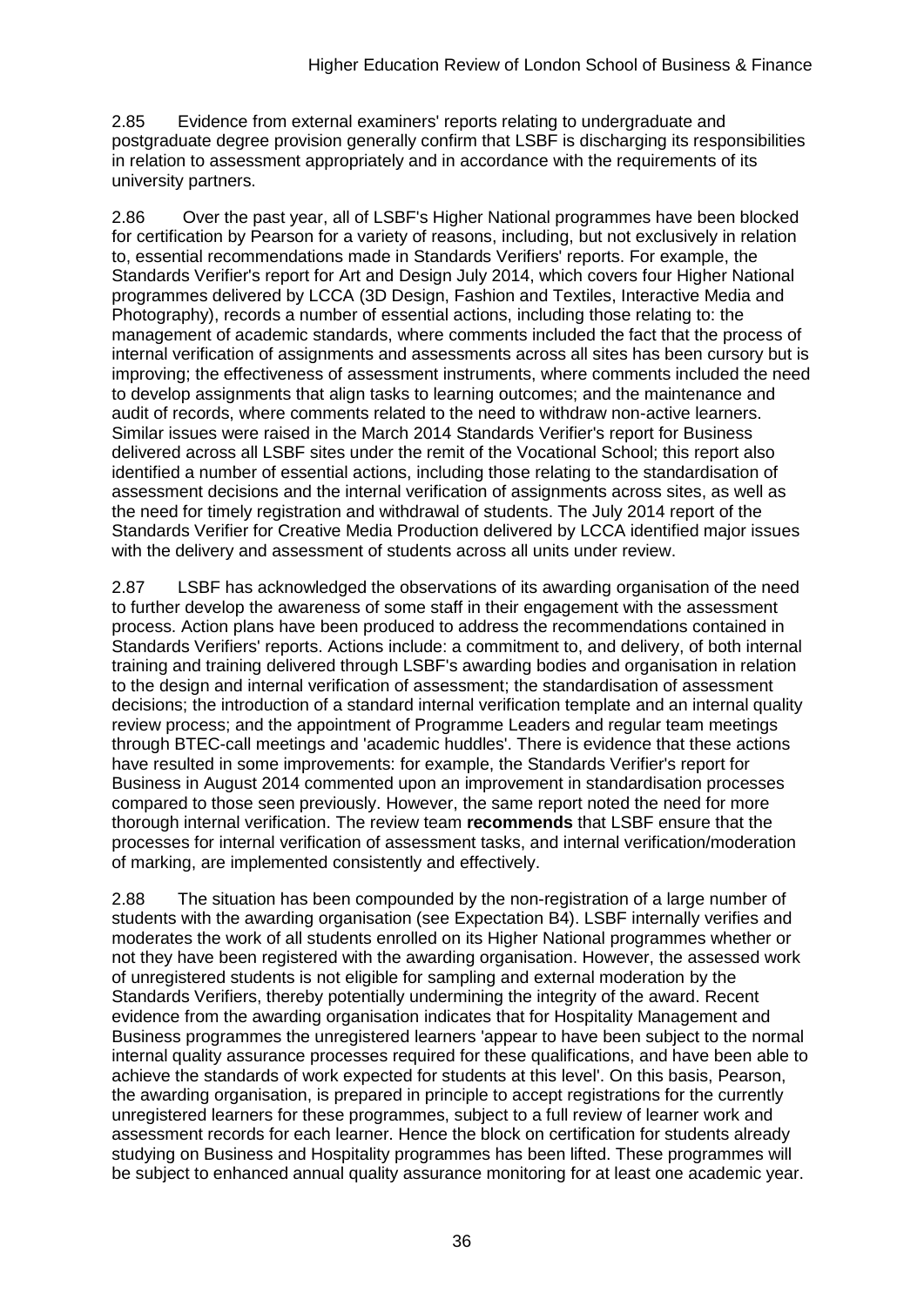2.85 Evidence from external examiners' reports relating to undergraduate and postgraduate degree provision generally confirm that LSBF is discharging its responsibilities in relation to assessment appropriately and in accordance with the requirements of its university partners.

2.86 Over the past year, all of LSBF's Higher National programmes have been blocked for certification by Pearson for a variety of reasons, including, but not exclusively in relation to, essential recommendations made in Standards Verifiers' reports. For example, the Standards Verifier's report for Art and Design July 2014, which covers four Higher National programmes delivered by LCCA (3D Design, Fashion and Textiles, Interactive Media and Photography), records a number of essential actions, including those relating to: the management of academic standards, where comments included the fact that the process of internal verification of assignments and assessments across all sites has been cursory but is improving; the effectiveness of assessment instruments, where comments included the need to develop assignments that align tasks to learning outcomes; and the maintenance and audit of records, where comments related to the need to withdraw non-active learners. Similar issues were raised in the March 2014 Standards Verifier's report for Business delivered across all LSBF sites under the remit of the Vocational School; this report also identified a number of essential actions, including those relating to the standardisation of assessment decisions and the internal verification of assignments across sites, as well as the need for timely registration and withdrawal of students. The July 2014 report of the Standards Verifier for Creative Media Production delivered by LCCA identified major issues with the delivery and assessment of students across all units under review.

2.87 LSBF has acknowledged the observations of its awarding organisation of the need to further develop the awareness of some staff in their engagement with the assessment process. Action plans have been produced to address the recommendations contained in Standards Verifiers' reports. Actions include: a commitment to, and delivery, of both internal training and training delivered through LSBF's awarding bodies and organisation in relation to the design and internal verification of assessment; the standardisation of assessment decisions; the introduction of a standard internal verification template and an internal quality review process; and the appointment of Programme Leaders and regular team meetings through BTEC-call meetings and 'academic huddles'. There is evidence that these actions have resulted in some improvements: for example, the Standards Verifier's report for Business in August 2014 commented upon an improvement in standardisation processes compared to those seen previously. However, the same report noted the need for more thorough internal verification. The review team **recommends** that LSBF ensure that the processes for internal verification of assessment tasks, and internal verification/moderation of marking, are implemented consistently and effectively.

2.88 The situation has been compounded by the non-registration of a large number of students with the awarding organisation (see Expectation B4). LSBF internally verifies and moderates the work of all students enrolled on its Higher National programmes whether or not they have been registered with the awarding organisation. However, the assessed work of unregistered students is not eligible for sampling and external moderation by the Standards Verifiers, thereby potentially undermining the integrity of the award. Recent evidence from the awarding organisation indicates that for Hospitality Management and Business programmes the unregistered learners 'appear to have been subject to the normal internal quality assurance processes required for these qualifications, and have been able to achieve the standards of work expected for students at this level'. On this basis, Pearson, the awarding organisation, is prepared in principle to accept registrations for the currently unregistered learners for these programmes, subject to a full review of learner work and assessment records for each learner. Hence the block on certification for students already studying on Business and Hospitality programmes has been lifted. These programmes will be subject to enhanced annual quality assurance monitoring for at least one academic year.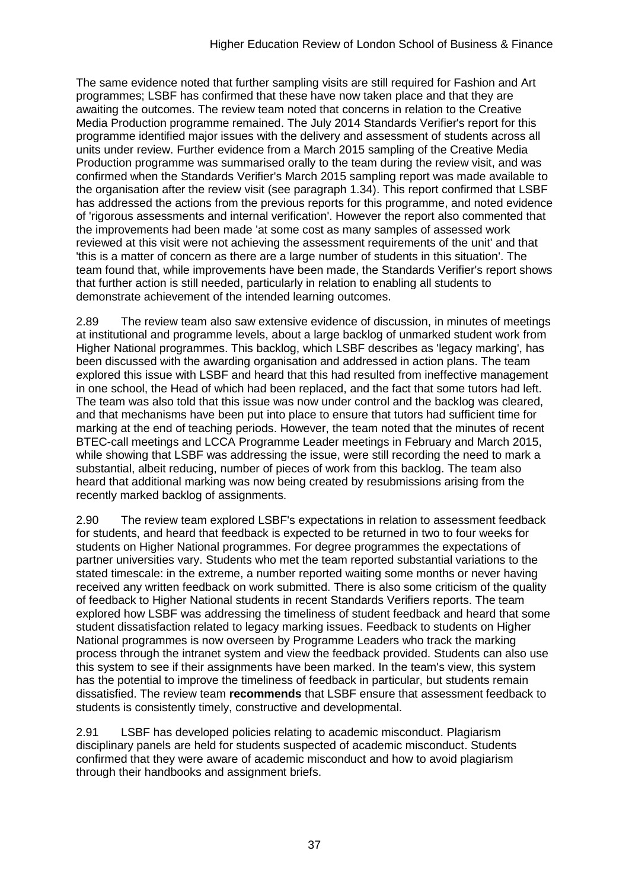The same evidence noted that further sampling visits are still required for Fashion and Art programmes; LSBF has confirmed that these have now taken place and that they are awaiting the outcomes. The review team noted that concerns in relation to the Creative Media Production programme remained. The July 2014 Standards Verifier's report for this programme identified major issues with the delivery and assessment of students across all units under review. Further evidence from a March 2015 sampling of the Creative Media Production programme was summarised orally to the team during the review visit, and was confirmed when the Standards Verifier's March 2015 sampling report was made available to the organisation after the review visit (see paragraph 1.34). This report confirmed that LSBF has addressed the actions from the previous reports for this programme, and noted evidence of 'rigorous assessments and internal verification'. However the report also commented that the improvements had been made 'at some cost as many samples of assessed work reviewed at this visit were not achieving the assessment requirements of the unit' and that 'this is a matter of concern as there are a large number of students in this situation'. The team found that, while improvements have been made, the Standards Verifier's report shows that further action is still needed, particularly in relation to enabling all students to demonstrate achievement of the intended learning outcomes.

2.89 The review team also saw extensive evidence of discussion, in minutes of meetings at institutional and programme levels, about a large backlog of unmarked student work from Higher National programmes. This backlog, which LSBF describes as 'legacy marking', has been discussed with the awarding organisation and addressed in action plans. The team explored this issue with LSBF and heard that this had resulted from ineffective management in one school, the Head of which had been replaced, and the fact that some tutors had left. The team was also told that this issue was now under control and the backlog was cleared, and that mechanisms have been put into place to ensure that tutors had sufficient time for marking at the end of teaching periods. However, the team noted that the minutes of recent BTEC-call meetings and LCCA Programme Leader meetings in February and March 2015, while showing that LSBF was addressing the issue, were still recording the need to mark a substantial, albeit reducing, number of pieces of work from this backlog. The team also heard that additional marking was now being created by resubmissions arising from the recently marked backlog of assignments.

2.90 The review team explored LSBF's expectations in relation to assessment feedback for students, and heard that feedback is expected to be returned in two to four weeks for students on Higher National programmes. For degree programmes the expectations of partner universities vary. Students who met the team reported substantial variations to the stated timescale: in the extreme, a number reported waiting some months or never having received any written feedback on work submitted. There is also some criticism of the quality of feedback to Higher National students in recent Standards Verifiers reports. The team explored how LSBF was addressing the timeliness of student feedback and heard that some student dissatisfaction related to legacy marking issues. Feedback to students on Higher National programmes is now overseen by Programme Leaders who track the marking process through the intranet system and view the feedback provided. Students can also use this system to see if their assignments have been marked. In the team's view, this system has the potential to improve the timeliness of feedback in particular, but students remain dissatisfied. The review team **recommends** that LSBF ensure that assessment feedback to students is consistently timely, constructive and developmental.

2.91 LSBF has developed policies relating to academic misconduct. Plagiarism disciplinary panels are held for students suspected of academic misconduct. Students confirmed that they were aware of academic misconduct and how to avoid plagiarism through their handbooks and assignment briefs.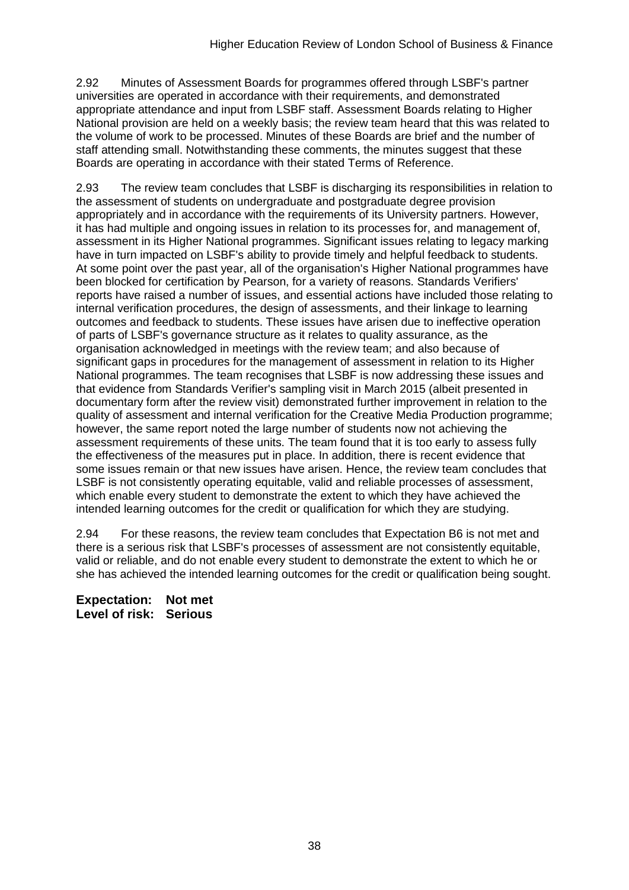2.92 Minutes of Assessment Boards for programmes offered through LSBF's partner universities are operated in accordance with their requirements, and demonstrated appropriate attendance and input from LSBF staff. Assessment Boards relating to Higher National provision are held on a weekly basis; the review team heard that this was related to the volume of work to be processed. Minutes of these Boards are brief and the number of staff attending small. Notwithstanding these comments, the minutes suggest that these Boards are operating in accordance with their stated Terms of Reference.

2.93 The review team concludes that LSBF is discharging its responsibilities in relation to the assessment of students on undergraduate and postgraduate degree provision appropriately and in accordance with the requirements of its University partners. However, it has had multiple and ongoing issues in relation to its processes for, and management of, assessment in its Higher National programmes. Significant issues relating to legacy marking have in turn impacted on LSBF's ability to provide timely and helpful feedback to students. At some point over the past year, all of the organisation's Higher National programmes have been blocked for certification by Pearson, for a variety of reasons. Standards Verifiers' reports have raised a number of issues, and essential actions have included those relating to internal verification procedures, the design of assessments, and their linkage to learning outcomes and feedback to students. These issues have arisen due to ineffective operation of parts of LSBF's governance structure as it relates to quality assurance, as the organisation acknowledged in meetings with the review team; and also because of significant gaps in procedures for the management of assessment in relation to its Higher National programmes. The team recognises that LSBF is now addressing these issues and that evidence from Standards Verifier's sampling visit in March 2015 (albeit presented in documentary form after the review visit) demonstrated further improvement in relation to the quality of assessment and internal verification for the Creative Media Production programme; however, the same report noted the large number of students now not achieving the assessment requirements of these units. The team found that it is too early to assess fully the effectiveness of the measures put in place. In addition, there is recent evidence that some issues remain or that new issues have arisen. Hence, the review team concludes that LSBF is not consistently operating equitable, valid and reliable processes of assessment, which enable every student to demonstrate the extent to which they have achieved the intended learning outcomes for the credit or qualification for which they are studying.

2.94 For these reasons, the review team concludes that Expectation B6 is not met and there is a serious risk that LSBF's processes of assessment are not consistently equitable, valid or reliable, and do not enable every student to demonstrate the extent to which he or she has achieved the intended learning outcomes for the credit or qualification being sought.

**Expectation: Not met**
**Level of risk: Serious**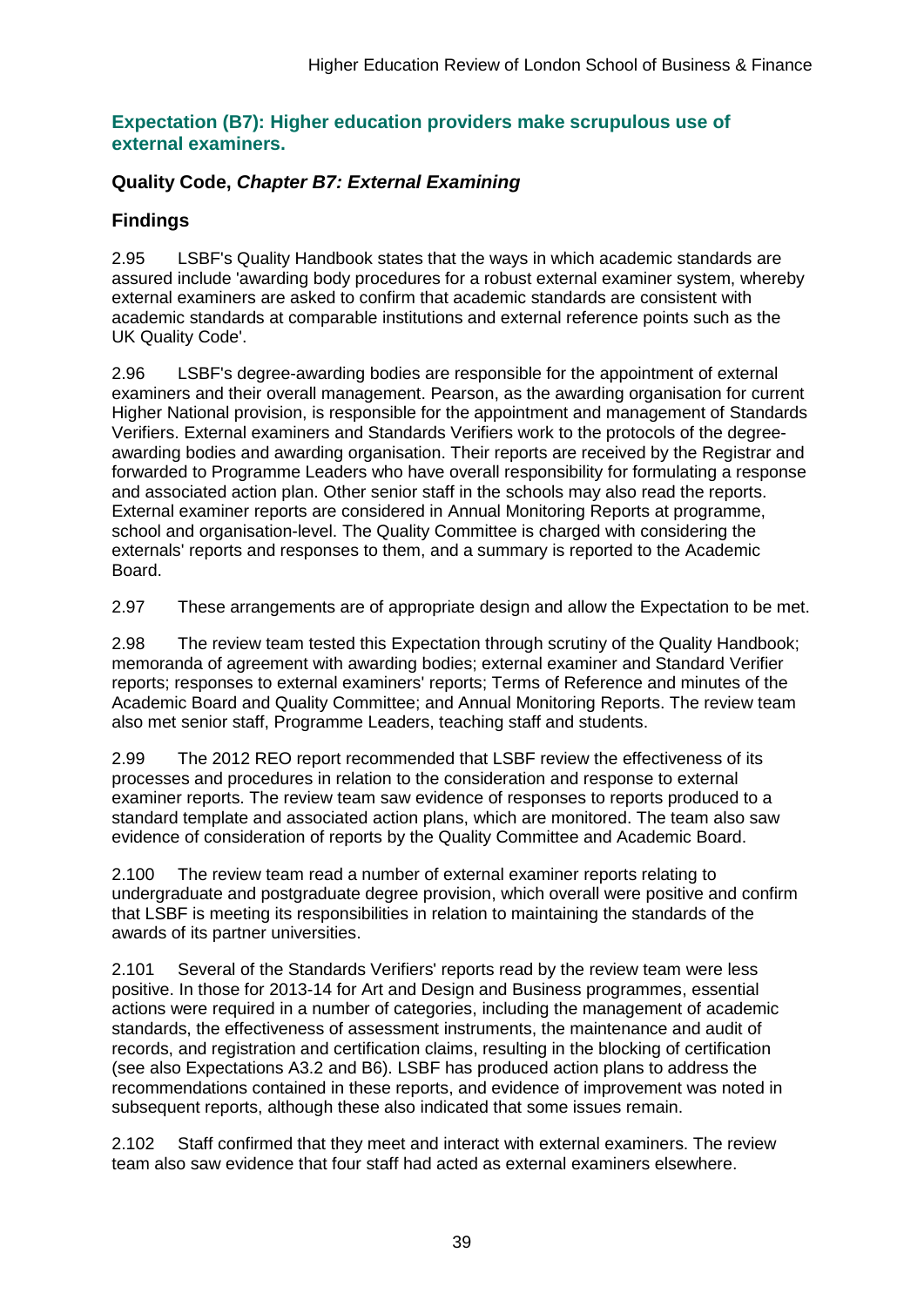## Expectation (B7): Higher education providers make scrupulous use of external examiners.

### Quality Code, *Chapter B7: External Examining*

### Findings

2.95 LSBF's Quality Handbook states that the ways in which academic standards are assured include 'awarding body procedures for a robust external examiner system, whereby external examiners are asked to confirm that academic standards are consistent with academic standards at comparable institutions and external reference points such as the UK Quality Code'.

2.96 LSBF's degree-awarding bodies are responsible for the appointment of external examiners and their overall management. Pearson, as the awarding organisation for current Higher National provision, is responsible for the appointment and management of Standards Verifiers. External examiners and Standards Verifiers work to the protocols of the degree-awarding bodies and awarding organisation. Their reports are received by the Registrar and forwarded to Programme Leaders who have overall responsibility for formulating a response and associated action plan. Other senior staff in the schools may also read the reports. External examiner reports are considered in Annual Monitoring Reports at programme, school and organisation-level. The Quality Committee is charged with considering the externals' reports and responses to them, and a summary is reported to the Academic Board.

2.97 These arrangements are of appropriate design and allow the Expectation to be met.

2.98 The review team tested this Expectation through scrutiny of the Quality Handbook; memoranda of agreement with awarding bodies; external examiner and Standard Verifier reports; responses to external examiners' reports; Terms of Reference and minutes of the Academic Board and Quality Committee; and Annual Monitoring Reports. The review team also met senior staff, Programme Leaders, teaching staff and students.

2.99 The 2012 REO report recommended that LSBF review the effectiveness of its processes and procedures in relation to the consideration and response to external examiner reports. The review team saw evidence of responses to reports produced to a standard template and associated action plans, which are monitored. The team also saw evidence of consideration of reports by the Quality Committee and Academic Board.

2.100 The review team read a number of external examiner reports relating to undergraduate and postgraduate degree provision, which overall were positive and confirm that LSBF is meeting its responsibilities in relation to maintaining the standards of the awards of its partner universities.

2.101 Several of the Standards Verifiers' reports read by the review team were less positive. In those for 2013-14 for Art and Design and Business programmes, essential actions were required in a number of categories, including the management of academic standards, the effectiveness of assessment instruments, the maintenance and audit of records, and registration and certification claims, resulting in the blocking of certification (see also Expectations A3.2 and B6). LSBF has produced action plans to address the recommendations contained in these reports, and evidence of improvement was noted in subsequent reports, although these also indicated that some issues remain.

2.102 Staff confirmed that they meet and interact with external examiners. The review team also saw evidence that four staff had acted as external examiners elsewhere.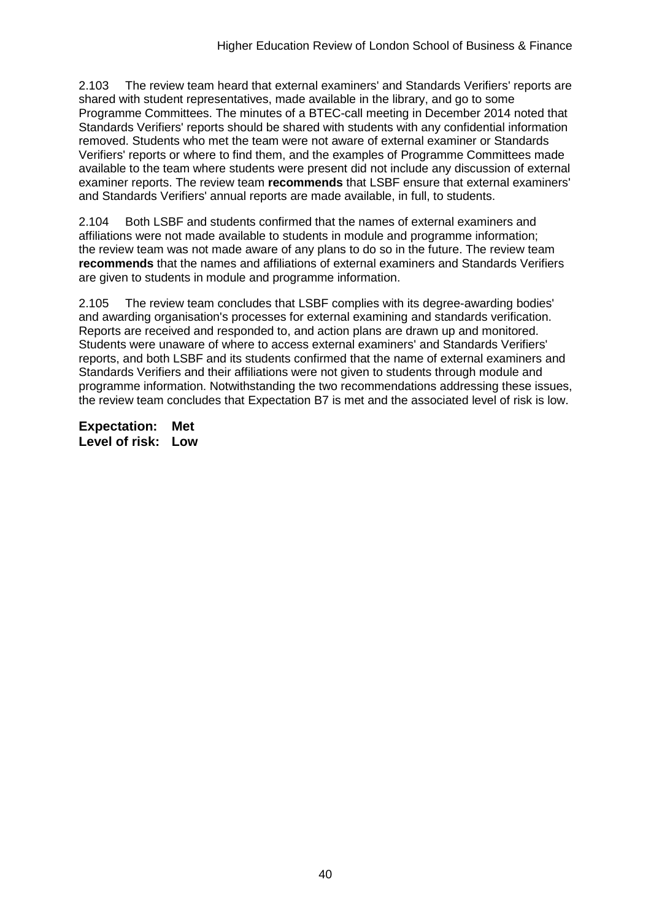2.103 The review team heard that external examiners' and Standards Verifiers' reports are shared with student representatives, made available in the library, and go to some Programme Committees. The minutes of a BTEC-call meeting in December 2014 noted that Standards Verifiers' reports should be shared with students with any confidential information removed. Students who met the team were not aware of external examiner or Standards Verifiers' reports or where to find them, and the examples of Programme Committees made available to the team where students were present did not include any discussion of external examiner reports. The review team **recommends** that LSBF ensure that external examiners' and Standards Verifiers' annual reports are made available, in full, to students.

2.104 Both LSBF and students confirmed that the names of external examiners and affiliations were not made available to students in module and programme information; the review team was not made aware of any plans to do so in the future. The review team **recommends** that the names and affiliations of external examiners and Standards Verifiers are given to students in module and programme information.

2.105 The review team concludes that LSBF complies with its degree-awarding bodies' and awarding organisation's processes for external examining and standards verification. Reports are received and responded to, and action plans are drawn up and monitored. Students were unaware of where to access external examiners' and Standards Verifiers' reports, and both LSBF and its students confirmed that the name of external examiners and Standards Verifiers and their affiliations were not given to students through module and programme information. Notwithstanding the two recommendations addressing these issues, the review team concludes that Expectation B7 is met and the associated level of risk is low.

**Expectation: Met**
**Level of risk: Low**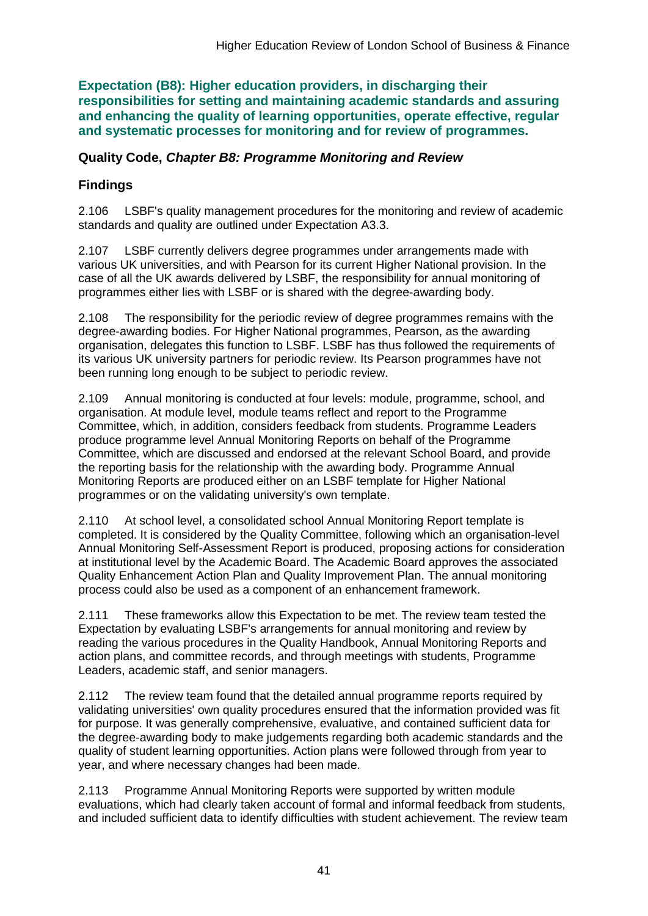**Expectation (B8): Higher education providers, in discharging their responsibilities for setting and maintaining academic standards and assuring and enhancing the quality of learning opportunities, operate effective, regular and systematic processes for monitoring and for review of programmes.**

**Quality Code, *Chapter B8: Programme Monitoring and Review***

## Findings

2.106 LSBF's quality management procedures for the monitoring and review of academic standards and quality are outlined under Expectation A3.3.

2.107 LSBF currently delivers degree programmes under arrangements made with various UK universities, and with Pearson for its current Higher National provision. In the case of all the UK awards delivered by LSBF, the responsibility for annual monitoring of programmes either lies with LSBF or is shared with the degree-awarding body.

2.108 The responsibility for the periodic review of degree programmes remains with the degree-awarding bodies. For Higher National programmes, Pearson, as the awarding organisation, delegates this function to LSBF. LSBF has thus followed the requirements of its various UK university partners for periodic review. Its Pearson programmes have not been running long enough to be subject to periodic review.

2.109 Annual monitoring is conducted at four levels: module, programme, school, and organisation. At module level, module teams reflect and report to the Programme Committee, which, in addition, considers feedback from students. Programme Leaders produce programme level Annual Monitoring Reports on behalf of the Programme Committee, which are discussed and endorsed at the relevant School Board, and provide the reporting basis for the relationship with the awarding body. Programme Annual Monitoring Reports are produced either on an LSBF template for Higher National programmes or on the validating university's own template.

2.110 At school level, a consolidated school Annual Monitoring Report template is completed. It is considered by the Quality Committee, following which an organisation-level Annual Monitoring Self-Assessment Report is produced, proposing actions for consideration at institutional level by the Academic Board. The Academic Board approves the associated Quality Enhancement Action Plan and Quality Improvement Plan. The annual monitoring process could also be used as a component of an enhancement framework.

2.111 These frameworks allow this Expectation to be met. The review team tested the Expectation by evaluating LSBF's arrangements for annual monitoring and review by reading the various procedures in the Quality Handbook, Annual Monitoring Reports and action plans, and committee records, and through meetings with students, Programme Leaders, academic staff, and senior managers.

2.112 The review team found that the detailed annual programme reports required by validating universities' own quality procedures ensured that the information provided was fit for purpose. It was generally comprehensive, evaluative, and contained sufficient data for the degree-awarding body to make judgements regarding both academic standards and the quality of student learning opportunities. Action plans were followed through from year to year, and where necessary changes had been made.

2.113 Programme Annual Monitoring Reports were supported by written module evaluations, which had clearly taken account of formal and informal feedback from students, and included sufficient data to identify difficulties with student achievement. The review team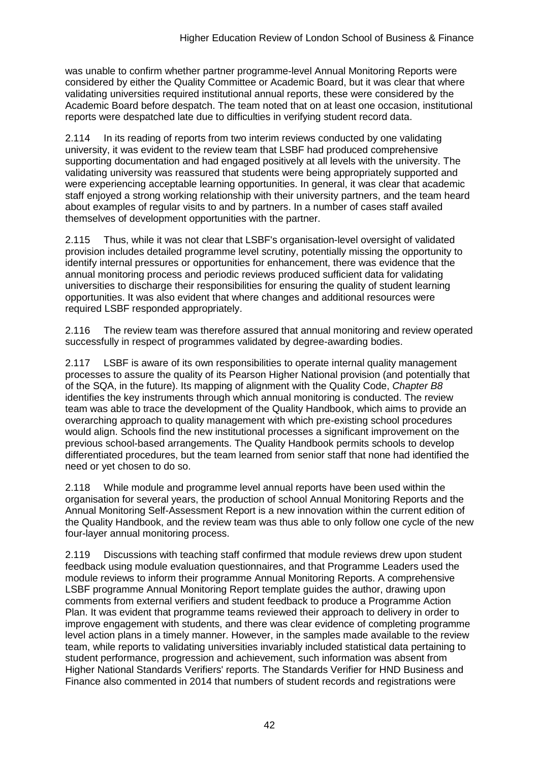was unable to confirm whether partner programme-level Annual Monitoring Reports were considered by either the Quality Committee or Academic Board, but it was clear that where validating universities required institutional annual reports, these were considered by the Academic Board before despatch. The team noted that on at least one occasion, institutional reports were despatched late due to difficulties in verifying student record data.

2.114 In its reading of reports from two interim reviews conducted by one validating university, it was evident to the review team that LSBF had produced comprehensive supporting documentation and had engaged positively at all levels with the university. The validating university was reassured that students were being appropriately supported and were experiencing acceptable learning opportunities. In general, it was clear that academic staff enjoyed a strong working relationship with their university partners, and the team heard about examples of regular visits to and by partners. In a number of cases staff availed themselves of development opportunities with the partner.

2.115 Thus, while it was not clear that LSBF's organisation-level oversight of validated provision includes detailed programme level scrutiny, potentially missing the opportunity to identify internal pressures or opportunities for enhancement, there was evidence that the annual monitoring process and periodic reviews produced sufficient data for validating universities to discharge their responsibilities for ensuring the quality of student learning opportunities. It was also evident that where changes and additional resources were required LSBF responded appropriately.

2.116 The review team was therefore assured that annual monitoring and review operated successfully in respect of programmes validated by degree-awarding bodies.

2.117 LSBF is aware of its own responsibilities to operate internal quality management processes to assure the quality of its Pearson Higher National provision (and potentially that of the SQA, in the future). Its mapping of alignment with the Quality Code, *Chapter B8* identifies the key instruments through which annual monitoring is conducted. The review team was able to trace the development of the Quality Handbook, which aims to provide an overarching approach to quality management with which pre-existing school procedures would align. Schools find the new institutional processes a significant improvement on the previous school-based arrangements. The Quality Handbook permits schools to develop differentiated procedures, but the team learned from senior staff that none had identified the need or yet chosen to do so.

2.118 While module and programme level annual reports have been used within the organisation for several years, the production of school Annual Monitoring Reports and the Annual Monitoring Self-Assessment Report is a new innovation within the current edition of the Quality Handbook, and the review team was thus able to only follow one cycle of the new four-layer annual monitoring process.

2.119 Discussions with teaching staff confirmed that module reviews drew upon student feedback using module evaluation questionnaires, and that Programme Leaders used the module reviews to inform their programme Annual Monitoring Reports. A comprehensive LSBF programme Annual Monitoring Report template guides the author, drawing upon comments from external verifiers and student feedback to produce a Programme Action Plan. It was evident that programme teams reviewed their approach to delivery in order to improve engagement with students, and there was clear evidence of completing programme level action plans in a timely manner. However, in the samples made available to the review team, while reports to validating universities invariably included statistical data pertaining to student performance, progression and achievement, such information was absent from Higher National Standards Verifiers' reports. The Standards Verifier for HND Business and Finance also commented in 2014 that numbers of student records and registrations were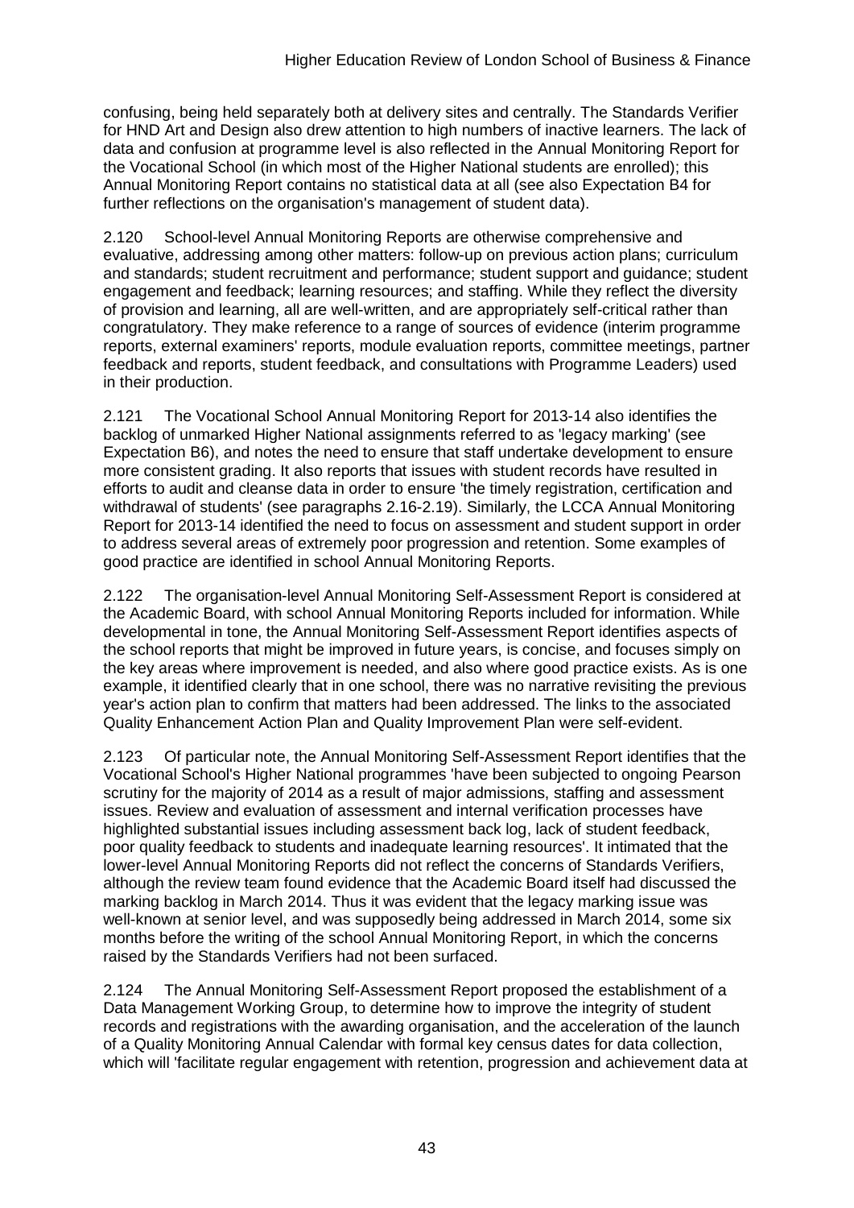confusing, being held separately both at delivery sites and centrally. The Standards Verifier for HND Art and Design also drew attention to high numbers of inactive learners. The lack of data and confusion at programme level is also reflected in the Annual Monitoring Report for the Vocational School (in which most of the Higher National students are enrolled); this Annual Monitoring Report contains no statistical data at all (see also Expectation B4 for further reflections on the organisation's management of student data).

2.120 School-level Annual Monitoring Reports are otherwise comprehensive and evaluative, addressing among other matters: follow-up on previous action plans; curriculum and standards; student recruitment and performance; student support and guidance; student engagement and feedback; learning resources; and staffing. While they reflect the diversity of provision and learning, all are well-written, and are appropriately self-critical rather than congratulatory. They make reference to a range of sources of evidence (interim programme reports, external examiners' reports, module evaluation reports, committee meetings, partner feedback and reports, student feedback, and consultations with Programme Leaders) used in their production.

2.121 The Vocational School Annual Monitoring Report for 2013-14 also identifies the backlog of unmarked Higher National assignments referred to as 'legacy marking' (see Expectation B6), and notes the need to ensure that staff undertake development to ensure more consistent grading. It also reports that issues with student records have resulted in efforts to audit and cleanse data in order to ensure 'the timely registration, certification and withdrawal of students' (see paragraphs 2.16-2.19). Similarly, the LCCA Annual Monitoring Report for 2013-14 identified the need to focus on assessment and student support in order to address several areas of extremely poor progression and retention. Some examples of good practice are identified in school Annual Monitoring Reports.

2.122 The organisation-level Annual Monitoring Self-Assessment Report is considered at the Academic Board, with school Annual Monitoring Reports included for information. While developmental in tone, the Annual Monitoring Self-Assessment Report identifies aspects of the school reports that might be improved in future years, is concise, and focuses simply on the key areas where improvement is needed, and also where good practice exists. As is one example, it identified clearly that in one school, there was no narrative revisiting the previous year's action plan to confirm that matters had been addressed. The links to the associated Quality Enhancement Action Plan and Quality Improvement Plan were self-evident.

2.123 Of particular note, the Annual Monitoring Self-Assessment Report identifies that the Vocational School's Higher National programmes 'have been subjected to ongoing Pearson scrutiny for the majority of 2014 as a result of major admissions, staffing and assessment issues. Review and evaluation of assessment and internal verification processes have highlighted substantial issues including assessment back log, lack of student feedback, poor quality feedback to students and inadequate learning resources'. It intimated that the lower-level Annual Monitoring Reports did not reflect the concerns of Standards Verifiers, although the review team found evidence that the Academic Board itself had discussed the marking backlog in March 2014. Thus it was evident that the legacy marking issue was well-known at senior level, and was supposedly being addressed in March 2014, some six months before the writing of the school Annual Monitoring Report, in which the concerns raised by the Standards Verifiers had not been surfaced.

2.124 The Annual Monitoring Self-Assessment Report proposed the establishment of a Data Management Working Group, to determine how to improve the integrity of student records and registrations with the awarding organisation, and the acceleration of the launch of a Quality Monitoring Annual Calendar with formal key census dates for data collection, which will 'facilitate regular engagement with retention, progression and achievement data at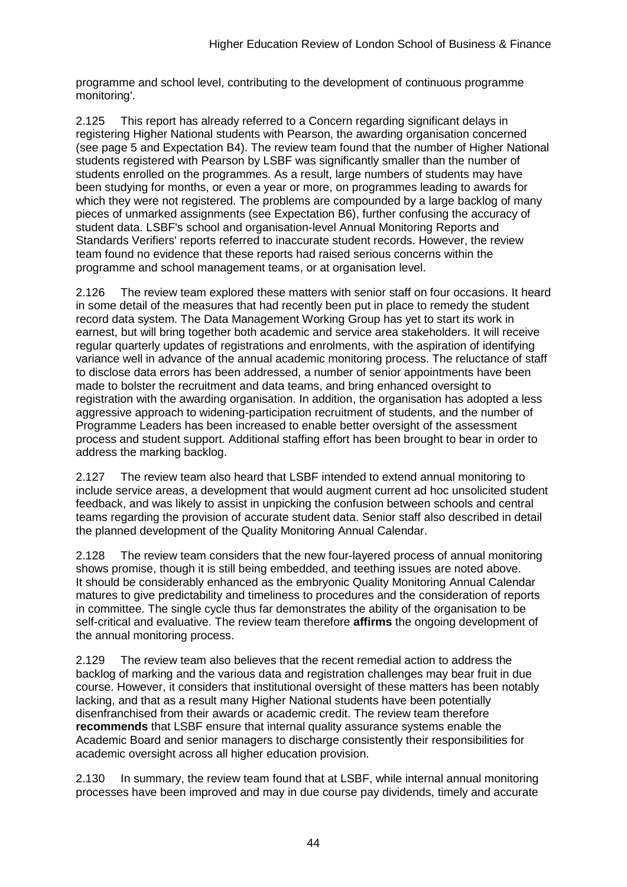programme and school level, contributing to the development of continuous programme monitoring'.

2.125 This report has already referred to a Concern regarding significant delays in registering Higher National students with Pearson, the awarding organisation concerned (see page 5 and Expectation B4). The review team found that the number of Higher National students registered with Pearson by LSBF was significantly smaller than the number of students enrolled on the programmes. As a result, large numbers of students may have been studying for months, or even a year or more, on programmes leading to awards for which they were not registered. The problems are compounded by a large backlog of many pieces of unmarked assignments (see Expectation B6), further confusing the accuracy of student data. LSBF's school and organisation-level Annual Monitoring Reports and Standards Verifiers' reports referred to inaccurate student records. However, the review team found no evidence that these reports had raised serious concerns within the programme and school management teams, or at organisation level.

2.126 The review team explored these matters with senior staff on four occasions. It heard in some detail of the measures that had recently been put in place to remedy the student record data system. The Data Management Working Group has yet to start its work in earnest, but will bring together both academic and service area stakeholders. It will receive regular quarterly updates of registrations and enrolments, with the aspiration of identifying variance well in advance of the annual academic monitoring process. The reluctance of staff to disclose data errors has been addressed, a number of senior appointments have been made to bolster the recruitment and data teams, and bring enhanced oversight to registration with the awarding organisation. In addition, the organisation has adopted a less aggressive approach to widening-participation recruitment of students, and the number of Programme Leaders has been increased to enable better oversight of the assessment process and student support. Additional staffing effort has been brought to bear in order to address the marking backlog.

2.127 The review team also heard that LSBF intended to extend annual monitoring to include service areas, a development that would augment current ad hoc unsolicited student feedback, and was likely to assist in unpicking the confusion between schools and central teams regarding the provision of accurate student data. Senior staff also described in detail the planned development of the Quality Monitoring Annual Calendar.

2.128 The review team considers that the new four-layered process of annual monitoring shows promise, though it is still being embedded, and teething issues are noted above. It should be considerably enhanced as the embryonic Quality Monitoring Annual Calendar matures to give predictability and timeliness to procedures and the consideration of reports in committee. The single cycle thus far demonstrates the ability of the organisation to be self-critical and evaluative. The review team therefore **affirms** the ongoing development of the annual monitoring process.

2.129 The review team also believes that the recent remedial action to address the backlog of marking and the various data and registration challenges may bear fruit in due course. However, it considers that institutional oversight of these matters has been notably lacking, and that as a result many Higher National students have been potentially disenfranchised from their awards or academic credit. The review team therefore **recommends** that LSBF ensure that internal quality assurance systems enable the Academic Board and senior managers to discharge consistently their responsibilities for academic oversight across all higher education provision.

2.130 In summary, the review team found that at LSBF, while internal annual monitoring processes have been improved and may in due course pay dividends, timely and accurate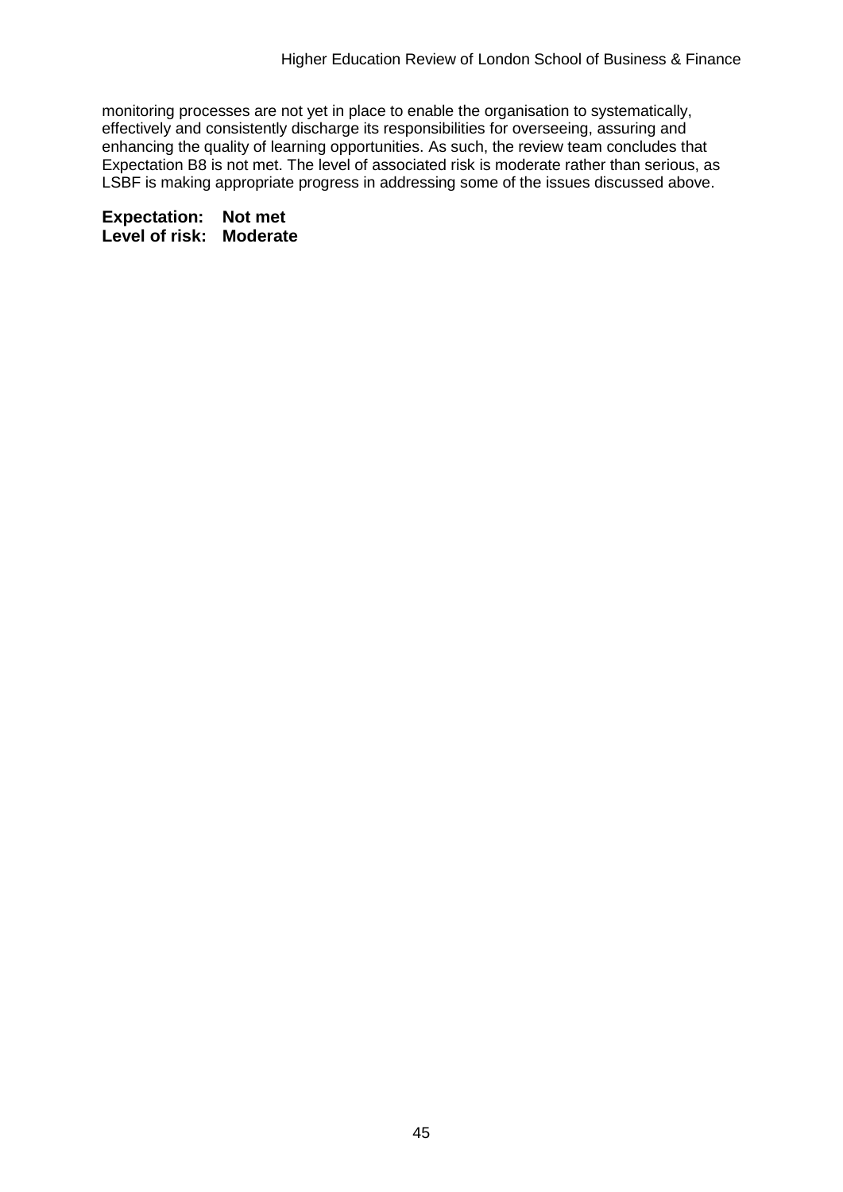monitoring processes are not yet in place to enable the organisation to systematically, effectively and consistently discharge its responsibilities for overseeing, assuring and enhancing the quality of learning opportunities. As such, the review team concludes that Expectation B8 is not met. The level of associated risk is moderate rather than serious, as LSBF is making appropriate progress in addressing some of the issues discussed above.

**Expectation: Not met**
**Level of risk: Moderate**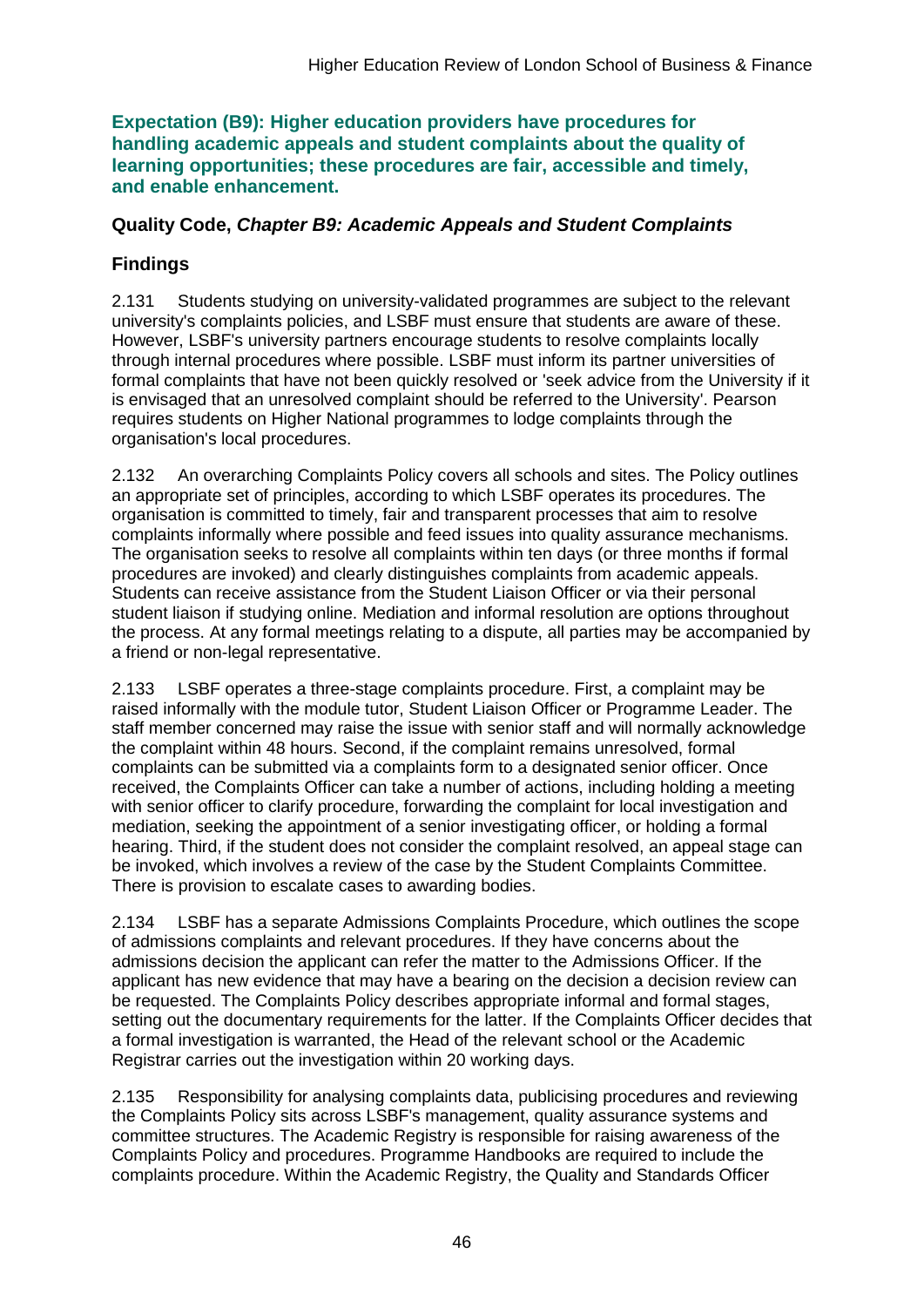**Expectation (B9): Higher education providers have procedures for handling academic appeals and student complaints about the quality of learning opportunities; these procedures are fair, accessible and timely, and enable enhancement.**

**Quality Code, *Chapter B9: Academic Appeals and Student Complaints***

## Findings

2.131 Students studying on university-validated programmes are subject to the relevant university's complaints policies, and LSBF must ensure that students are aware of these. However, LSBF's university partners encourage students to resolve complaints locally through internal procedures where possible. LSBF must inform its partner universities of formal complaints that have not been quickly resolved or 'seek advice from the University if it is envisaged that an unresolved complaint should be referred to the University'. Pearson requires students on Higher National programmes to lodge complaints through the organisation's local procedures.

2.132 An overarching Complaints Policy covers all schools and sites. The Policy outlines an appropriate set of principles, according to which LSBF operates its procedures. The organisation is committed to timely, fair and transparent processes that aim to resolve complaints informally where possible and feed issues into quality assurance mechanisms. The organisation seeks to resolve all complaints within ten days (or three months if formal procedures are invoked) and clearly distinguishes complaints from academic appeals. Students can receive assistance from the Student Liaison Officer or via their personal student liaison if studying online. Mediation and informal resolution are options throughout the process. At any formal meetings relating to a dispute, all parties may be accompanied by a friend or non-legal representative.

2.133 LSBF operates a three-stage complaints procedure. First, a complaint may be raised informally with the module tutor, Student Liaison Officer or Programme Leader. The staff member concerned may raise the issue with senior staff and will normally acknowledge the complaint within 48 hours. Second, if the complaint remains unresolved, formal complaints can be submitted via a complaints form to a designated senior officer. Once received, the Complaints Officer can take a number of actions, including holding a meeting with senior officer to clarify procedure, forwarding the complaint for local investigation and mediation, seeking the appointment of a senior investigating officer, or holding a formal hearing. Third, if the student does not consider the complaint resolved, an appeal stage can be invoked, which involves a review of the case by the Student Complaints Committee. There is provision to escalate cases to awarding bodies.

2.134 LSBF has a separate Admissions Complaints Procedure, which outlines the scope of admissions complaints and relevant procedures. If they have concerns about the admissions decision the applicant can refer the matter to the Admissions Officer. If the applicant has new evidence that may have a bearing on the decision a decision review can be requested. The Complaints Policy describes appropriate informal and formal stages, setting out the documentary requirements for the latter. If the Complaints Officer decides that a formal investigation is warranted, the Head of the relevant school or the Academic Registrar carries out the investigation within 20 working days.

2.135 Responsibility for analysing complaints data, publicising procedures and reviewing the Complaints Policy sits across LSBF's management, quality assurance systems and committee structures. The Academic Registry is responsible for raising awareness of the Complaints Policy and procedures. Programme Handbooks are required to include the complaints procedure. Within the Academic Registry, the Quality and Standards Officer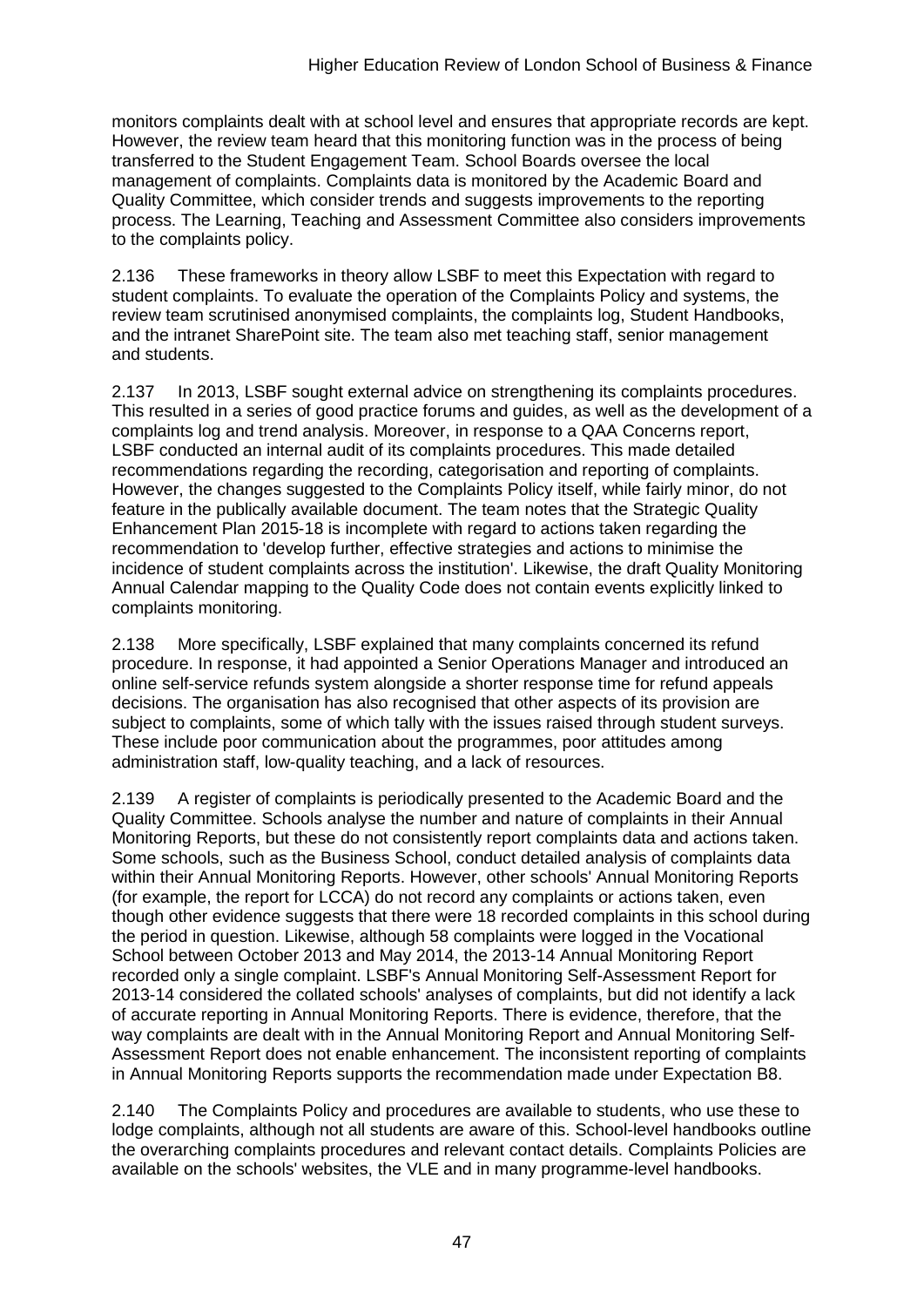monitors complaints dealt with at school level and ensures that appropriate records are kept. However, the review team heard that this monitoring function was in the process of being transferred to the Student Engagement Team. School Boards oversee the local management of complaints. Complaints data is monitored by the Academic Board and Quality Committee, which consider trends and suggests improvements to the reporting process. The Learning, Teaching and Assessment Committee also considers improvements to the complaints policy.

2.136 These frameworks in theory allow LSBF to meet this Expectation with regard to student complaints. To evaluate the operation of the Complaints Policy and systems, the review team scrutinised anonymised complaints, the complaints log, Student Handbooks, and the intranet SharePoint site. The team also met teaching staff, senior management and students.

2.137 In 2013, LSBF sought external advice on strengthening its complaints procedures. This resulted in a series of good practice forums and guides, as well as the development of a complaints log and trend analysis. Moreover, in response to a QAA Concerns report, LSBF conducted an internal audit of its complaints procedures. This made detailed recommendations regarding the recording, categorisation and reporting of complaints. However, the changes suggested to the Complaints Policy itself, while fairly minor, do not feature in the publically available document. The team notes that the Strategic Quality Enhancement Plan 2015-18 is incomplete with regard to actions taken regarding the recommendation to 'develop further, effective strategies and actions to minimise the incidence of student complaints across the institution'. Likewise, the draft Quality Monitoring Annual Calendar mapping to the Quality Code does not contain events explicitly linked to complaints monitoring.

2.138 More specifically, LSBF explained that many complaints concerned its refund procedure. In response, it had appointed a Senior Operations Manager and introduced an online self-service refunds system alongside a shorter response time for refund appeals decisions. The organisation has also recognised that other aspects of its provision are subject to complaints, some of which tally with the issues raised through student surveys. These include poor communication about the programmes, poor attitudes among administration staff, low-quality teaching, and a lack of resources.

2.139 A register of complaints is periodically presented to the Academic Board and the Quality Committee. Schools analyse the number and nature of complaints in their Annual Monitoring Reports, but these do not consistently report complaints data and actions taken. Some schools, such as the Business School, conduct detailed analysis of complaints data within their Annual Monitoring Reports. However, other schools' Annual Monitoring Reports (for example, the report for LCCA) do not record any complaints or actions taken, even though other evidence suggests that there were 18 recorded complaints in this school during the period in question. Likewise, although 58 complaints were logged in the Vocational School between October 2013 and May 2014, the 2013-14 Annual Monitoring Report recorded only a single complaint. LSBF's Annual Monitoring Self-Assessment Report for 2013-14 considered the collated schools' analyses of complaints, but did not identify a lack of accurate reporting in Annual Monitoring Reports. There is evidence, therefore, that the way complaints are dealt with in the Annual Monitoring Report and Annual Monitoring Self-Assessment Report does not enable enhancement. The inconsistent reporting of complaints in Annual Monitoring Reports supports the recommendation made under Expectation B8.

2.140 The Complaints Policy and procedures are available to students, who use these to lodge complaints, although not all students are aware of this. School-level handbooks outline the overarching complaints procedures and relevant contact details. Complaints Policies are available on the schools' websites, the VLE and in many programme-level handbooks.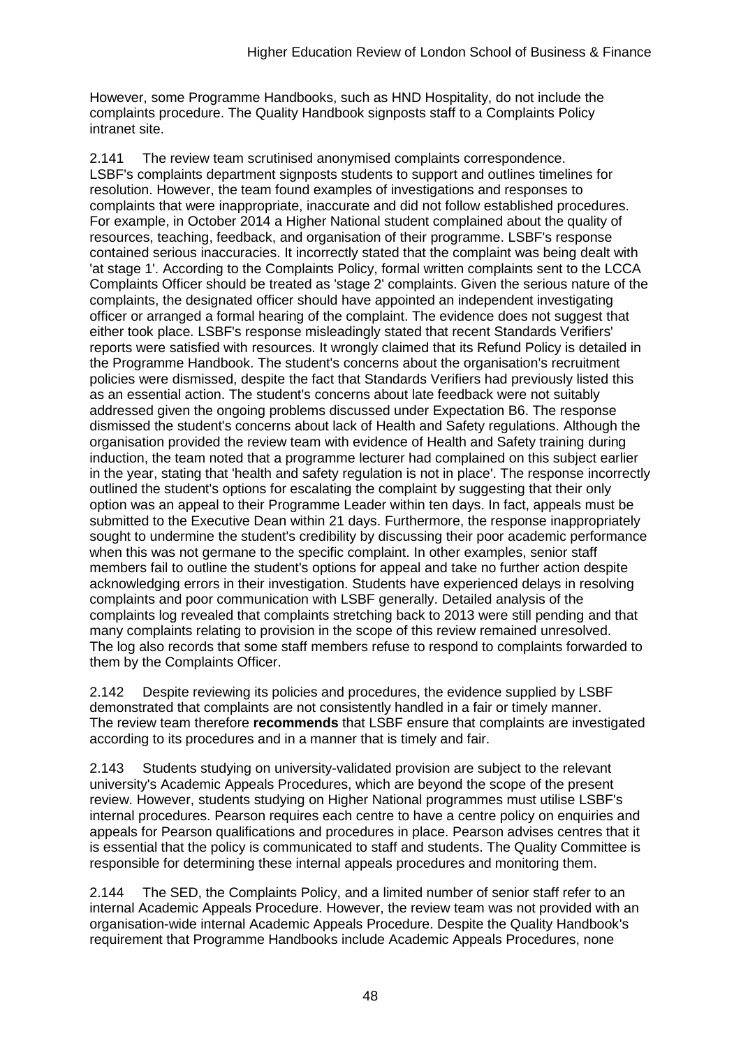However, some Programme Handbooks, such as HND Hospitality, do not include the complaints procedure. The Quality Handbook signposts staff to a Complaints Policy intranet site.

2.141 The review team scrutinised anonymised complaints correspondence. LSBF's complaints department signposts students to support and outlines timelines for resolution. However, the team found examples of investigations and responses to complaints that were inappropriate, inaccurate and did not follow established procedures. For example, in October 2014 a Higher National student complained about the quality of resources, teaching, feedback, and organisation of their programme. LSBF's response contained serious inaccuracies. It incorrectly stated that the complaint was being dealt with 'at stage 1'. According to the Complaints Policy, formal written complaints sent to the LCCA Complaints Officer should be treated as 'stage 2' complaints. Given the serious nature of the complaints, the designated officer should have appointed an independent investigating officer or arranged a formal hearing of the complaint. The evidence does not suggest that either took place. LSBF's response misleadingly stated that recent Standards Verifiers' reports were satisfied with resources. It wrongly claimed that its Refund Policy is detailed in the Programme Handbook. The student's concerns about the organisation's recruitment policies were dismissed, despite the fact that Standards Verifiers had previously listed this as an essential action. The student's concerns about late feedback were not suitably addressed given the ongoing problems discussed under Expectation B6. The response dismissed the student's concerns about lack of Health and Safety regulations. Although the organisation provided the review team with evidence of Health and Safety training during induction, the team noted that a programme lecturer had complained on this subject earlier in the year, stating that 'health and safety regulation is not in place'. The response incorrectly outlined the student's options for escalating the complaint by suggesting that their only option was an appeal to their Programme Leader within ten days. In fact, appeals must be submitted to the Executive Dean within 21 days. Furthermore, the response inappropriately sought to undermine the student's credibility by discussing their poor academic performance when this was not germane to the specific complaint. In other examples, senior staff members fail to outline the student's options for appeal and take no further action despite acknowledging errors in their investigation. Students have experienced delays in resolving complaints and poor communication with LSBF generally. Detailed analysis of the complaints log revealed that complaints stretching back to 2013 were still pending and that many complaints relating to provision in the scope of this review remained unresolved. The log also records that some staff members refuse to respond to complaints forwarded to them by the Complaints Officer.

2.142 Despite reviewing its policies and procedures, the evidence supplied by LSBF demonstrated that complaints are not consistently handled in a fair or timely manner. The review team therefore **recommends** that LSBF ensure that complaints are investigated according to its procedures and in a manner that is timely and fair.

2.143 Students studying on university-validated provision are subject to the relevant university's Academic Appeals Procedures, which are beyond the scope of the present review. However, students studying on Higher National programmes must utilise LSBF's internal procedures. Pearson requires each centre to have a centre policy on enquiries and appeals for Pearson qualifications and procedures in place. Pearson advises centres that it is essential that the policy is communicated to staff and students. The Quality Committee is responsible for determining these internal appeals procedures and monitoring them.

2.144 The SED, the Complaints Policy, and a limited number of senior staff refer to an internal Academic Appeals Procedure. However, the review team was not provided with an organisation-wide internal Academic Appeals Procedure. Despite the Quality Handbook's requirement that Programme Handbooks include Academic Appeals Procedures, none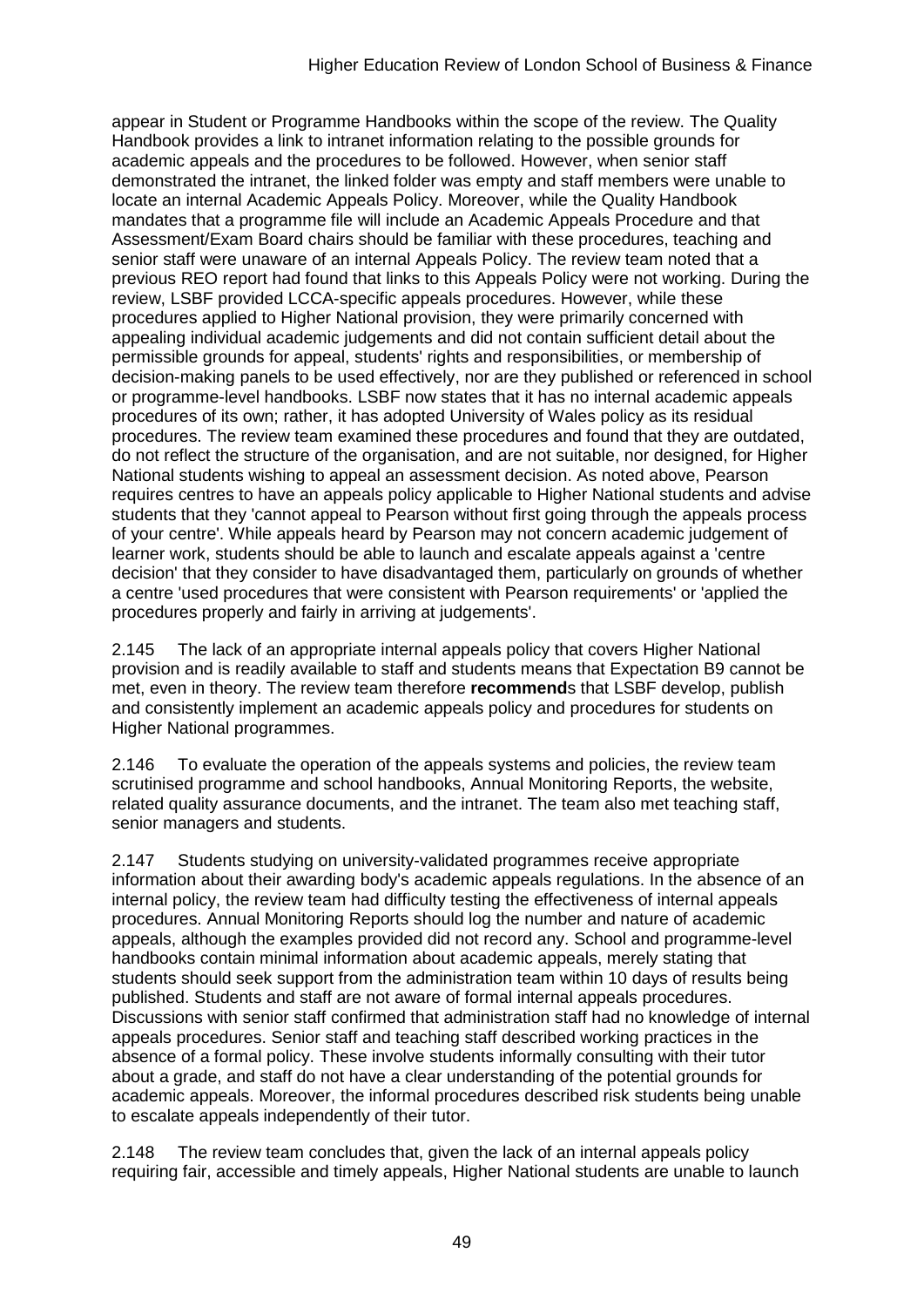appear in Student or Programme Handbooks within the scope of the review. The Quality Handbook provides a link to intranet information relating to the possible grounds for academic appeals and the procedures to be followed. However, when senior staff demonstrated the intranet, the linked folder was empty and staff members were unable to locate an internal Academic Appeals Policy. Moreover, while the Quality Handbook mandates that a programme file will include an Academic Appeals Procedure and that Assessment/Exam Board chairs should be familiar with these procedures, teaching and senior staff were unaware of an internal Appeals Policy. The review team noted that a previous REO report had found that links to this Appeals Policy were not working. During the review, LSBF provided LCCA-specific appeals procedures. However, while these procedures applied to Higher National provision, they were primarily concerned with appealing individual academic judgements and did not contain sufficient detail about the permissible grounds for appeal, students' rights and responsibilities, or membership of decision-making panels to be used effectively, nor are they published or referenced in school or programme-level handbooks. LSBF now states that it has no internal academic appeals procedures of its own; rather, it has adopted University of Wales policy as its residual procedures. The review team examined these procedures and found that they are outdated, do not reflect the structure of the organisation, and are not suitable, nor designed, for Higher National students wishing to appeal an assessment decision. As noted above, Pearson requires centres to have an appeals policy applicable to Higher National students and advise students that they 'cannot appeal to Pearson without first going through the appeals process of your centre'. While appeals heard by Pearson may not concern academic judgement of learner work, students should be able to launch and escalate appeals against a 'centre decision' that they consider to have disadvantaged them, particularly on grounds of whether a centre 'used procedures that were consistent with Pearson requirements' or 'applied the procedures properly and fairly in arriving at judgements'.

2.145 The lack of an appropriate internal appeals policy that covers Higher National provision and is readily available to staff and students means that Expectation B9 cannot be met, even in theory. The review team therefore **recommend**s that LSBF develop, publish and consistently implement an academic appeals policy and procedures for students on Higher National programmes.

2.146 To evaluate the operation of the appeals systems and policies, the review team scrutinised programme and school handbooks, Annual Monitoring Reports, the website, related quality assurance documents, and the intranet. The team also met teaching staff, senior managers and students.

2.147 Students studying on university-validated programmes receive appropriate information about their awarding body's academic appeals regulations. In the absence of an internal policy, the review team had difficulty testing the effectiveness of internal appeals procedures. Annual Monitoring Reports should log the number and nature of academic appeals, although the examples provided did not record any. School and programme-level handbooks contain minimal information about academic appeals, merely stating that students should seek support from the administration team within 10 days of results being published. Students and staff are not aware of formal internal appeals procedures. Discussions with senior staff confirmed that administration staff had no knowledge of internal appeals procedures. Senior staff and teaching staff described working practices in the absence of a formal policy. These involve students informally consulting with their tutor about a grade, and staff do not have a clear understanding of the potential grounds for academic appeals. Moreover, the informal procedures described risk students being unable to escalate appeals independently of their tutor.

2.148 The review team concludes that, given the lack of an internal appeals policy requiring fair, accessible and timely appeals, Higher National students are unable to launch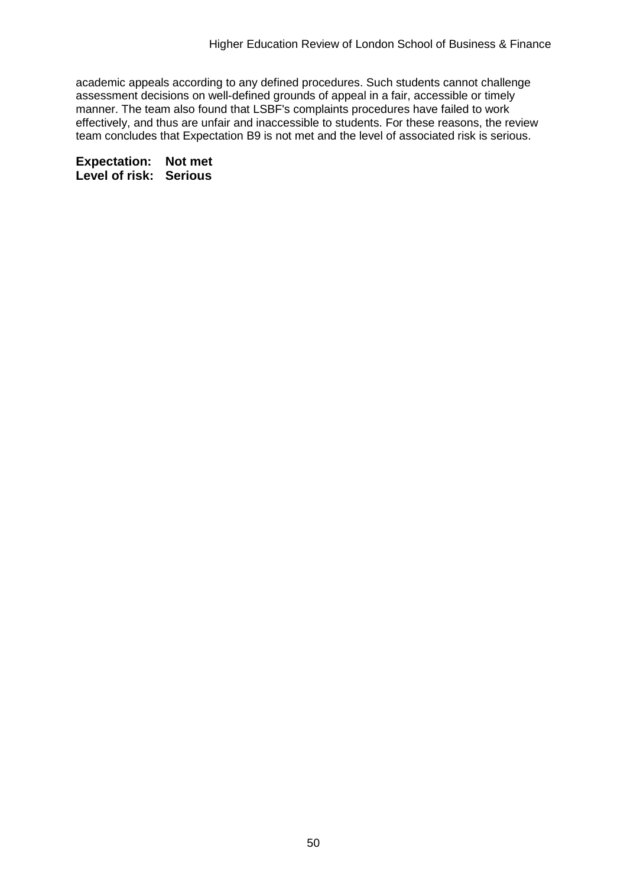academic appeals according to any defined procedures. Such students cannot challenge assessment decisions on well-defined grounds of appeal in a fair, accessible or timely manner. The team also found that LSBF's complaints procedures have failed to work effectively, and thus are unfair and inaccessible to students. For these reasons, the review team concludes that Expectation B9 is not met and the level of associated risk is serious.

**Expectation: Not met**
**Level of risk: Serious**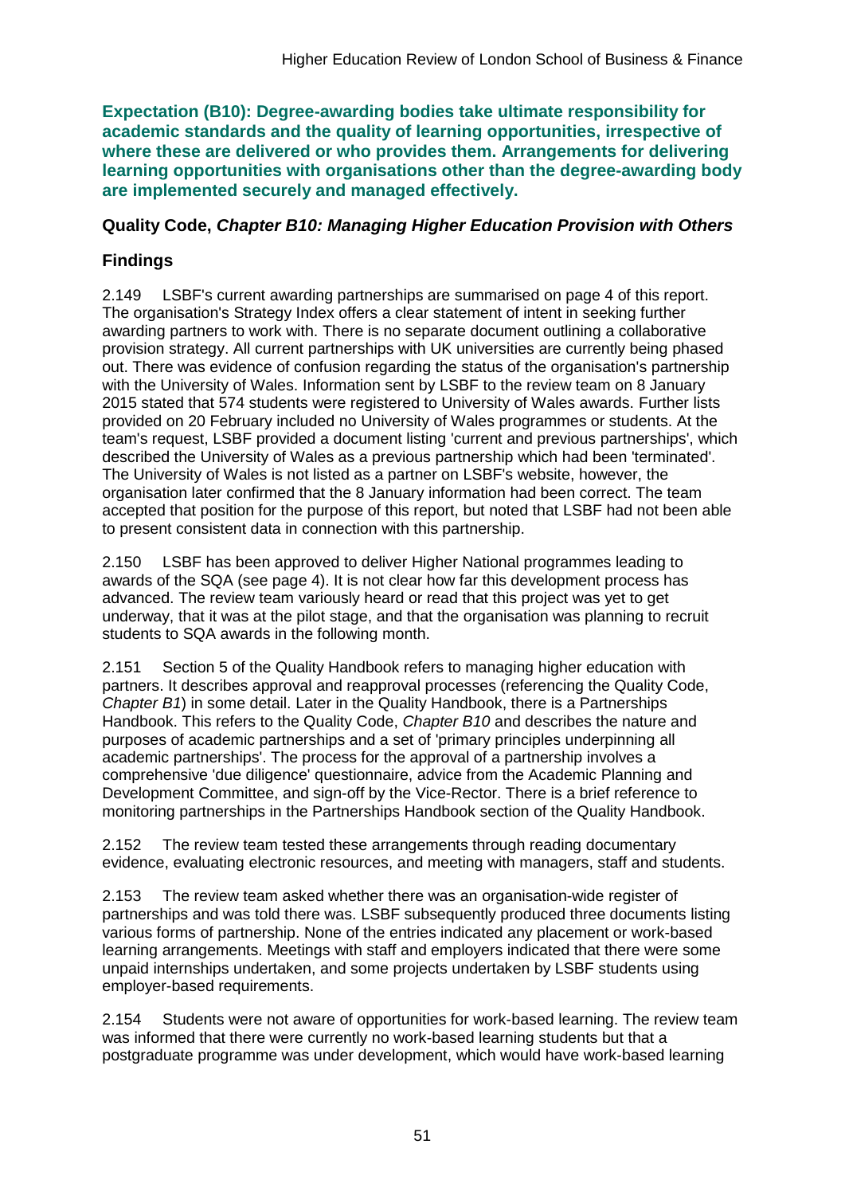**Expectation (B10): Degree-awarding bodies take ultimate responsibility for academic standards and the quality of learning opportunities, irrespective of where these are delivered or who provides them. Arrangements for delivering learning opportunities with organisations other than the degree-awarding body are implemented securely and managed effectively.**

## Quality Code, *Chapter B10: Managing Higher Education Provision with Others*

### Findings

2.149 LSBF's current awarding partnerships are summarised on page 4 of this report. The organisation's Strategy Index offers a clear statement of intent in seeking further awarding partners to work with. There is no separate document outlining a collaborative provision strategy. All current partnerships with UK universities are currently being phased out. There was evidence of confusion regarding the status of the organisation's partnership with the University of Wales. Information sent by LSBF to the review team on 8 January 2015 stated that 574 students were registered to University of Wales awards. Further lists provided on 20 February included no University of Wales programmes or students. At the team's request, LSBF provided a document listing 'current and previous partnerships', which described the University of Wales as a previous partnership which had been 'terminated'. The University of Wales is not listed as a partner on LSBF's website, however, the organisation later confirmed that the 8 January information had been correct. The team accepted that position for the purpose of this report, but noted that LSBF had not been able to present consistent data in connection with this partnership.

2.150 LSBF has been approved to deliver Higher National programmes leading to awards of the SQA (see page 4). It is not clear how far this development process has advanced. The review team variously heard or read that this project was yet to get underway, that it was at the pilot stage, and that the organisation was planning to recruit students to SQA awards in the following month.

2.151 Section 5 of the Quality Handbook refers to managing higher education with partners. It describes approval and reapproval processes (referencing the Quality Code, *Chapter B1*) in some detail. Later in the Quality Handbook, there is a Partnerships Handbook. This refers to the Quality Code, *Chapter B10* and describes the nature and purposes of academic partnerships and a set of 'primary principles underpinning all academic partnerships'. The process for the approval of a partnership involves a comprehensive 'due diligence' questionnaire, advice from the Academic Planning and Development Committee, and sign-off by the Vice-Rector. There is a brief reference to monitoring partnerships in the Partnerships Handbook section of the Quality Handbook.

2.152 The review team tested these arrangements through reading documentary evidence, evaluating electronic resources, and meeting with managers, staff and students.

2.153 The review team asked whether there was an organisation-wide register of partnerships and was told there was. LSBF subsequently produced three documents listing various forms of partnership. None of the entries indicated any placement or work-based learning arrangements. Meetings with staff and employers indicated that there were some unpaid internships undertaken, and some projects undertaken by LSBF students using employer-based requirements.

2.154 Students were not aware of opportunities for work-based learning. The review team was informed that there were currently no work-based learning students but that a postgraduate programme was under development, which would have work-based learning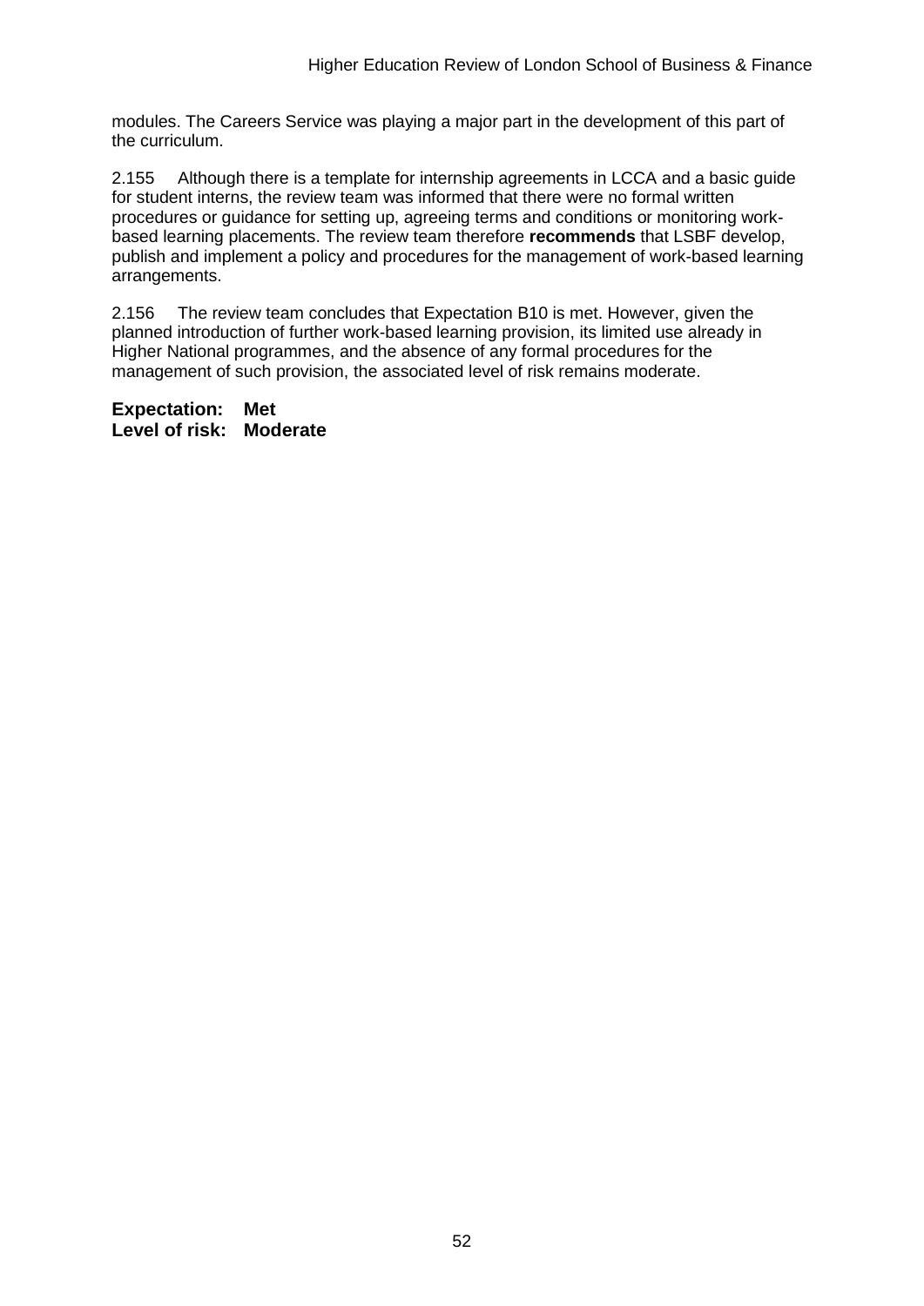modules. The Careers Service was playing a major part in the development of this part of the curriculum.

2.155 Although there is a template for internship agreements in LCCA and a basic guide for student interns, the review team was informed that there were no formal written procedures or guidance for setting up, agreeing terms and conditions or monitoring work-based learning placements. The review team therefore **recommends** that LSBF develop, publish and implement a policy and procedures for the management of work-based learning arrangements.

2.156 The review team concludes that Expectation B10 is met. However, given the planned introduction of further work-based learning provision, its limited use already in Higher National programmes, and the absence of any formal procedures for the management of such provision, the associated level of risk remains moderate.

**Expectation: Met**
**Level of risk: Moderate**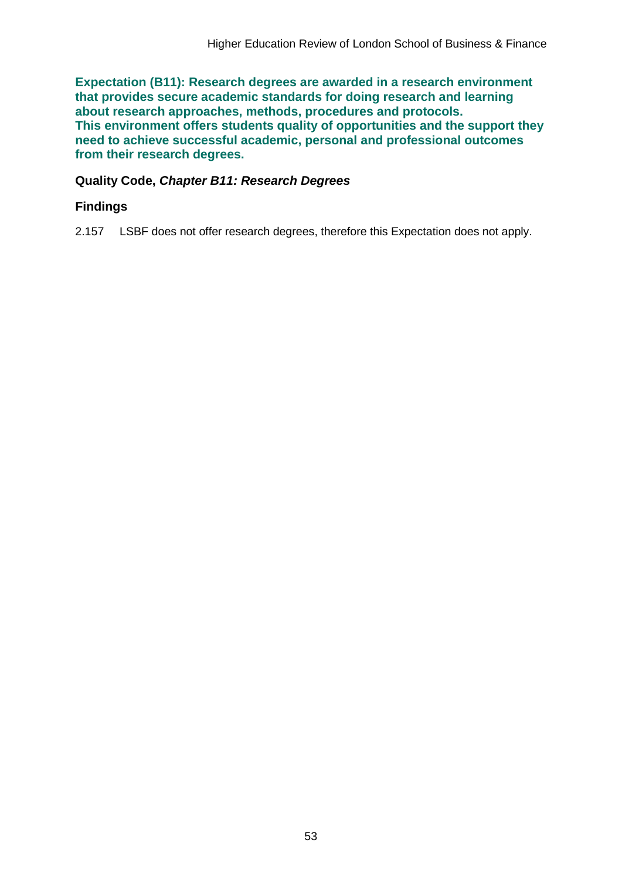**Expectation (B11): Research degrees are awarded in a research environment that provides secure academic standards for doing research and learning about research approaches, methods, procedures and protocols.
This environment offers students quality of opportunities and the support they need to achieve successful academic, personal and professional outcomes from their research degrees.**

**Quality Code, *Chapter B11: Research Degrees***

**Findings**

2.157 LSBF does not offer research degrees, therefore this Expectation does not apply.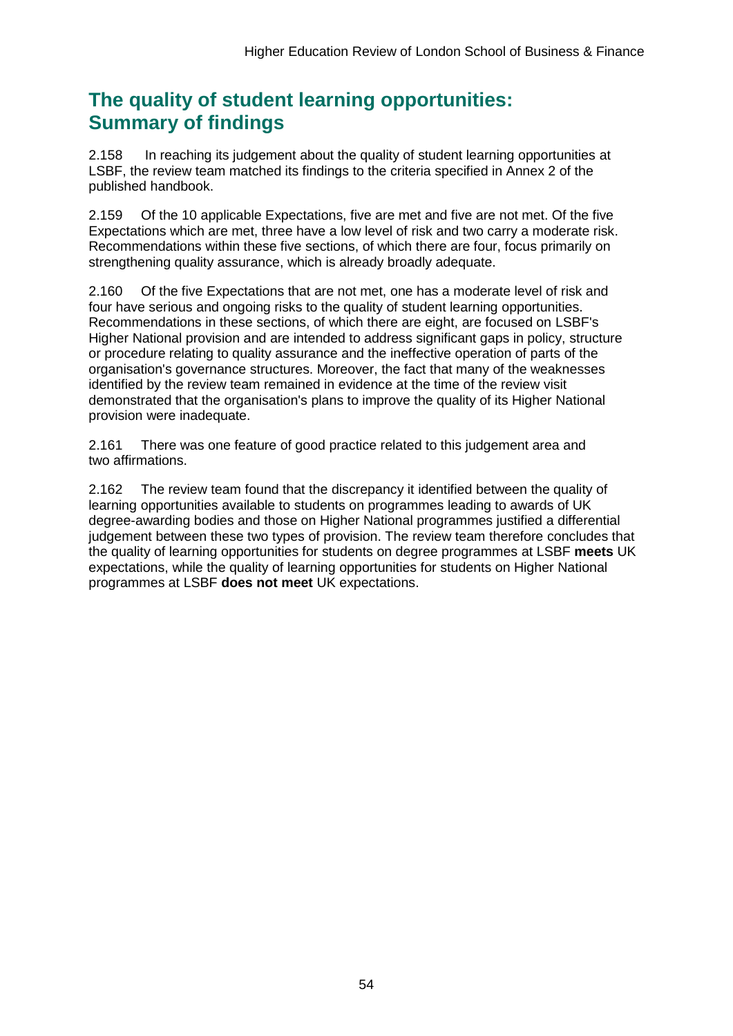## The quality of student learning opportunities: Summary of findings

2.158 In reaching its judgement about the quality of student learning opportunities at LSBF, the review team matched its findings to the criteria specified in Annex 2 of the published handbook.

2.159 Of the 10 applicable Expectations, five are met and five are not met. Of the five Expectations which are met, three have a low level of risk and two carry a moderate risk. Recommendations within these five sections, of which there are four, focus primarily on strengthening quality assurance, which is already broadly adequate.

2.160 Of the five Expectations that are not met, one has a moderate level of risk and four have serious and ongoing risks to the quality of student learning opportunities. Recommendations in these sections, of which there are eight, are focused on LSBF's Higher National provision and are intended to address significant gaps in policy, structure or procedure relating to quality assurance and the ineffective operation of parts of the organisation's governance structures. Moreover, the fact that many of the weaknesses identified by the review team remained in evidence at the time of the review visit demonstrated that the organisation's plans to improve the quality of its Higher National provision were inadequate.

2.161 There was one feature of good practice related to this judgement area and two affirmations.

2.162 The review team found that the discrepancy it identified between the quality of learning opportunities available to students on programmes leading to awards of UK degree-awarding bodies and those on Higher National programmes justified a differential judgement between these two types of provision. The review team therefore concludes that the quality of learning opportunities for students on degree programmes at LSBF **meets** UK expectations, while the quality of learning opportunities for students on Higher National programmes at LSBF **does not meet** UK expectations.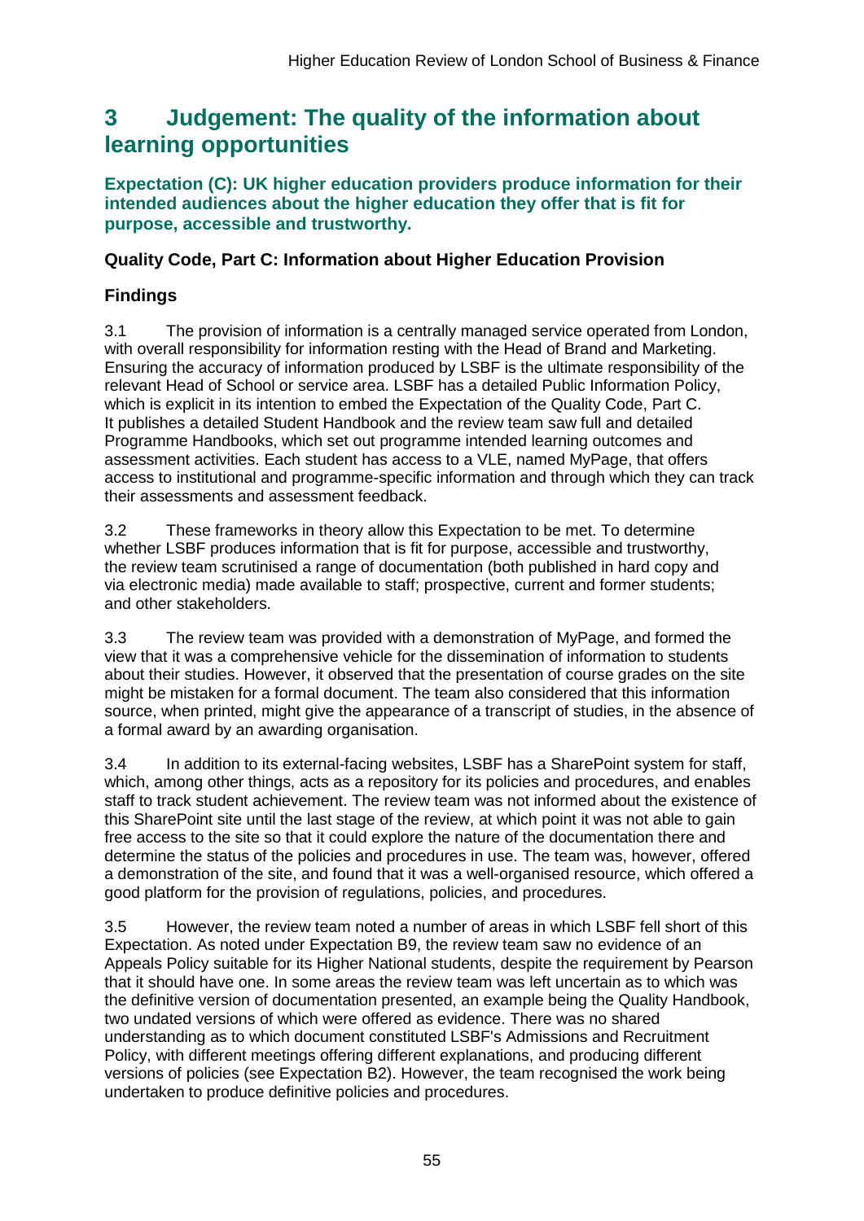# 3 Judgement: The quality of the information about learning opportunities

**Expectation (C): UK higher education providers produce information for their intended audiences about the higher education they offer that is fit for purpose, accessible and trustworthy.**

### Quality Code, Part C: Information about Higher Education Provision

### Findings

3.1 The provision of information is a centrally managed service operated from London, with overall responsibility for information resting with the Head of Brand and Marketing. Ensuring the accuracy of information produced by LSBF is the ultimate responsibility of the relevant Head of School or service area. LSBF has a detailed Public Information Policy, which is explicit in its intention to embed the Expectation of the Quality Code, Part C. It publishes a detailed Student Handbook and the review team saw full and detailed Programme Handbooks, which set out programme intended learning outcomes and assessment activities. Each student has access to a VLE, named MyPage, that offers access to institutional and programme-specific information and through which they can track their assessments and assessment feedback.

3.2 These frameworks in theory allow this Expectation to be met. To determine whether LSBF produces information that is fit for purpose, accessible and trustworthy, the review team scrutinised a range of documentation (both published in hard copy and via electronic media) made available to staff; prospective, current and former students; and other stakeholders.

3.3 The review team was provided with a demonstration of MyPage, and formed the view that it was a comprehensive vehicle for the dissemination of information to students about their studies. However, it observed that the presentation of course grades on the site might be mistaken for a formal document. The team also considered that this information source, when printed, might give the appearance of a transcript of studies, in the absence of a formal award by an awarding organisation.

3.4 In addition to its external-facing websites, LSBF has a SharePoint system for staff, which, among other things, acts as a repository for its policies and procedures, and enables staff to track student achievement. The review team was not informed about the existence of this SharePoint site until the last stage of the review, at which point it was not able to gain free access to the site so that it could explore the nature of the documentation there and determine the status of the policies and procedures in use. The team was, however, offered a demonstration of the site, and found that it was a well-organised resource, which offered a good platform for the provision of regulations, policies, and procedures.

3.5 However, the review team noted a number of areas in which LSBF fell short of this Expectation. As noted under Expectation B9, the review team saw no evidence of an Appeals Policy suitable for its Higher National students, despite the requirement by Pearson that it should have one. In some areas the review team was left uncertain as to which was the definitive version of documentation presented, an example being the Quality Handbook, two undated versions of which were offered as evidence. There was no shared understanding as to which document constituted LSBF's Admissions and Recruitment Policy, with different meetings offering different explanations, and producing different versions of policies (see Expectation B2). However, the team recognised the work being undertaken to produce definitive policies and procedures.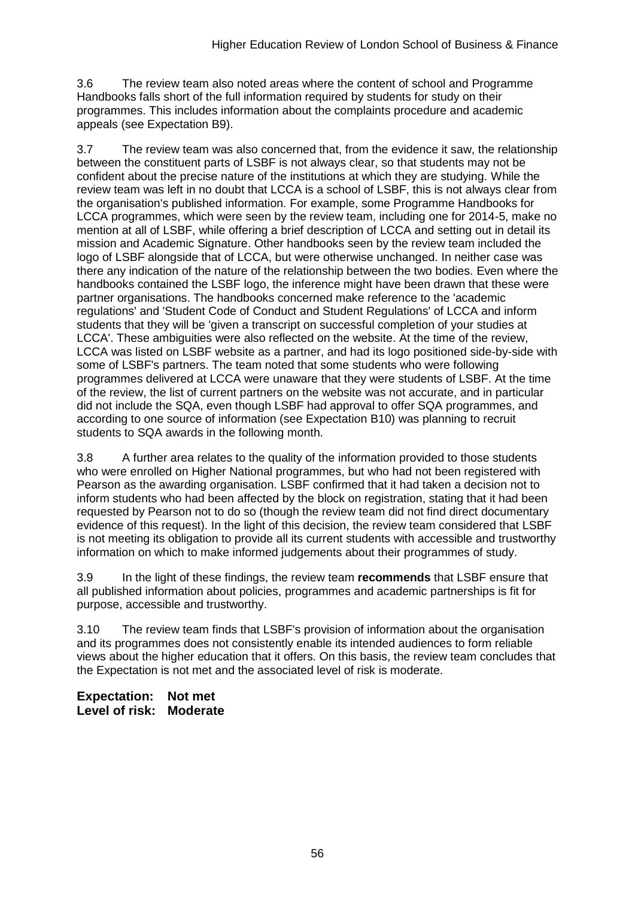3.6 The review team also noted areas where the content of school and Programme Handbooks falls short of the full information required by students for study on their programmes. This includes information about the complaints procedure and academic appeals (see Expectation B9).

3.7 The review team was also concerned that, from the evidence it saw, the relationship between the constituent parts of LSBF is not always clear, so that students may not be confident about the precise nature of the institutions at which they are studying. While the review team was left in no doubt that LCCA is a school of LSBF, this is not always clear from the organisation's published information. For example, some Programme Handbooks for LCCA programmes, which were seen by the review team, including one for 2014-5, make no mention at all of LSBF, while offering a brief description of LCCA and setting out in detail its mission and Academic Signature. Other handbooks seen by the review team included the logo of LSBF alongside that of LCCA, but were otherwise unchanged. In neither case was there any indication of the nature of the relationship between the two bodies. Even where the handbooks contained the LSBF logo, the inference might have been drawn that these were partner organisations. The handbooks concerned make reference to the 'academic regulations' and 'Student Code of Conduct and Student Regulations' of LCCA and inform students that they will be 'given a transcript on successful completion of your studies at LCCA'. These ambiguities were also reflected on the website. At the time of the review, LCCA was listed on LSBF website as a partner, and had its logo positioned side-by-side with some of LSBF's partners. The team noted that some students who were following programmes delivered at LCCA were unaware that they were students of LSBF. At the time of the review, the list of current partners on the website was not accurate, and in particular did not include the SQA, even though LSBF had approval to offer SQA programmes, and according to one source of information (see Expectation B10) was planning to recruit students to SQA awards in the following month.

3.8 A further area relates to the quality of the information provided to those students who were enrolled on Higher National programmes, but who had not been registered with Pearson as the awarding organisation. LSBF confirmed that it had taken a decision not to inform students who had been affected by the block on registration, stating that it had been requested by Pearson not to do so (though the review team did not find direct documentary evidence of this request). In the light of this decision, the review team considered that LSBF is not meeting its obligation to provide all its current students with accessible and trustworthy information on which to make informed judgements about their programmes of study.

3.9 In the light of these findings, the review team **recommends** that LSBF ensure that all published information about policies, programmes and academic partnerships is fit for purpose, accessible and trustworthy.

3.10 The review team finds that LSBF's provision of information about the organisation and its programmes does not consistently enable its intended audiences to form reliable views about the higher education that it offers. On this basis, the review team concludes that the Expectation is not met and the associated level of risk is moderate.

**Expectation: Not met**
**Level of risk: Moderate**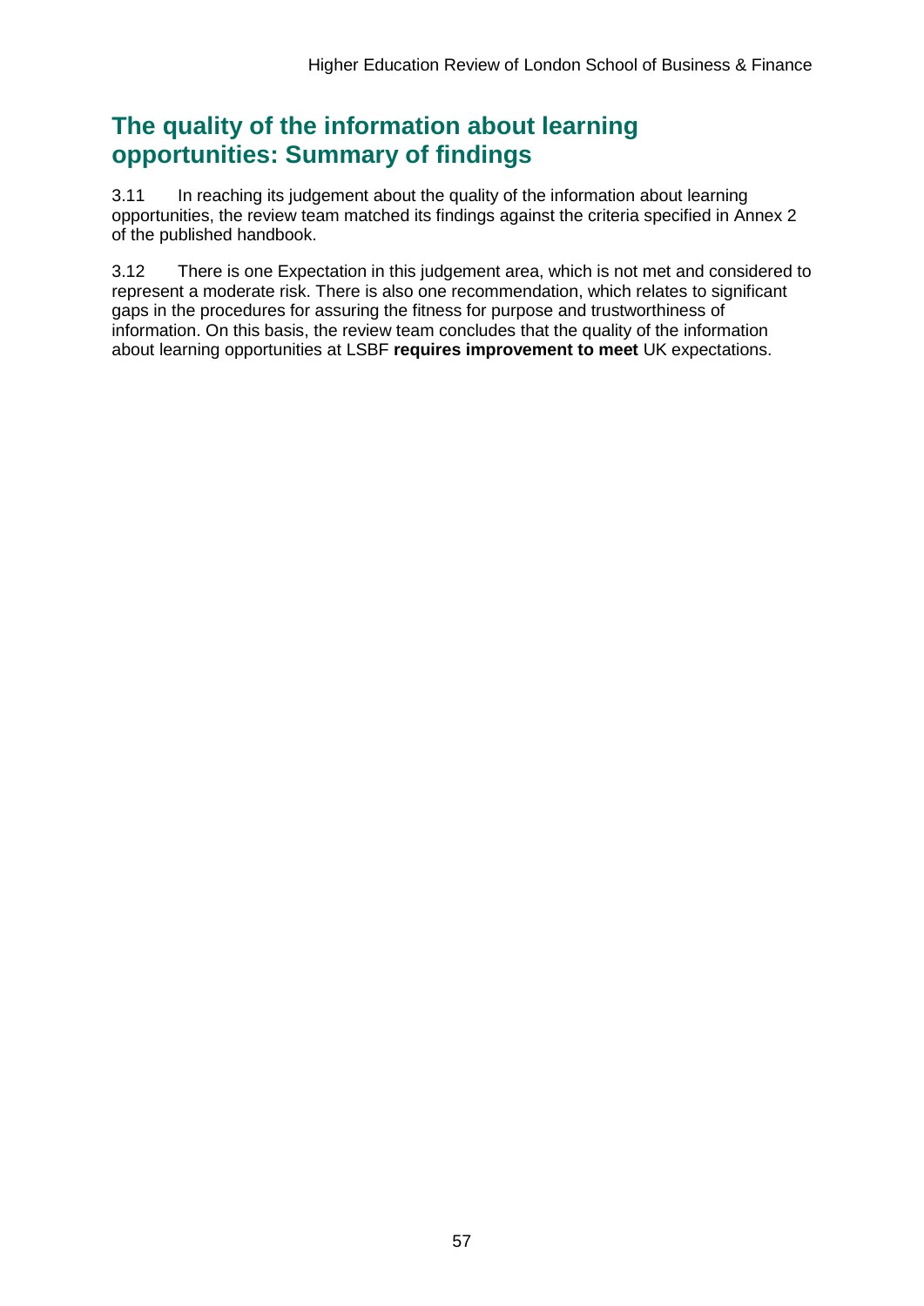## The quality of the information about learning opportunities: Summary of findings

3.11 In reaching its judgement about the quality of the information about learning opportunities, the review team matched its findings against the criteria specified in Annex 2 of the published handbook.

3.12 There is one Expectation in this judgement area, which is not met and considered to represent a moderate risk. There is also one recommendation, which relates to significant gaps in the procedures for assuring the fitness for purpose and trustworthiness of information. On this basis, the review team concludes that the quality of the information about learning opportunities at LSBF **requires improvement to meet** UK expectations.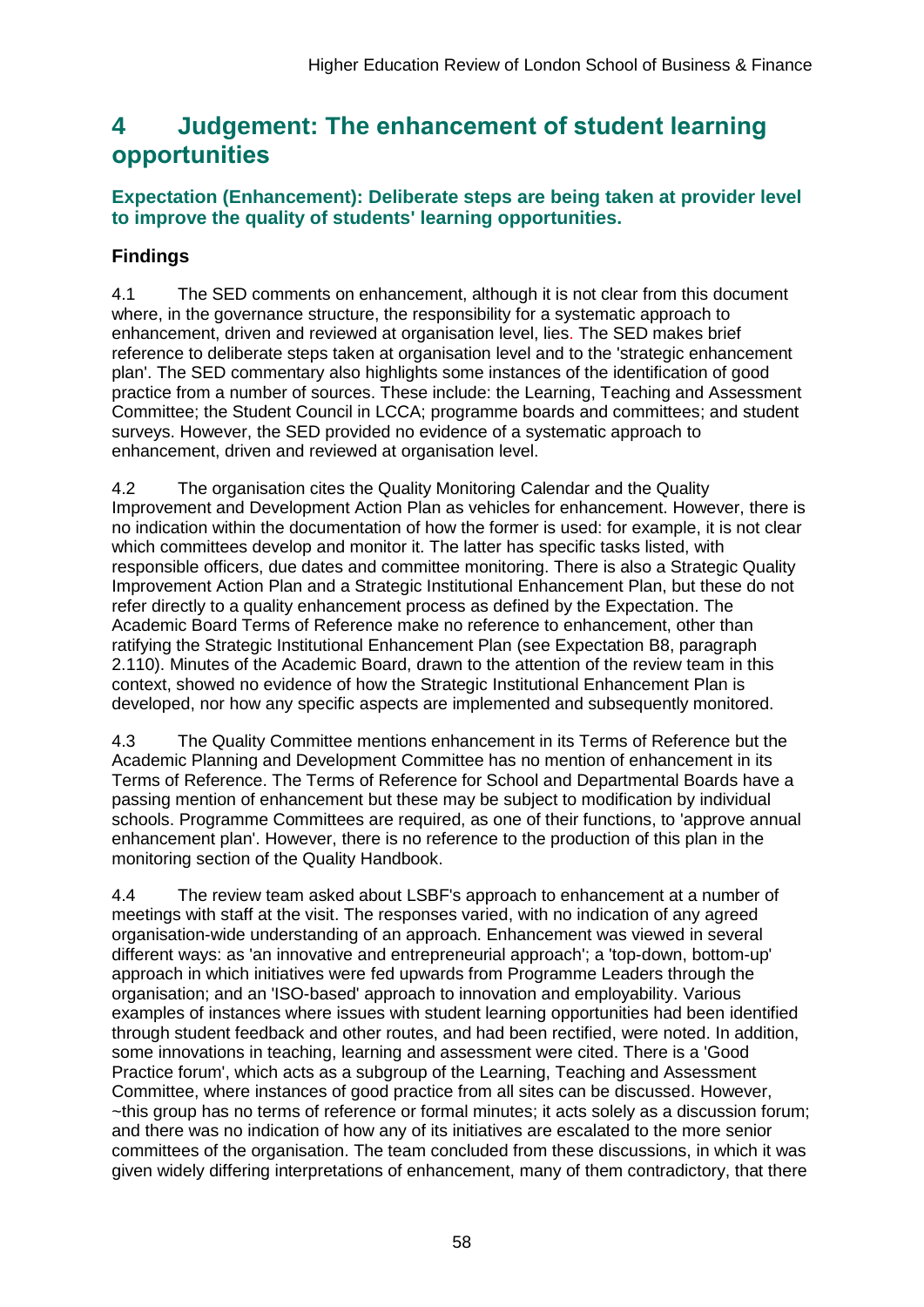# 4 Judgement: The enhancement of student learning opportunities

### Expectation (Enhancement): Deliberate steps are being taken at provider level to improve the quality of students' learning opportunities.

### Findings

4.1 The SED comments on enhancement, although it is not clear from this document where, in the governance structure, the responsibility for a systematic approach to enhancement, driven and reviewed at organisation level, lies. The SED makes brief reference to deliberate steps taken at organisation level and to the 'strategic enhancement plan'. The SED commentary also highlights some instances of the identification of good practice from a number of sources. These include: the Learning, Teaching and Assessment Committee; the Student Council in LCCA; programme boards and committees; and student surveys. However, the SED provided no evidence of a systematic approach to enhancement, driven and reviewed at organisation level.

4.2 The organisation cites the Quality Monitoring Calendar and the Quality Improvement and Development Action Plan as vehicles for enhancement. However, there is no indication within the documentation of how the former is used: for example, it is not clear which committees develop and monitor it. The latter has specific tasks listed, with responsible officers, due dates and committee monitoring. There is also a Strategic Quality Improvement Action Plan and a Strategic Institutional Enhancement Plan, but these do not refer directly to a quality enhancement process as defined by the Expectation. The Academic Board Terms of Reference make no reference to enhancement, other than ratifying the Strategic Institutional Enhancement Plan (see Expectation B8, paragraph 2.110). Minutes of the Academic Board, drawn to the attention of the review team in this context, showed no evidence of how the Strategic Institutional Enhancement Plan is developed, nor how any specific aspects are implemented and subsequently monitored.

4.3 The Quality Committee mentions enhancement in its Terms of Reference but the Academic Planning and Development Committee has no mention of enhancement in its Terms of Reference. The Terms of Reference for School and Departmental Boards have a passing mention of enhancement but these may be subject to modification by individual schools. Programme Committees are required, as one of their functions, to 'approve annual enhancement plan'. However, there is no reference to the production of this plan in the monitoring section of the Quality Handbook.

4.4 The review team asked about LSBF's approach to enhancement at a number of meetings with staff at the visit. The responses varied, with no indication of any agreed organisation-wide understanding of an approach. Enhancement was viewed in several different ways: as 'an innovative and entrepreneurial approach'; a 'top-down, bottom-up' approach in which initiatives were fed upwards from Programme Leaders through the organisation; and an 'ISO-based' approach to innovation and employability. Various examples of instances where issues with student learning opportunities had been identified through student feedback and other routes, and had been rectified, were noted. In addition, some innovations in teaching, learning and assessment were cited. There is a 'Good Practice forum', which acts as a subgroup of the Learning, Teaching and Assessment Committee, where instances of good practice from all sites can be discussed. However, ~this group has no terms of reference or formal minutes; it acts solely as a discussion forum; and there was no indication of how any of its initiatives are escalated to the more senior committees of the organisation. The team concluded from these discussions, in which it was given widely differing interpretations of enhancement, many of them contradictory, that there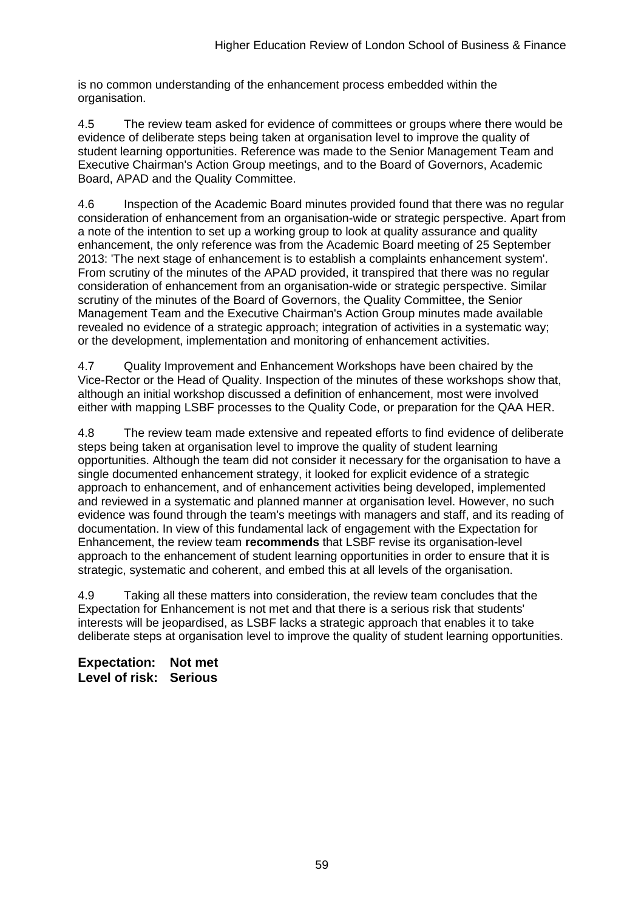is no common understanding of the enhancement process embedded within the organisation.

4.5 The review team asked for evidence of committees or groups where there would be evidence of deliberate steps being taken at organisation level to improve the quality of student learning opportunities. Reference was made to the Senior Management Team and Executive Chairman's Action Group meetings, and to the Board of Governors, Academic Board, APAD and the Quality Committee.

4.6 Inspection of the Academic Board minutes provided found that there was no regular consideration of enhancement from an organisation-wide or strategic perspective. Apart from a note of the intention to set up a working group to look at quality assurance and quality enhancement, the only reference was from the Academic Board meeting of 25 September 2013: 'The next stage of enhancement is to establish a complaints enhancement system'. From scrutiny of the minutes of the APAD provided, it transpired that there was no regular consideration of enhancement from an organisation-wide or strategic perspective. Similar scrutiny of the minutes of the Board of Governors, the Quality Committee, the Senior Management Team and the Executive Chairman's Action Group minutes made available revealed no evidence of a strategic approach; integration of activities in a systematic way; or the development, implementation and monitoring of enhancement activities.

4.7 Quality Improvement and Enhancement Workshops have been chaired by the Vice-Rector or the Head of Quality. Inspection of the minutes of these workshops show that, although an initial workshop discussed a definition of enhancement, most were involved either with mapping LSBF processes to the Quality Code, or preparation for the QAA HER.

4.8 The review team made extensive and repeated efforts to find evidence of deliberate steps being taken at organisation level to improve the quality of student learning opportunities. Although the team did not consider it necessary for the organisation to have a single documented enhancement strategy, it looked for explicit evidence of a strategic approach to enhancement, and of enhancement activities being developed, implemented and reviewed in a systematic and planned manner at organisation level. However, no such evidence was found through the team's meetings with managers and staff, and its reading of documentation. In view of this fundamental lack of engagement with the Expectation for Enhancement, the review team **recommends** that LSBF revise its organisation-level approach to the enhancement of student learning opportunities in order to ensure that it is strategic, systematic and coherent, and embed this at all levels of the organisation.

4.9 Taking all these matters into consideration, the review team concludes that the Expectation for Enhancement is not met and that there is a serious risk that students' interests will be jeopardised, as LSBF lacks a strategic approach that enables it to take deliberate steps at organisation level to improve the quality of student learning opportunities.

**Expectation: Not met**
**Level of risk: Serious**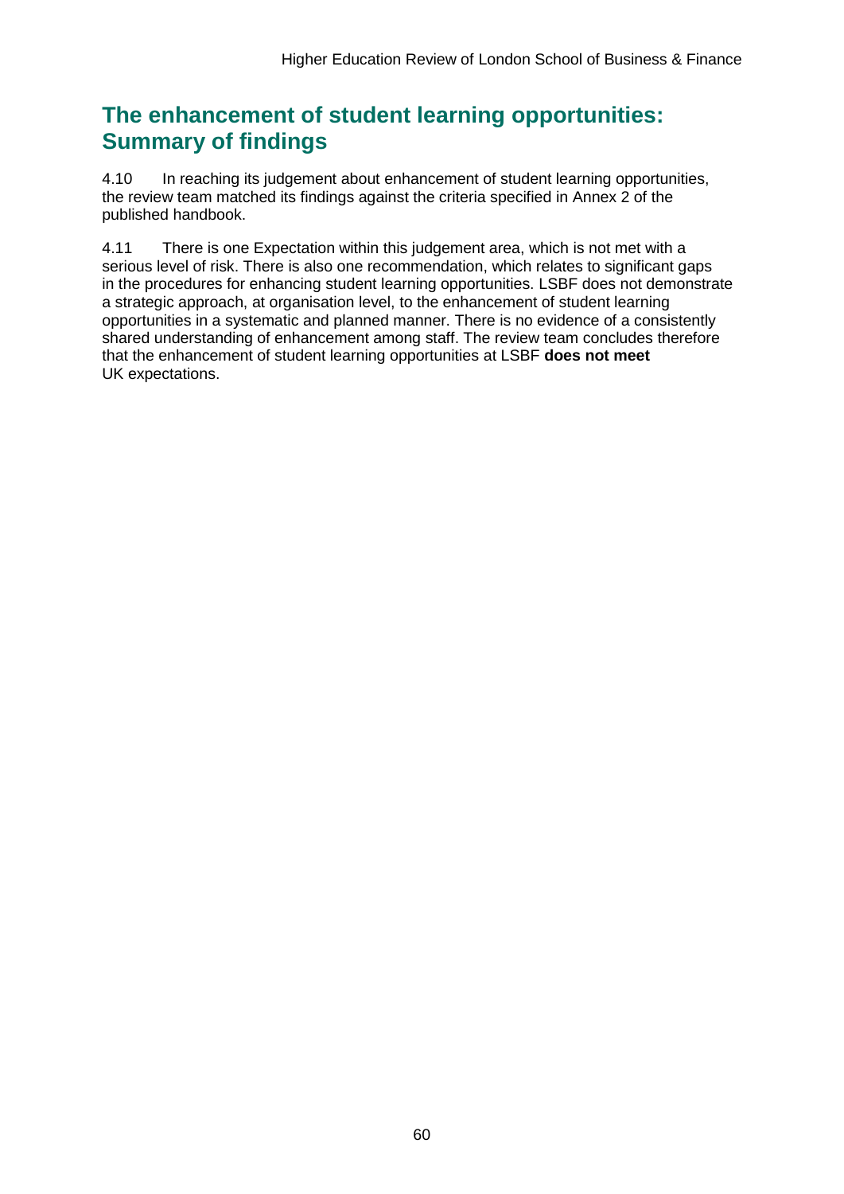## The enhancement of student learning opportunities: Summary of findings

4.10 In reaching its judgement about enhancement of student learning opportunities, the review team matched its findings against the criteria specified in Annex 2 of the published handbook.

4.11 There is one Expectation within this judgement area, which is not met with a serious level of risk. There is also one recommendation, which relates to significant gaps in the procedures for enhancing student learning opportunities. LSBF does not demonstrate a strategic approach, at organisation level, to the enhancement of student learning opportunities in a systematic and planned manner. There is no evidence of a consistently shared understanding of enhancement among staff. The review team concludes therefore that the enhancement of student learning opportunities at LSBF **does not meet** UK expectations.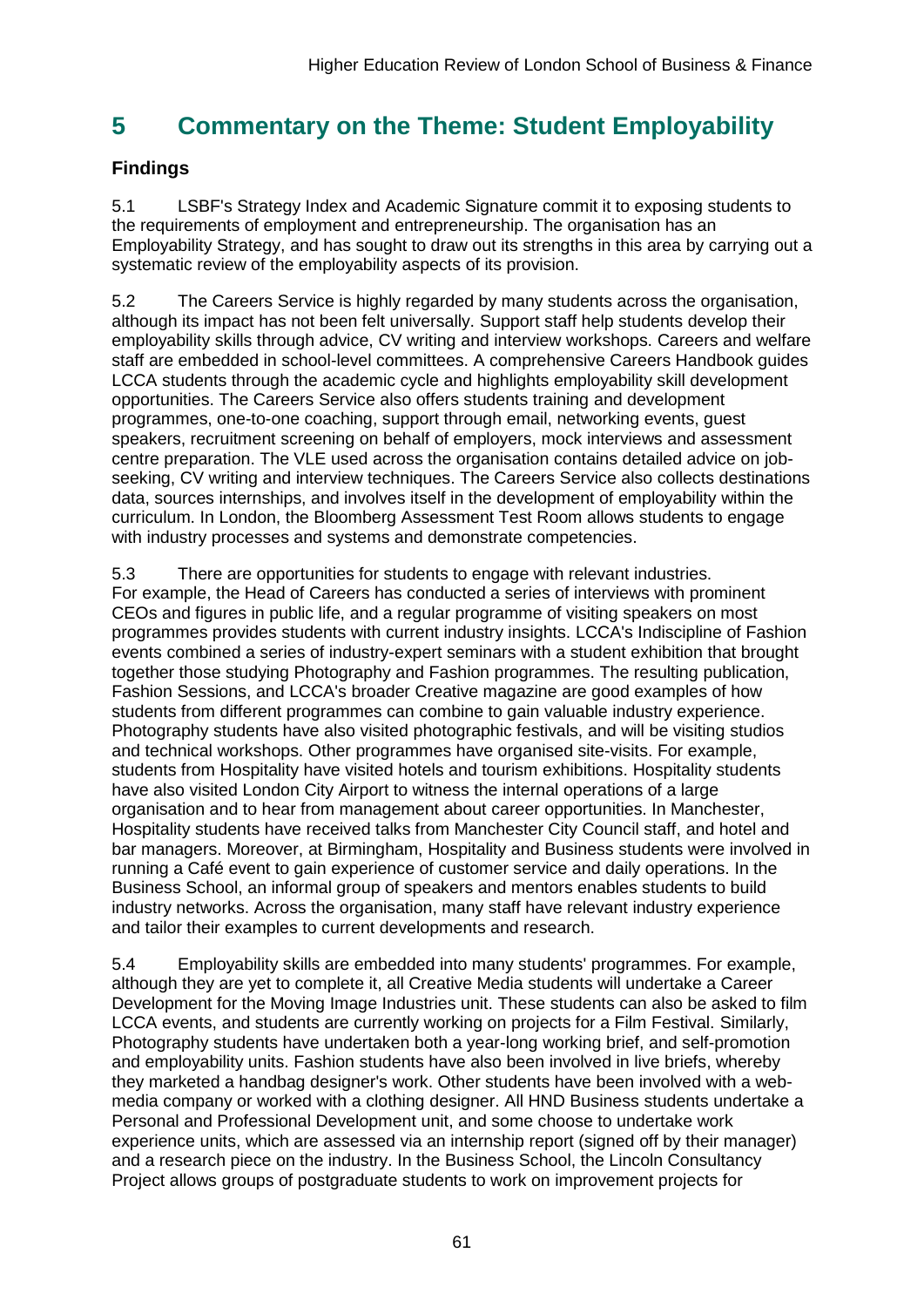# 5 Commentary on the Theme: Student Employability

## Findings

5.1 LSBF's Strategy Index and Academic Signature commit it to exposing students to the requirements of employment and entrepreneurship. The organisation has an Employability Strategy, and has sought to draw out its strengths in this area by carrying out a systematic review of the employability aspects of its provision.

5.2 The Careers Service is highly regarded by many students across the organisation, although its impact has not been felt universally. Support staff help students develop their employability skills through advice, CV writing and interview workshops. Careers and welfare staff are embedded in school-level committees. A comprehensive Careers Handbook guides LCCA students through the academic cycle and highlights employability skill development opportunities. The Careers Service also offers students training and development programmes, one-to-one coaching, support through email, networking events, guest speakers, recruitment screening on behalf of employers, mock interviews and assessment centre preparation. The VLE used across the organisation contains detailed advice on job-seeking, CV writing and interview techniques. The Careers Service also collects destinations data, sources internships, and involves itself in the development of employability within the curriculum. In London, the Bloomberg Assessment Test Room allows students to engage with industry processes and systems and demonstrate competencies.

5.3 There are opportunities for students to engage with relevant industries. For example, the Head of Careers has conducted a series of interviews with prominent CEOs and figures in public life, and a regular programme of visiting speakers on most programmes provides students with current industry insights. LCCA's Indiscipline of Fashion events combined a series of industry-expert seminars with a student exhibition that brought together those studying Photography and Fashion programmes. The resulting publication, Fashion Sessions, and LCCA's broader Creative magazine are good examples of how students from different programmes can combine to gain valuable industry experience. Photography students have also visited photographic festivals, and will be visiting studios and technical workshops. Other programmes have organised site-visits. For example, students from Hospitality have visited hotels and tourism exhibitions. Hospitality students have also visited London City Airport to witness the internal operations of a large organisation and to hear from management about career opportunities. In Manchester, Hospitality students have received talks from Manchester City Council staff, and hotel and bar managers. Moreover, at Birmingham, Hospitality and Business students were involved in running a Café event to gain experience of customer service and daily operations. In the Business School, an informal group of speakers and mentors enables students to build industry networks. Across the organisation, many staff have relevant industry experience and tailor their examples to current developments and research.

5.4 Employability skills are embedded into many students' programmes. For example, although they are yet to complete it, all Creative Media students will undertake a Career Development for the Moving Image Industries unit. These students can also be asked to film LCCA events, and students are currently working on projects for a Film Festival. Similarly, Photography students have undertaken both a year-long working brief, and self-promotion and employability units. Fashion students have also been involved in live briefs, whereby they marketed a handbag designer's work. Other students have been involved with a web-media company or worked with a clothing designer. All HND Business students undertake a Personal and Professional Development unit, and some choose to undertake work experience units, which are assessed via an internship report (signed off by their manager) and a research piece on the industry. In the Business School, the Lincoln Consultancy Project allows groups of postgraduate students to work on improvement projects for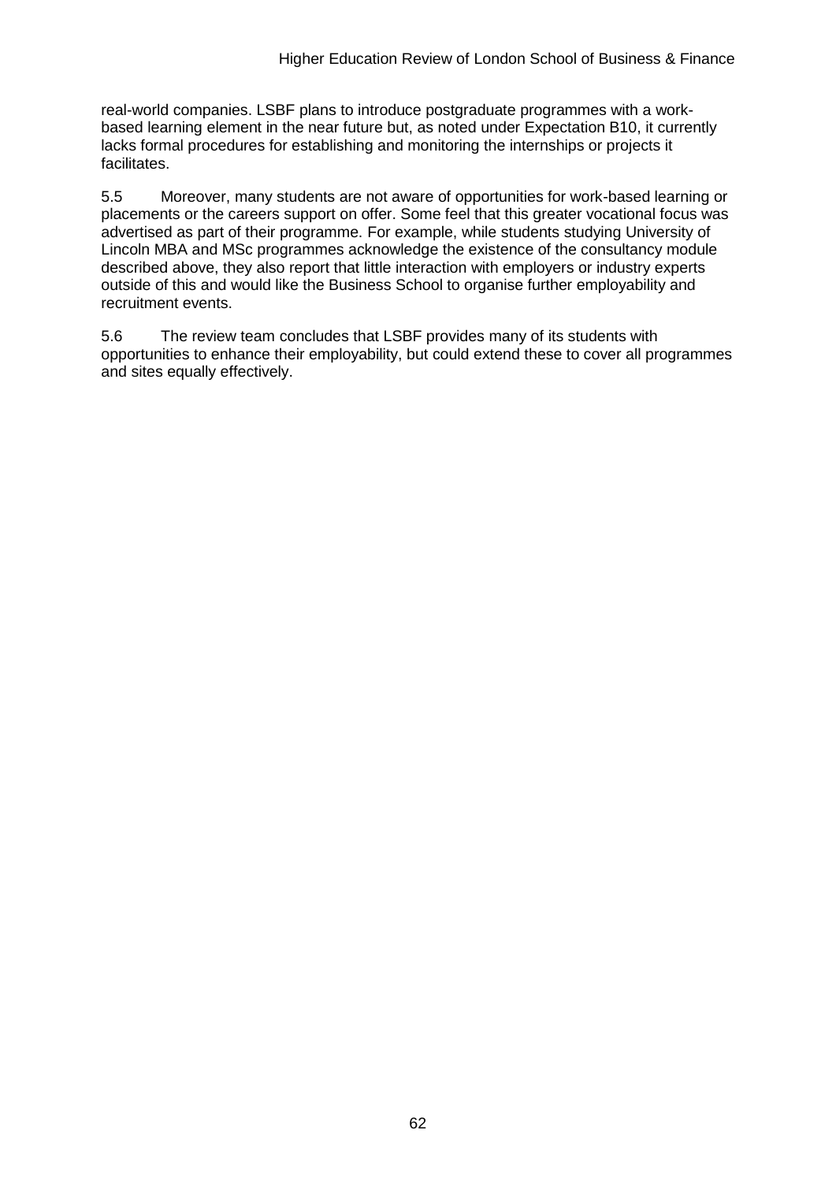real-world companies. LSBF plans to introduce postgraduate programmes with a work-based learning element in the near future but, as noted under Expectation B10, it currently lacks formal procedures for establishing and monitoring the internships or projects it facilitates.

5.5 Moreover, many students are not aware of opportunities for work-based learning or placements or the careers support on offer. Some feel that this greater vocational focus was advertised as part of their programme. For example, while students studying University of Lincoln MBA and MSc programmes acknowledge the existence of the consultancy module described above, they also report that little interaction with employers or industry experts outside of this and would like the Business School to organise further employability and recruitment events.

5.6 The review team concludes that LSBF provides many of its students with opportunities to enhance their employability, but could extend these to cover all programmes and sites equally effectively.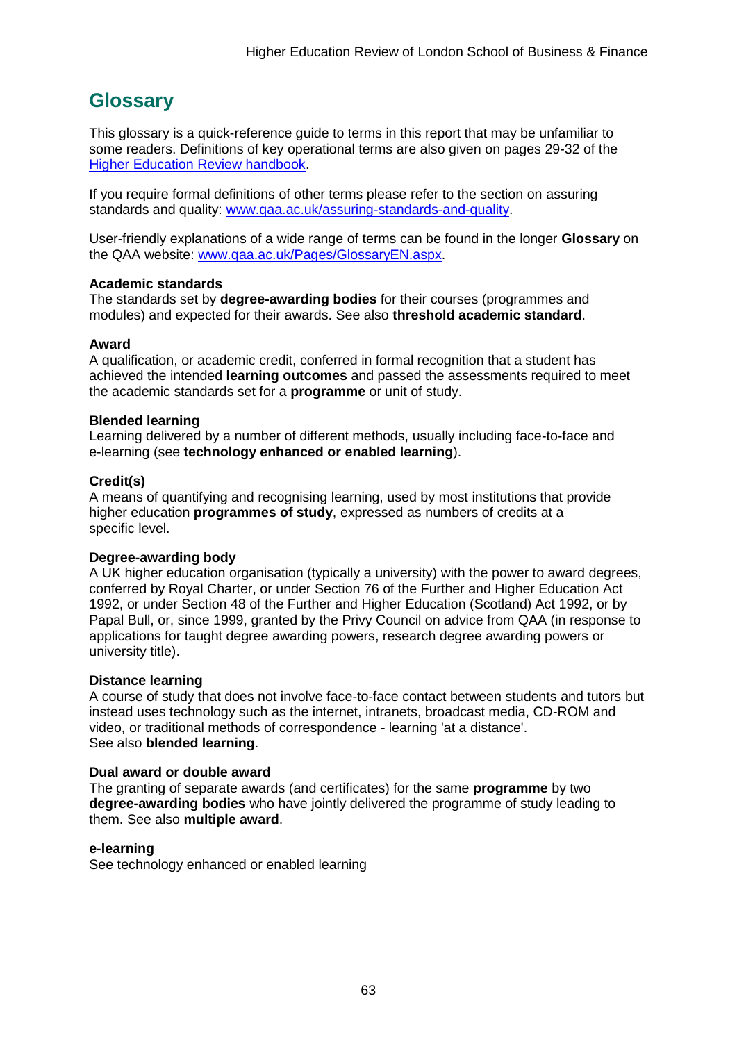## Glossary

This glossary is a quick-reference guide to terms in this report that may be unfamiliar to some readers. Definitions of key operational terms are also given on pages 29-32 of the [Higher Education Review handbook](Higher Education Review handbook).

If you require formal definitions of other terms please refer to the section on assuring standards and quality: [www.qaa.ac.uk/assuring-standards-and-quality](www.qaa.ac.uk/assuring-standards-and-quality).

User-friendly explanations of a wide range of terms can be found in the longer **Glossary** on the QAA website: [www.qaa.ac.uk/Pages/GlossaryEN.aspx](www.qaa.ac.uk/Pages/GlossaryEN.aspx).

**Academic standards**
The standards set by **degree-awarding bodies** for their courses (programmes and modules) and expected for their awards. See also **threshold academic standard**.

**Award**
A qualification, or academic credit, conferred in formal recognition that a student has achieved the intended **learning outcomes** and passed the assessments required to meet the academic standards set for a **programme** or unit of study.

**Blended learning**
Learning delivered by a number of different methods, usually including face-to-face and e-learning (see **technology enhanced or enabled learning**).

**Credit(s)**
A means of quantifying and recognising learning, used by most institutions that provide higher education **programmes of study**, expressed as numbers of credits at a specific level.

**Degree-awarding body**
A UK higher education organisation (typically a university) with the power to award degrees, conferred by Royal Charter, or under Section 76 of the Further and Higher Education Act 1992, or under Section 48 of the Further and Higher Education (Scotland) Act 1992, or by Papal Bull, or, since 1999, granted by the Privy Council on advice from QAA (in response to applications for taught degree awarding powers, research degree awarding powers or university title).

**Distance learning**
A course of study that does not involve face-to-face contact between students and tutors but instead uses technology such as the internet, intranets, broadcast media, CD-ROM and video, or traditional methods of correspondence - learning 'at a distance'.
See also **blended learning**.

**Dual award or double award**
The granting of separate awards (and certificates) for the same **programme** by two **degree-awarding bodies** who have jointly delivered the programme of study leading to them. See also **multiple award**.

**e-learning**
See technology enhanced or enabled learning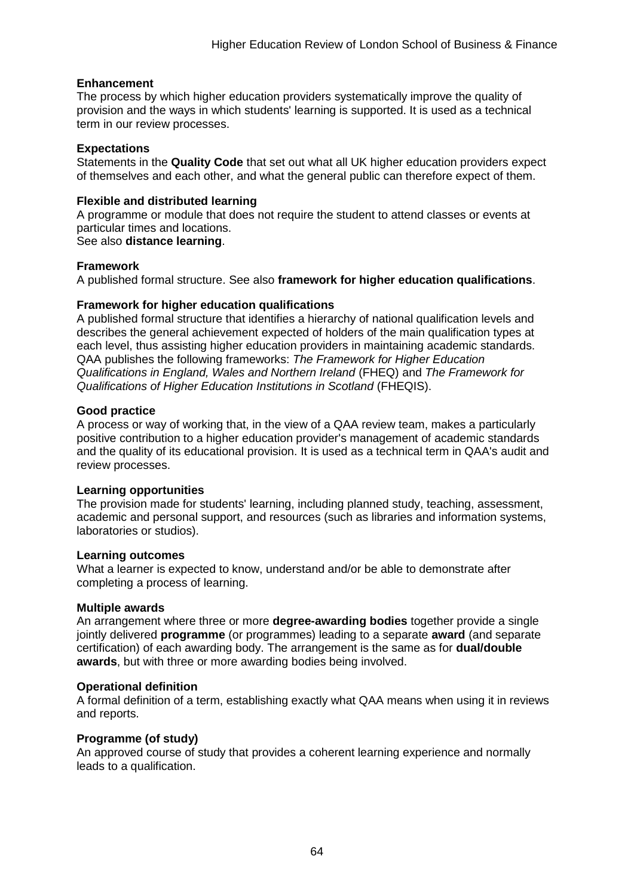**Enhancement**
The process by which higher education providers systematically improve the quality of provision and the ways in which students' learning is supported. It is used as a technical term in our review processes.

**Expectations**
Statements in the **Quality Code** that set out what all UK higher education providers expect of themselves and each other, and what the general public can therefore expect of them.

**Flexible and distributed learning**
A programme or module that does not require the student to attend classes or events at particular times and locations.
See also **distance learning**.

**Framework**
A published formal structure. See also **framework for higher education qualifications**.

**Framework for higher education qualifications**
A published formal structure that identifies a hierarchy of national qualification levels and describes the general achievement expected of holders of the main qualification types at each level, thus assisting higher education providers in maintaining academic standards. QAA publishes the following frameworks: *The Framework for Higher Education Qualifications in England, Wales and Northern Ireland* (FHEQ) and *The Framework for Qualifications of Higher Education Institutions in Scotland* (FHEQIS).

**Good practice**
A process or way of working that, in the view of a QAA review team, makes a particularly positive contribution to a higher education provider's management of academic standards and the quality of its educational provision. It is used as a technical term in QAA's audit and review processes.

**Learning opportunities**
The provision made for students' learning, including planned study, teaching, assessment, academic and personal support, and resources (such as libraries and information systems, laboratories or studios).

**Learning outcomes**
What a learner is expected to know, understand and/or be able to demonstrate after completing a process of learning.

**Multiple awards**
An arrangement where three or more **degree-awarding bodies** together provide a single jointly delivered **programme** (or programmes) leading to a separate **award** (and separate certification) of each awarding body. The arrangement is the same as for **dual/double awards**, but with three or more awarding bodies being involved.

**Operational definition**
A formal definition of a term, establishing exactly what QAA means when using it in reviews and reports.

**Programme (of study)**
An approved course of study that provides a coherent learning experience and normally leads to a qualification.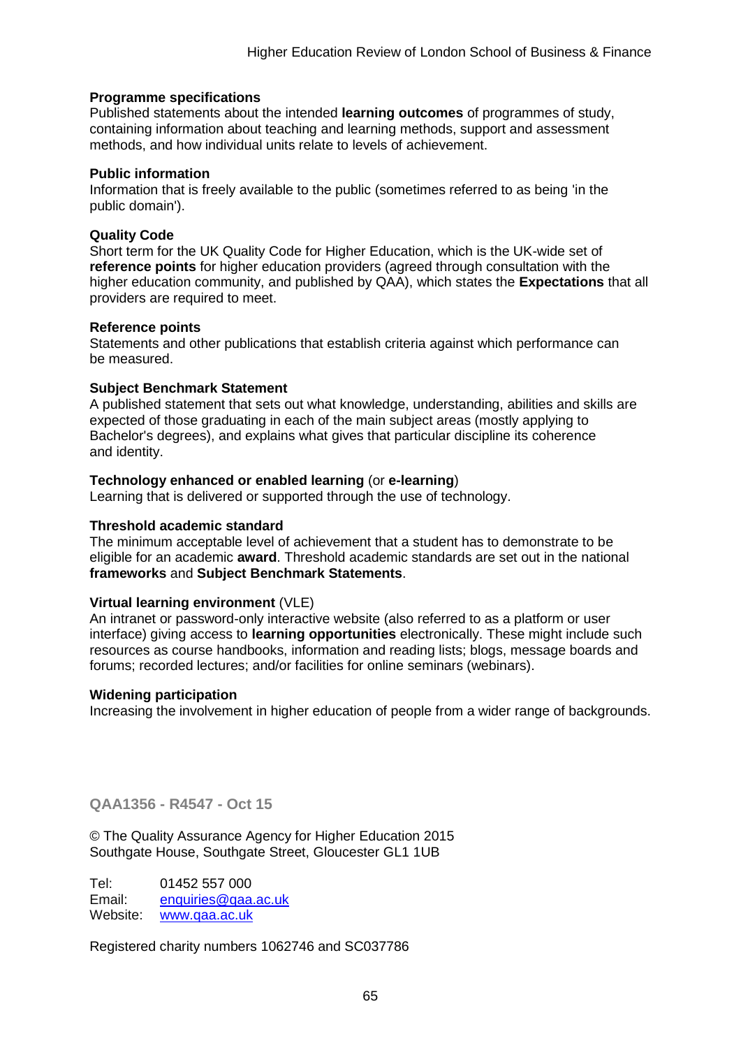**Programme specifications**
Published statements about the intended **learning outcomes** of programmes of study, containing information about teaching and learning methods, support and assessment methods, and how individual units relate to levels of achievement.

**Public information**
Information that is freely available to the public (sometimes referred to as being 'in the public domain').

**Quality Code**
Short term for the UK Quality Code for Higher Education, which is the UK-wide set of **reference points** for higher education providers (agreed through consultation with the higher education community, and published by QAA), which states the **Expectations** that all providers are required to meet.

**Reference points**
Statements and other publications that establish criteria against which performance can be measured.

**Subject Benchmark Statement**
A published statement that sets out what knowledge, understanding, abilities and skills are expected of those graduating in each of the main subject areas (mostly applying to Bachelor's degrees), and explains what gives that particular discipline its coherence and identity.

**Technology enhanced or enabled learning** (or **e-learning**)
Learning that is delivered or supported through the use of technology.

**Threshold academic standard**
The minimum acceptable level of achievement that a student has to demonstrate to be eligible for an academic **award**. Threshold academic standards are set out in the national **frameworks** and **Subject Benchmark Statements**.

**Virtual learning environment** (VLE)
An intranet or password-only interactive website (also referred to as a platform or user interface) giving access to **learning opportunities** electronically. These might include such resources as course handbooks, information and reading lists; blogs, message boards and forums; recorded lectures; and/or facilities for online seminars (webinars).

**Widening participation**
Increasing the involvement in higher education of people from a wider range of backgrounds.

**QAA1356 - R4547 - Oct 15**

© The Quality Assurance Agency for Higher Education 2015
Southgate House, Southgate Street, Gloucester GL1 1UB

Tel: 01452 557 000
Email: enquiries@qaa.ac.uk
Website: www.qaa.ac.uk

Registered charity numbers 1062746 and SC037786